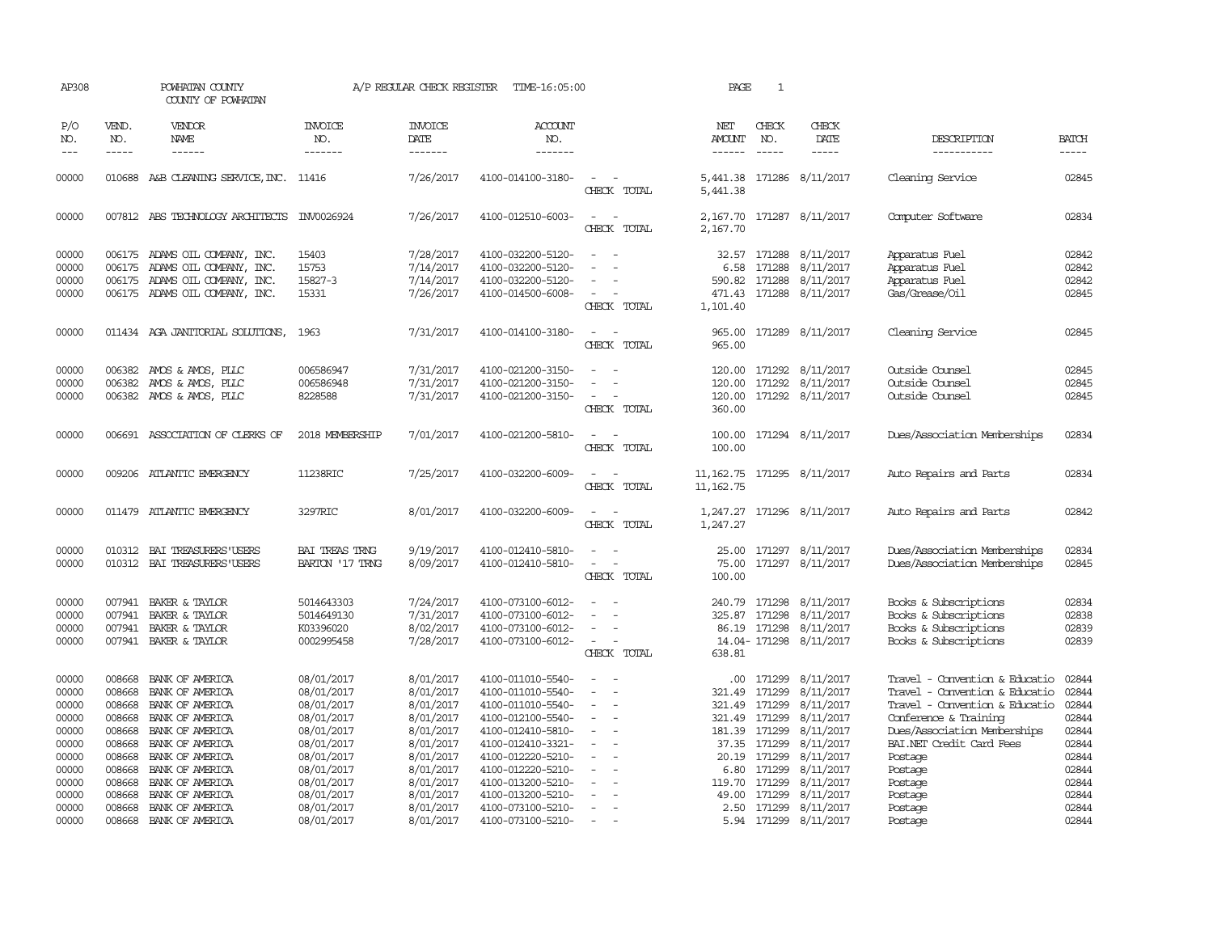AP308 POWHATAN COUNTY A/P REGULAR CHECK REGISTER TIME-16:05:00 PAGE 1

COUNTY OF POWHATAN

| P/O NO. | VEND. NO. | VENDOR NAME | INVOICE NO. | INVOICE DATE | ACCOUNT NO. | | NET AMOUNT | CHECK NO. | CHECK DATE | DESCRIPTION | BATCH |
|---|---|---|---|---|---|---|---|---|---|---|---|
| 00000 | 010688 | A&B CLEANING SERVICE,INC. | 11416 | 7/26/2017 | 4100-014100-3180- | - - | 5,441.38 | 171286 | 8/11/2017 | Cleaning Service | 02845 |
| | | | | | | CHECK TOTAL | 5,441.38 | | | | |
| 00000 | 007812 | ABS TECHNOLOGY ARCHITECTS | INV0026924 | 7/26/2017 | 4100-012510-6003- | - - | 2,167.70 | 171287 | 8/11/2017 | Computer Software | 02834 |
| | | | | | | CHECK TOTAL | 2,167.70 | | | | |
| 00000 | 006175 | ADAMS OIL COMPANY, INC. | 15403 | 7/28/2017 | 4100-032200-5120- | - - | 32.57 | 171288 | 8/11/2017 | Apparatus Fuel | 02842 |
| 00000 | 006175 | ADAMS OIL COMPANY, INC. | 15753 | 7/14/2017 | 4100-032200-5120- | - - | 6.58 | 171288 | 8/11/2017 | Apparatus Fuel | 02842 |
| 00000 | 006175 | ADAMS OIL COMPANY, INC. | 15827-3 | 7/14/2017 | 4100-032200-5120- | - - | 590.82 | 171288 | 8/11/2017 | Apparatus Fuel | 02842 |
| 00000 | 006175 | ADAMS OIL COMPANY, INC. | 15331 | 7/26/2017 | 4100-014500-6008- | - - | 471.43 | 171288 | 8/11/2017 | Gas/Grease/Oil | 02845 |
| | | | | | | CHECK TOTAL | 1,101.40 | | | | |
| 00000 | 011434 | AGA JANITORIAL SOLUTIONS, | 1963 | 7/31/2017 | 4100-014100-3180- | - - | 965.00 | 171289 | 8/11/2017 | Cleaning Service | 02845 |
| | | | | | | CHECK TOTAL | 965.00 | | | | |
| 00000 | 006382 | AMOS & AMOS, PLLC | 006586947 | 7/31/2017 | 4100-021200-3150- | - - | 120.00 | 171292 | 8/11/2017 | Outside Counsel | 02845 |
| 00000 | 006382 | AMOS & AMOS, PLLC | 006586948 | 7/31/2017 | 4100-021200-3150- | - - | 120.00 | 171292 | 8/11/2017 | Outside Counsel | 02845 |
| 00000 | 006382 | AMOS & AMOS, PLLC | 8228588 | 7/31/2017 | 4100-021200-3150- | - - | 120.00 | 171292 | 8/11/2017 | Outside Counsel | 02845 |
| | | | | | | CHECK TOTAL | 360.00 | | | | |
| 00000 | 006691 | ASSOCIATION OF CLERKS OF | 2018 MEMBERSHIP | 7/01/2017 | 4100-021200-5810- | - - | 100.00 | 171294 | 8/11/2017 | Dues/Association Memberships | 02834 |
| | | | | | | CHECK TOTAL | 100.00 | | | | |
| 00000 | 009206 | ATLANTIC EMERGENCY | 11238RIC | 7/25/2017 | 4100-032200-6009- | - - | 11,162.75 | 171295 | 8/11/2017 | Auto Repairs and Parts | 02834 |
| | | | | | | CHECK TOTAL | 11,162.75 | | | | |
| 00000 | 011479 | ATLANTIC EMERGENCY | 3297RIC | 8/01/2017 | 4100-032200-6009- | - - | 1,247.27 | 171296 | 8/11/2017 | Auto Repairs and Parts | 02842 |
| | | | | | | CHECK TOTAL | 1,247.27 | | | | |
| 00000 | 010312 | BAI TREASURERS'USERS | BAI TREAS TRNG | 9/19/2017 | 4100-012410-5810- | - - | 25.00 | 171297 | 8/11/2017 | Dues/Association Memberships | 02834 |
| 00000 | 010312 | BAI TREASURERS'USERS | BARTON '17 TRNG | 8/09/2017 | 4100-012410-5810- | - - | 75.00 | 171297 | 8/11/2017 | Dues/Association Memberships | 02845 |
| | | | | | | CHECK TOTAL | 100.00 | | | | |
| 00000 | 007941 | BAKER & TAYLOR | 5014643303 | 7/24/2017 | 4100-073100-6012- | - - | 240.79 | 171298 | 8/11/2017 | Books & Subscriptions | 02834 |
| 00000 | 007941 | BAKER & TAYLOR | 5014649130 | 7/31/2017 | 4100-073100-6012- | - - | 325.87 | 171298 | 8/11/2017 | Books & Subscriptions | 02838 |
| 00000 | 007941 | BAKER & TAYLOR | K03396020 | 8/02/2017 | 4100-073100-6012- | - - | 86.19 | 171298 | 8/11/2017 | Books & Subscriptions | 02839 |
| 00000 | 007941 | BAKER & TAYLOR | 0002995458 | 7/28/2017 | 4100-073100-6012- | - - | 14.04- | 171298 | 8/11/2017 | Books & Subscriptions | 02839 |
| | | | | | | CHECK TOTAL | 638.81 | | | | |
| 00000 | 008668 | BANK OF AMERICA | 08/01/2017 | 8/01/2017 | 4100-011010-5540- | - - | .00 | 171299 | 8/11/2017 | Travel - Convention & Educatio | 02844 |
| 00000 | 008668 | BANK OF AMERICA | 08/01/2017 | 8/01/2017 | 4100-011010-5540- | - - | 321.49 | 171299 | 8/11/2017 | Travel - Convention & Educatio | 02844 |
| 00000 | 008668 | BANK OF AMERICA | 08/01/2017 | 8/01/2017 | 4100-011010-5540- | - - | 321.49 | 171299 | 8/11/2017 | Travel - Convention & Educatio | 02844 |
| 00000 | 008668 | BANK OF AMERICA | 08/01/2017 | 8/01/2017 | 4100-012100-5540- | - - | 321.49 | 171299 | 8/11/2017 | Conference & Training | 02844 |
| 00000 | 008668 | BANK OF AMERICA | 08/01/2017 | 8/01/2017 | 4100-012410-5810- | - - | 181.39 | 171299 | 8/11/2017 | Dues/Association Memberships | 02844 |
| 00000 | 008668 | BANK OF AMERICA | 08/01/2017 | 8/01/2017 | 4100-012410-3321- | - - | 37.35 | 171299 | 8/11/2017 | BAI.NET Credit Card Fees | 02844 |
| 00000 | 008668 | BANK OF AMERICA | 08/01/2017 | 8/01/2017 | 4100-012220-5210- | - - | 20.19 | 171299 | 8/11/2017 | Postage | 02844 |
| 00000 | 008668 | BANK OF AMERICA | 08/01/2017 | 8/01/2017 | 4100-012220-5210- | - - | 6.80 | 171299 | 8/11/2017 | Postage | 02844 |
| 00000 | 008668 | BANK OF AMERICA | 08/01/2017 | 8/01/2017 | 4100-013200-5210- | - - | 119.70 | 171299 | 8/11/2017 | Postage | 02844 |
| 00000 | 008668 | BANK OF AMERICA | 08/01/2017 | 8/01/2017 | 4100-013200-5210- | - - | 49.00 | 171299 | 8/11/2017 | Postage | 02844 |
| 00000 | 008668 | BANK OF AMERICA | 08/01/2017 | 8/01/2017 | 4100-073100-5210- | - - | 2.50 | 171299 | 8/11/2017 | Postage | 02844 |
| 00000 | 008668 | BANK OF AMERICA | 08/01/2017 | 8/01/2017 | 4100-073100-5210- | - - | 5.94 | 171299 | 8/11/2017 | Postage | 02844 |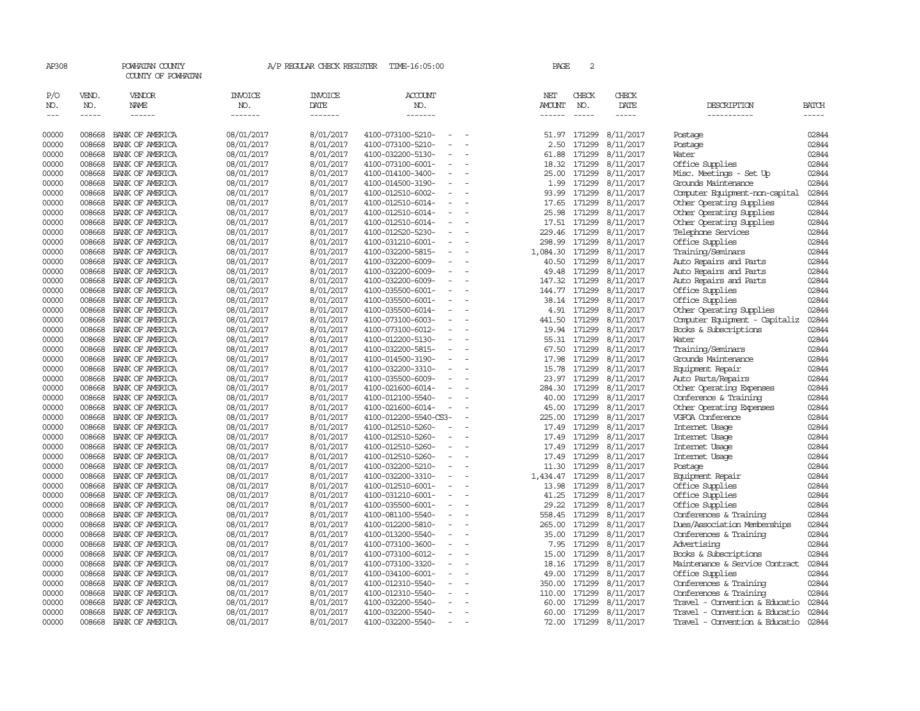AP308 POWHATAN COUNTY A/P REGULAR CHECK REGISTER TIME-16:05:00

COUNTY OF POWHATAN

| P/O NO. | VEND. NO. | VENDOR NAME | INVOICE NO. | INVOICE DATE | ACCOUNT NO. | NET AMOUNT | CHECK NO. | CHECK DATE | DESCRIPTION | BATCH |
|---|---|---|---|---|---|---|---|---|---|---|
| 00000 | 008668 | BANK OF AMERICA | 08/01/2017 | 8/01/2017 | 4100-073100-5210- - - | 51.97 | 171299 | 8/11/2017 | Postage | 02844 |
| 00000 | 008668 | BANK OF AMERICA | 08/01/2017 | 8/01/2017 | 4100-073100-5210- - - | 2.50 | 171299 | 8/11/2017 | Postage | 02844 |
| 00000 | 008668 | BANK OF AMERICA | 08/01/2017 | 8/01/2017 | 4100-032200-5130- - - | 61.88 | 171299 | 8/11/2017 | Water | 02844 |
| 00000 | 008668 | BANK OF AMERICA | 08/01/2017 | 8/01/2017 | 4100-073100-6001- - - | 18.32 | 171299 | 8/11/2017 | Office Supplies | 02844 |
| 00000 | 008668 | BANK OF AMERICA | 08/01/2017 | 8/01/2017 | 4100-014100-3400- - - | 25.00 | 171299 | 8/11/2017 | Misc. Meetings - Set Up | 02844 |
| 00000 | 008668 | BANK OF AMERICA | 08/01/2017 | 8/01/2017 | 4100-014500-3190- - - | 1.99 | 171299 | 8/11/2017 | Grounds Maintenance | 02844 |
| 00000 | 008668 | BANK OF AMERICA | 08/01/2017 | 8/01/2017 | 4100-012510-6002- - - | 93.99 | 171299 | 8/11/2017 | Computer Equipment-non-capital | 02844 |
| 00000 | 008668 | BANK OF AMERICA | 08/01/2017 | 8/01/2017 | 4100-012510-6014- - - | 17.65 | 171299 | 8/11/2017 | Other Operating Supplies | 02844 |
| 00000 | 008668 | BANK OF AMERICA | 08/01/2017 | 8/01/2017 | 4100-012510-6014- - - | 25.98 | 171299 | 8/11/2017 | Other Operating Supplies | 02844 |
| 00000 | 008668 | BANK OF AMERICA | 08/01/2017 | 8/01/2017 | 4100-012510-6014- - - | 17.51 | 171299 | 8/11/2017 | Other Operating Supplies | 02844 |
| 00000 | 008668 | BANK OF AMERICA | 08/01/2017 | 8/01/2017 | 4100-012520-5230- - - | 229.46 | 171299 | 8/11/2017 | Telephone Services | 02844 |
| 00000 | 008668 | BANK OF AMERICA | 08/01/2017 | 8/01/2017 | 4100-031210-6001- - - | 298.99 | 171299 | 8/11/2017 | Office Supplies | 02844 |
| 00000 | 008668 | BANK OF AMERICA | 08/01/2017 | 8/01/2017 | 4100-032200-5815- - - | 1,084.30 | 171299 | 8/11/2017 | Training/Seminars | 02844 |
| 00000 | 008668 | BANK OF AMERICA | 08/01/2017 | 8/01/2017 | 4100-032200-6009- - - | 40.50 | 171299 | 8/11/2017 | Auto Repairs and Parts | 02844 |
| 00000 | 008668 | BANK OF AMERICA | 08/01/2017 | 8/01/2017 | 4100-032200-6009- - - | 49.48 | 171299 | 8/11/2017 | Auto Repairs and Parts | 02844 |
| 00000 | 008668 | BANK OF AMERICA | 08/01/2017 | 8/01/2017 | 4100-032200-6009- - - | 147.32 | 171299 | 8/11/2017 | Auto Repairs and Parts | 02844 |
| 00000 | 008668 | BANK OF AMERICA | 08/01/2017 | 8/01/2017 | 4100-035500-6001- - - | 144.77 | 171299 | 8/11/2017 | Office Supplies | 02844 |
| 00000 | 008668 | BANK OF AMERICA | 08/01/2017 | 8/01/2017 | 4100-035500-6001- - - | 38.14 | 171299 | 8/11/2017 | Office Supplies | 02844 |
| 00000 | 008668 | BANK OF AMERICA | 08/01/2017 | 8/01/2017 | 4100-035500-6014- - - | 4.91 | 171299 | 8/11/2017 | Other Operating Supplies | 02844 |
| 00000 | 008668 | BANK OF AMERICA | 08/01/2017 | 8/01/2017 | 4100-073100-6003- - - | 441.50 | 171299 | 8/11/2017 | Computer Equipment - Capitaliz | 02844 |
| 00000 | 008668 | BANK OF AMERICA | 08/01/2017 | 8/01/2017 | 4100-073100-6012- - - | 19.94 | 171299 | 8/11/2017 | Books & Subscriptions | 02844 |
| 00000 | 008668 | BANK OF AMERICA | 08/01/2017 | 8/01/2017 | 4100-012200-5130- - - | 55.31 | 171299 | 8/11/2017 | Water | 02844 |
| 00000 | 008668 | BANK OF AMERICA | 08/01/2017 | 8/01/2017 | 4100-032200-5815- - - | 67.50 | 171299 | 8/11/2017 | Training/Seminars | 02844 |
| 00000 | 008668 | BANK OF AMERICA | 08/01/2017 | 8/01/2017 | 4100-014500-3190- - - | 17.98 | 171299 | 8/11/2017 | Grounds Maintenance | 02844 |
| 00000 | 008668 | BANK OF AMERICA | 08/01/2017 | 8/01/2017 | 4100-032200-3310- - - | 15.78 | 171299 | 8/11/2017 | Equipment Repair | 02844 |
| 00000 | 008668 | BANK OF AMERICA | 08/01/2017 | 8/01/2017 | 4100-035500-6009- - - | 23.97 | 171299 | 8/11/2017 | Auto Parts/Repairs | 02844 |
| 00000 | 008668 | BANK OF AMERICA | 08/01/2017 | 8/01/2017 | 4100-021600-6014- - - | 284.30 | 171299 | 8/11/2017 | Other Operating Expenses | 02844 |
| 00000 | 008668 | BANK OF AMERICA | 08/01/2017 | 8/01/2017 | 4100-012100-5540- - - | 40.00 | 171299 | 8/11/2017 | Conference & Training | 02844 |
| 00000 | 008668 | BANK OF AMERICA | 08/01/2017 | 8/01/2017 | 4100-021600-6014- - - | 45.00 | 171299 | 8/11/2017 | Other Operating Expenses | 02844 |
| 00000 | 008668 | BANK OF AMERICA | 08/01/2017 | 8/01/2017 | 4100-012200-5540-CS3- - | 225.00 | 171299 | 8/11/2017 | VGFOA Conference | 02844 |
| 00000 | 008668 | BANK OF AMERICA | 08/01/2017 | 8/01/2017 | 4100-012510-5260- - - | 17.49 | 171299 | 8/11/2017 | Internet Usage | 02844 |
| 00000 | 008668 | BANK OF AMERICA | 08/01/2017 | 8/01/2017 | 4100-012510-5260- - - | 17.49 | 171299 | 8/11/2017 | Internet Usage | 02844 |
| 00000 | 008668 | BANK OF AMERICA | 08/01/2017 | 8/01/2017 | 4100-012510-5260- - - | 17.49 | 171299 | 8/11/2017 | Internet Usage | 02844 |
| 00000 | 008668 | BANK OF AMERICA | 08/01/2017 | 8/01/2017 | 4100-012510-5260- - - | 17.49 | 171299 | 8/11/2017 | Internet Usage | 02844 |
| 00000 | 008668 | BANK OF AMERICA | 08/01/2017 | 8/01/2017 | 4100-032200-5210- - - | 11.30 | 171299 | 8/11/2017 | Postage | 02844 |
| 00000 | 008668 | BANK OF AMERICA | 08/01/2017 | 8/01/2017 | 4100-032200-3310- - - | 1,434.47 | 171299 | 8/11/2017 | Equipment Repair | 02844 |
| 00000 | 008668 | BANK OF AMERICA | 08/01/2017 | 8/01/2017 | 4100-012510-6001- - - | 13.98 | 171299 | 8/11/2017 | Office Supplies | 02844 |
| 00000 | 008668 | BANK OF AMERICA | 08/01/2017 | 8/01/2017 | 4100-031210-6001- - - | 41.25 | 171299 | 8/11/2017 | Office Supplies | 02844 |
| 00000 | 008668 | BANK OF AMERICA | 08/01/2017 | 8/01/2017 | 4100-035500-6001- - - | 29.22 | 171299 | 8/11/2017 | Office Supplies | 02844 |
| 00000 | 008668 | BANK OF AMERICA | 08/01/2017 | 8/01/2017 | 4100-081100-5540- - - | 558.45 | 171299 | 8/11/2017 | Conferences & Training | 02844 |
| 00000 | 008668 | BANK OF AMERICA | 08/01/2017 | 8/01/2017 | 4100-012200-5810- - - | 265.00 | 171299 | 8/11/2017 | Dues/Association Memberships | 02844 |
| 00000 | 008668 | BANK OF AMERICA | 08/01/2017 | 8/01/2017 | 4100-013200-5540- - - | 35.00 | 171299 | 8/11/2017 | Conferences & Training | 02844 |
| 00000 | 008668 | BANK OF AMERICA | 08/01/2017 | 8/01/2017 | 4100-073100-3600- - - | 7.95 | 171299 | 8/11/2017 | Advertising | 02844 |
| 00000 | 008668 | BANK OF AMERICA | 08/01/2017 | 8/01/2017 | 4100-073100-6012- - - | 15.00 | 171299 | 8/11/2017 | Books & Subscriptions | 02844 |
| 00000 | 008668 | BANK OF AMERICA | 08/01/2017 | 8/01/2017 | 4100-073100-3320- - - | 18.16 | 171299 | 8/11/2017 | Maintenance & Service Contract | 02844 |
| 00000 | 008668 | BANK OF AMERICA | 08/01/2017 | 8/01/2017 | 4100-034100-6001- - - | 49.00 | 171299 | 8/11/2017 | Office Supplies | 02844 |
| 00000 | 008668 | BANK OF AMERICA | 08/01/2017 | 8/01/2017 | 4100-012310-5540- - - | 350.00 | 171299 | 8/11/2017 | Conferences & Training | 02844 |
| 00000 | 008668 | BANK OF AMERICA | 08/01/2017 | 8/01/2017 | 4100-012310-5540- - - | 110.00 | 171299 | 8/11/2017 | Conferences & Training | 02844 |
| 00000 | 008668 | BANK OF AMERICA | 08/01/2017 | 8/01/2017 | 4100-032200-5540- - - | 60.00 | 171299 | 8/11/2017 | Travel - Convention & Educatio | 02844 |
| 00000 | 008668 | BANK OF AMERICA | 08/01/2017 | 8/01/2017 | 4100-032200-5540- - - | 60.00 | 171299 | 8/11/2017 | Travel - Convention & Educatio | 02844 |
| 00000 | 008668 | BANK OF AMERICA | 08/01/2017 | 8/01/2017 | 4100-032200-5540- - - | 72.00 | 171299 | 8/11/2017 | Travel - Convention & Educatio | 02844 |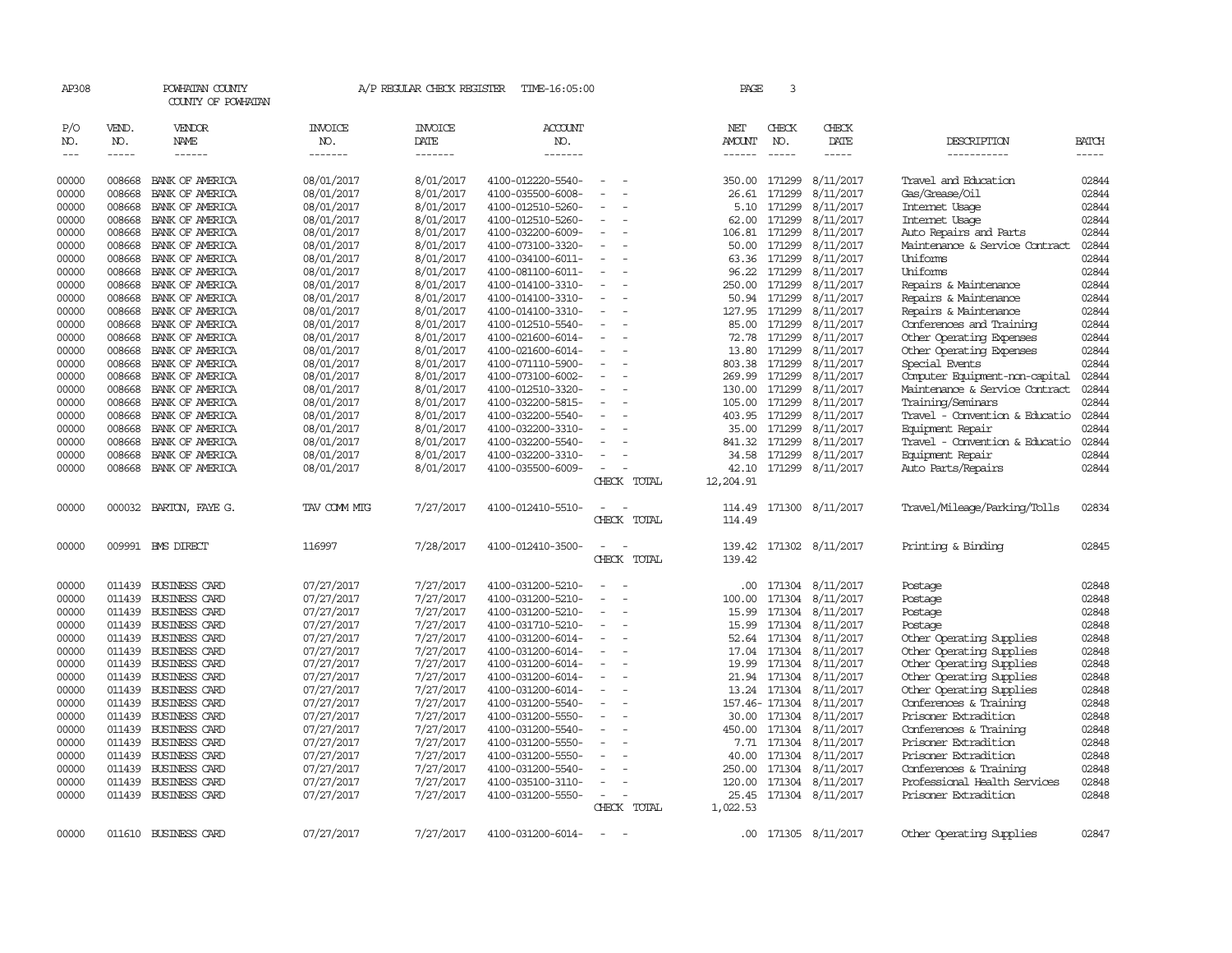AP308 POWHATAN COUNTY A/P REGULAR CHECK REGISTER TIME-16:05:00 PAGE 3

COUNTY OF POWHATAN

| P/O NO. | VEND. NO. | VENDOR NAME | INVOICE NO. | INVOICE DATE | ACCOUNT NO. | | NET AMOUNT | CHECK NO. | CHECK DATE | DESCRIPTION | BATCH |
|---|---|---|---|---|---|---|---|---|---|---|---|
| 00000 | 008668 | BANK OF AMERICA | 08/01/2017 | 8/01/2017 | 4100-012220-5540- | - - | 350.00 | 171299 | 8/11/2017 | Travel and Education | 02844 |
| 00000 | 008668 | BANK OF AMERICA | 08/01/2017 | 8/01/2017 | 4100-035500-6008- | - - | 26.61 | 171299 | 8/11/2017 | Gas/Grease/Oil | 02844 |
| 00000 | 008668 | BANK OF AMERICA | 08/01/2017 | 8/01/2017 | 4100-012510-5260- | - - | 5.10 | 171299 | 8/11/2017 | Internet Usage | 02844 |
| 00000 | 008668 | BANK OF AMERICA | 08/01/2017 | 8/01/2017 | 4100-012510-5260- | - - | 62.00 | 171299 | 8/11/2017 | Internet Usage | 02844 |
| 00000 | 008668 | BANK OF AMERICA | 08/01/2017 | 8/01/2017 | 4100-032200-6009- | - - | 106.81 | 171299 | 8/11/2017 | Auto Repairs and Parts | 02844 |
| 00000 | 008668 | BANK OF AMERICA | 08/01/2017 | 8/01/2017 | 4100-073100-3320- | - - | 50.00 | 171299 | 8/11/2017 | Maintenance & Service Contract | 02844 |
| 00000 | 008668 | BANK OF AMERICA | 08/01/2017 | 8/01/2017 | 4100-034100-6011- | - - | 63.36 | 171299 | 8/11/2017 | Uniforms | 02844 |
| 00000 | 008668 | BANK OF AMERICA | 08/01/2017 | 8/01/2017 | 4100-081100-6011- | - - | 96.22 | 171299 | 8/11/2017 | Uniforms | 02844 |
| 00000 | 008668 | BANK OF AMERICA | 08/01/2017 | 8/01/2017 | 4100-014100-3310- | - - | 250.00 | 171299 | 8/11/2017 | Repairs & Maintenance | 02844 |
| 00000 | 008668 | BANK OF AMERICA | 08/01/2017 | 8/01/2017 | 4100-014100-3310- | - - | 50.94 | 171299 | 8/11/2017 | Repairs & Maintenance | 02844 |
| 00000 | 008668 | BANK OF AMERICA | 08/01/2017 | 8/01/2017 | 4100-014100-3310- | - - | 127.95 | 171299 | 8/11/2017 | Repairs & Maintenance | 02844 |
| 00000 | 008668 | BANK OF AMERICA | 08/01/2017 | 8/01/2017 | 4100-012510-5540- | - - | 85.00 | 171299 | 8/11/2017 | Conferences and Training | 02844 |
| 00000 | 008668 | BANK OF AMERICA | 08/01/2017 | 8/01/2017 | 4100-021600-6014- | - - | 72.78 | 171299 | 8/11/2017 | Other Operating Expenses | 02844 |
| 00000 | 008668 | BANK OF AMERICA | 08/01/2017 | 8/01/2017 | 4100-021600-6014- | - - | 13.80 | 171299 | 8/11/2017 | Other Operating Expenses | 02844 |
| 00000 | 008668 | BANK OF AMERICA | 08/01/2017 | 8/01/2017 | 4100-071110-5900- | - - | 803.38 | 171299 | 8/11/2017 | Special Events | 02844 |
| 00000 | 008668 | BANK OF AMERICA | 08/01/2017 | 8/01/2017 | 4100-073100-6002- | - - | 269.99 | 171299 | 8/11/2017 | Computer Equipment-non-capital | 02844 |
| 00000 | 008668 | BANK OF AMERICA | 08/01/2017 | 8/01/2017 | 4100-012510-3320- | - - | 130.00 | 171299 | 8/11/2017 | Maintenance & Service Contract | 02844 |
| 00000 | 008668 | BANK OF AMERICA | 08/01/2017 | 8/01/2017 | 4100-032200-5815- | - - | 105.00 | 171299 | 8/11/2017 | Training/Seminars | 02844 |
| 00000 | 008668 | BANK OF AMERICA | 08/01/2017 | 8/01/2017 | 4100-032200-5540- | - - | 403.95 | 171299 | 8/11/2017 | Travel - Convention & Educatio | 02844 |
| 00000 | 008668 | BANK OF AMERICA | 08/01/2017 | 8/01/2017 | 4100-032200-3310- | - - | 35.00 | 171299 | 8/11/2017 | Equipment Repair | 02844 |
| 00000 | 008668 | BANK OF AMERICA | 08/01/2017 | 8/01/2017 | 4100-032200-5540- | - - | 841.32 | 171299 | 8/11/2017 | Travel - Convention & Educatio | 02844 |
| 00000 | 008668 | BANK OF AMERICA | 08/01/2017 | 8/01/2017 | 4100-032200-3310- | - - | 34.58 | 171299 | 8/11/2017 | Equipment Repair | 02844 |
| 00000 | 008668 | BANK OF AMERICA | 08/01/2017 | 8/01/2017 | 4100-035500-6009- | - - | 42.10 | 171299 | 8/11/2017 | Auto Parts/Repairs | 02844 |
| | | | | | | CHECK TOTAL | 12,204.91 | | | | |
| 00000 | 000032 | BARTON, FAYE G. | TAV COMM MTG | 7/27/2017 | 4100-012410-5510- | - - | 114.49 | 171300 | 8/11/2017 | Travel/Mileage/Parking/Tolls | 02834 |
| | | | | | | CHECK TOTAL | 114.49 | | | | |
| 00000 | 009991 | BMS DIRECT | 116997 | 7/28/2017 | 4100-012410-3500- | - - | 139.42 | 171302 | 8/11/2017 | Printing & Binding | 02845 |
| | | | | | | CHECK TOTAL | 139.42 | | | | |
| 00000 | 011439 | BUSINESS CARD | 07/27/2017 | 7/27/2017 | 4100-031200-5210- | - - | .00 | 171304 | 8/11/2017 | Postage | 02848 |
| 00000 | 011439 | BUSINESS CARD | 07/27/2017 | 7/27/2017 | 4100-031200-5210- | - - | 100.00 | 171304 | 8/11/2017 | Postage | 02848 |
| 00000 | 011439 | BUSINESS CARD | 07/27/2017 | 7/27/2017 | 4100-031200-5210- | - - | 15.99 | 171304 | 8/11/2017 | Postage | 02848 |
| 00000 | 011439 | BUSINESS CARD | 07/27/2017 | 7/27/2017 | 4100-031710-5210- | - - | 15.99 | 171304 | 8/11/2017 | Postage | 02848 |
| 00000 | 011439 | BUSINESS CARD | 07/27/2017 | 7/27/2017 | 4100-031200-6014- | - - | 52.64 | 171304 | 8/11/2017 | Other Operating Supplies | 02848 |
| 00000 | 011439 | BUSINESS CARD | 07/27/2017 | 7/27/2017 | 4100-031200-6014- | - - | 17.04 | 171304 | 8/11/2017 | Other Operating Supplies | 02848 |
| 00000 | 011439 | BUSINESS CARD | 07/27/2017 | 7/27/2017 | 4100-031200-6014- | - - | 19.99 | 171304 | 8/11/2017 | Other Operating Supplies | 02848 |
| 00000 | 011439 | BUSINESS CARD | 07/27/2017 | 7/27/2017 | 4100-031200-6014- | - - | 21.94 | 171304 | 8/11/2017 | Other Operating Supplies | 02848 |
| 00000 | 011439 | BUSINESS CARD | 07/27/2017 | 7/27/2017 | 4100-031200-6014- | - - | 13.24 | 171304 | 8/11/2017 | Other Operating Supplies | 02848 |
| 00000 | 011439 | BUSINESS CARD | 07/27/2017 | 7/27/2017 | 4100-031200-5540- | - - | 157.46- | 171304 | 8/11/2017 | Conferences & Training | 02848 |
| 00000 | 011439 | BUSINESS CARD | 07/27/2017 | 7/27/2017 | 4100-031200-5550- | - - | 30.00 | 171304 | 8/11/2017 | Prisoner Extradition | 02848 |
| 00000 | 011439 | BUSINESS CARD | 07/27/2017 | 7/27/2017 | 4100-031200-5540- | - - | 450.00 | 171304 | 8/11/2017 | Conferences & Training | 02848 |
| 00000 | 011439 | BUSINESS CARD | 07/27/2017 | 7/27/2017 | 4100-031200-5550- | - - | 7.71 | 171304 | 8/11/2017 | Prisoner Extradition | 02848 |
| 00000 | 011439 | BUSINESS CARD | 07/27/2017 | 7/27/2017 | 4100-031200-5550- | - - | 40.00 | 171304 | 8/11/2017 | Prisoner Extradition | 02848 |
| 00000 | 011439 | BUSINESS CARD | 07/27/2017 | 7/27/2017 | 4100-031200-5540- | - - | 250.00 | 171304 | 8/11/2017 | Conferences & Training | 02848 |
| 00000 | 011439 | BUSINESS CARD | 07/27/2017 | 7/27/2017 | 4100-035100-3110- | - - | 120.00 | 171304 | 8/11/2017 | Professional Health Services | 02848 |
| 00000 | 011439 | BUSINESS CARD | 07/27/2017 | 7/27/2017 | 4100-031200-5550- | - - | 25.45 | 171304 | 8/11/2017 | Prisoner Extradition | 02848 |
| | | | | | | CHECK TOTAL | 1,022.53 | | | | |
| 00000 | 011610 | BUSINESS CARD | 07/27/2017 | 7/27/2017 | 4100-031200-6014- | - - | .00 | 171305 | 8/11/2017 | Other Operating Supplies | 02847 |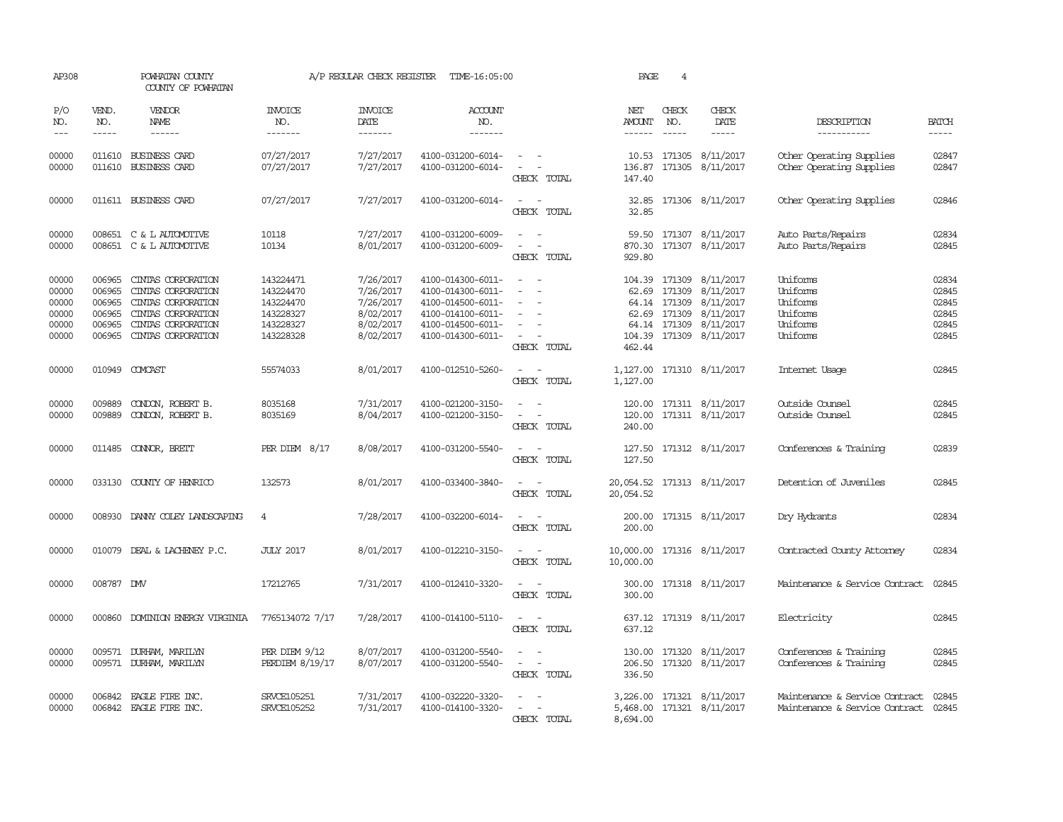AP308 POWHATAN COUNTY A/P REGULAR CHECK REGISTER TIME-16:05:00 PAGE 4

COUNTY OF POWHATAN

| P/O NO. | VEND. NO. | VENDOR NAME | INVOICE NO. | INVOICE DATE | ACCOUNT NO. | | NET AMOUNT | CHECK NO. | CHECK DATE | DESCRIPTION | BATCH |
|---|---|---|---|---|---|---|---|---|---|---|---|
| 00000 | 011610 | BUSINESS CARD | 07/27/2017 | 7/27/2017 | 4100-031200-6014- | - - | 10.53 | 171305 | 8/11/2017 | Other Operating Supplies | 02847 |
| 00000 | 011610 | BUSINESS CARD | 07/27/2017 | 7/27/2017 | 4100-031200-6014- | - - | 136.87 | 171305 | 8/11/2017 | Other Operating Supplies | 02847 |
| | | | | | | CHECK TOTAL | 147.40 | | | | |
| 00000 | 011611 | BUSINESS CARD | 07/27/2017 | 7/27/2017 | 4100-031200-6014- | - - | 32.85 | 171306 | 8/11/2017 | Other Operating Supplies | 02846 |
| | | | | | | CHECK TOTAL | 32.85 | | | | |
| 00000 | 008651 | C & L AUTOMOTIVE | 10118 | 7/27/2017 | 4100-031200-6009- | - - | 59.50 | 171307 | 8/11/2017 | Auto Parts/Repairs | 02834 |
| 00000 | 008651 | C & L AUTOMOTIVE | 10134 | 8/01/2017 | 4100-031200-6009- | - - | 870.30 | 171307 | 8/11/2017 | Auto Parts/Repairs | 02845 |
| | | | | | | CHECK TOTAL | 929.80 | | | | |
| 00000 | 006965 | CINTAS CORPORATION | 143224471 | 7/26/2017 | 4100-014300-6011- | - - | 104.39 | 171309 | 8/11/2017 | Uniforms | 02834 |
| 00000 | 006965 | CINTAS CORPORATION | 143224470 | 7/26/2017 | 4100-014300-6011- | - - | 62.69 | 171309 | 8/11/2017 | Uniforms | 02845 |
| 00000 | 006965 | CINTAS CORPORATION | 143224470 | 7/26/2017 | 4100-014500-6011- | - - | 64.14 | 171309 | 8/11/2017 | Uniforms | 02845 |
| 00000 | 006965 | CINTAS CORPORATION | 143228327 | 8/02/2017 | 4100-014100-6011- | - - | 62.69 | 171309 | 8/11/2017 | Uniforms | 02845 |
| 00000 | 006965 | CINTAS CORPORATION | 143228327 | 8/02/2017 | 4100-014500-6011- | - - | 64.14 | 171309 | 8/11/2017 | Uniforms | 02845 |
| 00000 | 006965 | CINTAS CORPORATION | 143228328 | 8/02/2017 | 4100-014300-6011- | - - | 104.39 | 171309 | 8/11/2017 | Uniforms | 02845 |
| | | | | | | CHECK TOTAL | 462.44 | | | | |
| 00000 | 010949 | COMCAST | 55574033 | 8/01/2017 | 4100-012510-5260- | - - | 1,127.00 | 171310 | 8/11/2017 | Internet Usage | 02845 |
| | | | | | | CHECK TOTAL | 1,127.00 | | | | |
| 00000 | 009889 | CONDON, ROBERT B. | 8035168 | 7/31/2017 | 4100-021200-3150- | - - | 120.00 | 171311 | 8/11/2017 | Outside Counsel | 02845 |
| 00000 | 009889 | CONDON, ROBERT B. | 8035169 | 8/04/2017 | 4100-021200-3150- | - - | 120.00 | 171311 | 8/11/2017 | Outside Counsel | 02845 |
| | | | | | | CHECK TOTAL | 240.00 | | | | |
| 00000 | 011485 | CONNOR, BRETT | PER DIEM 8/17 | 8/08/2017 | 4100-031200-5540- | - - | 127.50 | 171312 | 8/11/2017 | Conferences & Training | 02839 |
| | | | | | | CHECK TOTAL | 127.50 | | | | |
| 00000 | 033130 | COUNTY OF HENRICO | 132573 | 8/01/2017 | 4100-033400-3840- | - - | 20,054.52 | 171313 | 8/11/2017 | Detention of Juveniles | 02845 |
| | | | | | | CHECK TOTAL | 20,054.52 | | | | |
| 00000 | 008930 | DANNY COLEY LANDSCAPING | 4 | 7/28/2017 | 4100-032200-6014- | - - | 200.00 | 171315 | 8/11/2017 | Dry Hydrants | 02834 |
| | | | | | | CHECK TOTAL | 200.00 | | | | |
| 00000 | 010079 | DEAL & LACHENEY P.C. | JULY 2017 | 8/01/2017 | 4100-012210-3150- | - - | 10,000.00 | 171316 | 8/11/2017 | Contracted County Attorney | 02834 |
| | | | | | | CHECK TOTAL | 10,000.00 | | | | |
| 00000 | 008787 | DMV | 17212765 | 7/31/2017 | 4100-012410-3320- | - - | 300.00 | 171318 | 8/11/2017 | Maintenance & Service Contract | 02845 |
| | | | | | | CHECK TOTAL | 300.00 | | | | |
| 00000 | 000860 | DOMINION ENERGY VIRGINIA | 7765134072 7/17 | 7/28/2017 | 4100-014100-5110- | - - | 637.12 | 171319 | 8/11/2017 | Electricity | 02845 |
| | | | | | | CHECK TOTAL | 637.12 | | | | |
| 00000 | 009571 | DURHAM, MARILYN | PER DIEM 9/12 | 8/07/2017 | 4100-031200-5540- | - - | 130.00 | 171320 | 8/11/2017 | Conferences & Training | 02845 |
| 00000 | 009571 | DURHAM, MARILYN | PERDIEM 8/19/17 | 8/07/2017 | 4100-031200-5540- | - - | 206.50 | 171320 | 8/11/2017 | Conferences & Training | 02845 |
| | | | | | | CHECK TOTAL | 336.50 | | | | |
| 00000 | 006842 | EAGLE FIRE INC. | SRVCE105251 | 7/31/2017 | 4100-032220-3320- | - - | 3,226.00 | 171321 | 8/11/2017 | Maintenance & Service Contract | 02845 |
| 00000 | 006842 | EAGLE FIRE INC. | SRVCE105252 | 7/31/2017 | 4100-014100-3320- | - - | 5,468.00 | 171321 | 8/11/2017 | Maintenance & Service Contract | 02845 |
| | | | | | | CHECK TOTAL | 8,694.00 | | | | |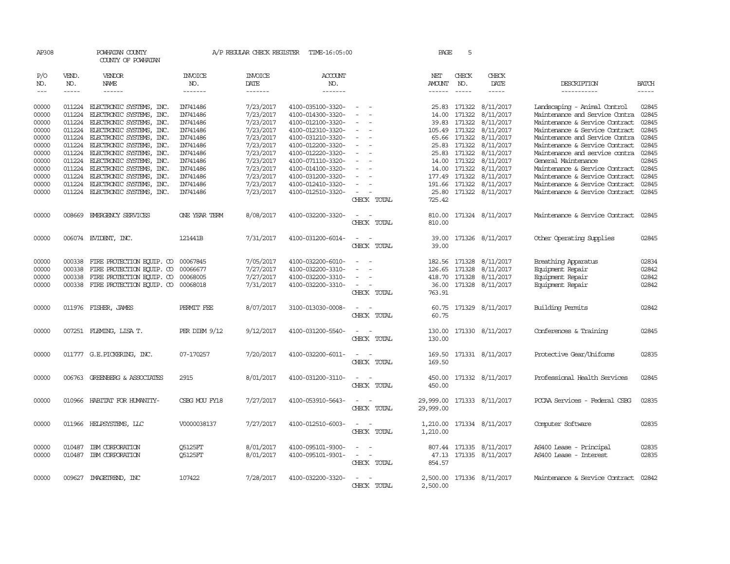AP308 POWHATAN COUNTY A/P REGULAR CHECK REGISTER TIME-16:05:00

COUNTY OF POWHATAN

| P/O NO. | VEND. NO. | VENDOR NAME | INVOICE NO. | INVOICE DATE | ACCOUNT NO. | | NET AMOUNT | CHECK NO. | CHECK DATE | DESCRIPTION | BATCH |
|---|---|---|---|---|---|---|---|---|---|---|---|
| 00000 | 011224 | ELECTRONIC SYSTEMS, INC. | IN741486 | 7/23/2017 | 4100-035100-3320- | - - | 25.83 | 171322 | 8/11/2017 | Landscaping - Animal Control | 02845 |
| 00000 | 011224 | ELECTRONIC SYSTEMS, INC. | IN741486 | 7/23/2017 | 4100-014300-3320- | - - | 14.00 | 171322 | 8/11/2017 | Maintenance and Service Contra | 02845 |
| 00000 | 011224 | ELECTRONIC SYSTEMS, INC. | IN741486 | 7/23/2017 | 4100-012100-3320- | - - | 39.83 | 171322 | 8/11/2017 | Maintenance & Service Contract | 02845 |
| 00000 | 011224 | ELECTRONIC SYSTEMS, INC. | IN741486 | 7/23/2017 | 4100-012310-3320- | - - | 105.49 | 171322 | 8/11/2017 | Maintenance & Service Contract | 02845 |
| 00000 | 011224 | ELECTRONIC SYSTEMS, INC. | IN741486 | 7/23/2017 | 4100-031210-3320- | - - | 65.66 | 171322 | 8/11/2017 | Maintenance and Service Contra | 02845 |
| 00000 | 011224 | ELECTRONIC SYSTEMS, INC. | IN741486 | 7/23/2017 | 4100-012200-3320- | - - | 25.83 | 171322 | 8/11/2017 | Maintenance & Service Contract | 02845 |
| 00000 | 011224 | ELECTRONIC SYSTEMS, INC. | IN741486 | 7/23/2017 | 4100-012220-3320- | - - | 25.83 | 171322 | 8/11/2017 | Maintenance and service contra | 02845 |
| 00000 | 011224 | ELECTRONIC SYSTEMS, INC. | IN741486 | 7/23/2017 | 4100-071110-3320- | - - | 14.00 | 171322 | 8/11/2017 | General Maintenance | 02845 |
| 00000 | 011224 | ELECTRONIC SYSTEMS, INC. | IN741486 | 7/23/2017 | 4100-014100-3320- | - - | 14.00 | 171322 | 8/11/2017 | Maintenance & Service Contract | 02845 |
| 00000 | 011224 | ELECTRONIC SYSTEMS, INC. | IN741486 | 7/23/2017 | 4100-031200-3320- | - - | 177.49 | 171322 | 8/11/2017 | Maintenance & Service Contract | 02845 |
| 00000 | 011224 | ELECTRONIC SYSTEMS, INC. | IN741486 | 7/23/2017 | 4100-012410-3320- | - - | 191.66 | 171322 | 8/11/2017 | Maintenance & Service Contract | 02845 |
| 00000 | 011224 | ELECTRONIC SYSTEMS, INC. | IN741486 | 7/23/2017 | 4100-012510-3320- | - - | 25.80 | 171322 | 8/11/2017 | Maintenance & Service Contract | 02845 |
| | | | | | | CHECK TOTAL | 725.42 | | | | |
| 00000 | 008669 | EMERGENCY SERVICES | ONE YEAR TERM | 8/08/2017 | 4100-032200-3320- | - - | 810.00 | 171324 | 8/11/2017 | Maintenance & Service Contract | 02845 |
| | | | | | | CHECK TOTAL | 810.00 | | | | |
| 00000 | 006074 | EVIDENT, INC. | 121441B | 7/31/2017 | 4100-031200-6014- | - - | 39.00 | 171326 | 8/11/2017 | Other Operating Supplies | 02845 |
| | | | | | | CHECK TOTAL | 39.00 | | | | |
| 00000 | 000338 | FIRE PROTECTION EQUIP. CO | 00067845 | 7/05/2017 | 4100-032200-6010- | - - | 182.56 | 171328 | 8/11/2017 | Breathing Apparatus | 02834 |
| 00000 | 000338 | FIRE PROTECTION EQUIP. CO | 00066677 | 7/27/2017 | 4100-032200-3310- | - - | 126.65 | 171328 | 8/11/2017 | Equipment Repair | 02842 |
| 00000 | 000338 | FIRE PROTECTION EQUIP. CO | 00068005 | 7/27/2017 | 4100-032200-3310- | - - | 418.70 | 171328 | 8/11/2017 | Equipment Repair | 02842 |
| 00000 | 000338 | FIRE PROTECTION EQUIP. CO | 00068018 | 7/31/2017 | 4100-032200-3310- | - - | 36.00 | 171328 | 8/11/2017 | Equipment Repair | 02842 |
| | | | | | | CHECK TOTAL | 763.91 | | | | |
| 00000 | 011976 | FISHER, JAMES | PERMIT FEE | 8/07/2017 | 3100-013030-0008- | - - | 60.75 | 171329 | 8/11/2017 | Building Permits | 02842 |
| | | | | | | CHECK TOTAL | 60.75 | | | | |
| 00000 | 007251 | FLEMING, LISA T. | PER DIEM 9/12 | 9/12/2017 | 4100-031200-5540- | - - | 130.00 | 171330 | 8/11/2017 | Conferences & Training | 02845 |
| | | | | | | CHECK TOTAL | 130.00 | | | | |
| 00000 | 011777 | G.E.PICKERING, INC. | 07-170257 | 7/20/2017 | 4100-032200-6011- | - - | 169.50 | 171331 | 8/11/2017 | Protective Gear/Uniforms | 02835 |
| | | | | | | CHECK TOTAL | 169.50 | | | | |
| 00000 | 006763 | GREENBERG & ASSOCIATES | 2915 | 8/01/2017 | 4100-031200-3110- | - - | 450.00 | 171332 | 8/11/2017 | Professional Health Services | 02845 |
| | | | | | | CHECK TOTAL | 450.00 | | | | |
| 00000 | 010966 | HABITAT FOR HUMANITY- | CSBG MOU FY18 | 7/27/2017 | 4100-053910-5643- | - - | 29,999.00 | 171333 | 8/11/2017 | PCCAA Services - Federal CSBG | 02835 |
| | | | | | | CHECK TOTAL | 29,999.00 | | | | |
| 00000 | 011966 | HELPSYSTEMS, LLC | V0000038137 | 7/27/2017 | 4100-012510-6003- | - - | 1,210.00 | 171334 | 8/11/2017 | Computer Software | 02835 |
| | | | | | | CHECK TOTAL | 1,210.00 | | | | |
| 00000 | 010487 | IBM CORPORATION | Q5125FT | 8/01/2017 | 4100-095101-9300- | - - | 807.44 | 171335 | 8/11/2017 | AS400 Lease - Principal | 02835 |
| 00000 | 010487 | IBM CORPORATION | Q5125FT | 8/01/2017 | 4100-095101-9301- | - - | 47.13 | 171335 | 8/11/2017 | AS400 Lease - Interest | 02835 |
| | | | | | | CHECK TOTAL | 854.57 | | | | |
| 00000 | 009627 | IMAGETREND, INC | 107422 | 7/28/2017 | 4100-032200-3320- | - - | 2,500.00 | 171336 | 8/11/2017 | Maintenance & Service Contract | 02842 |
| | | | | | | CHECK TOTAL | 2,500.00 | | | | |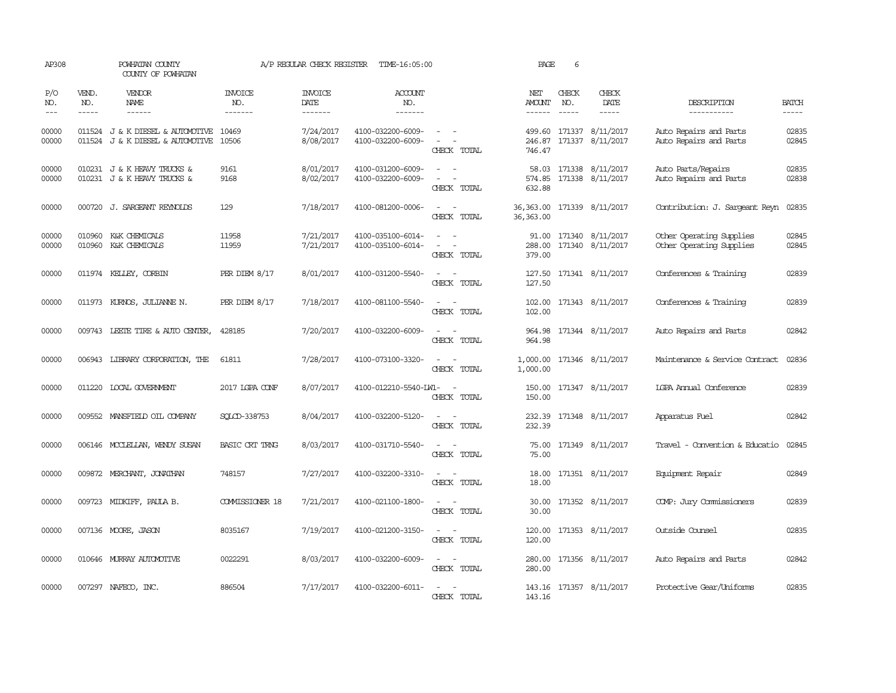AP308 POWHATAN COUNTY A/P REGULAR CHECK REGISTER TIME-16:05:00

COUNTY OF POWHATAN

| P/O NO. | VEND. NO. | VENDOR NAME | INVOICE NO. | INVOICE DATE | ACCOUNT NO. | | NET AMOUNT | CHECK NO. | CHECK DATE | DESCRIPTION | BATCH |
|---|---|---|---|---|---|---|---|---|---|---|---|
| --- | ----- | ------ | ------- | ------- | ------- | | ------ | ----- | ----- | ----------- | ----- |
| 00000 | 011524 | J & K DIESEL & AUTOMOTIVE | 10469 | 7/24/2017 | 4100-032200-6009- | - - | 499.60 | 171337 | 8/11/2017 | Auto Repairs and Parts | 02835 |
| 00000 | 011524 | J & K DIESEL & AUTOMOTIVE | 10506 | 8/08/2017 | 4100-032200-6009- | - - | 246.87 | 171337 | 8/11/2017 | Auto Repairs and Parts | 02845 |
| | | | | | | CHECK TOTAL | 746.47 | | | | |
| 00000 | 010231 | J & K HEAVY TRUCKS & | 9161 | 8/01/2017 | 4100-031200-6009- | - - | 58.03 | 171338 | 8/11/2017 | Auto Parts/Repairs | 02835 |
| 00000 | 010231 | J & K HEAVY TRUCKS & | 9168 | 8/02/2017 | 4100-032200-6009- | - - | 574.85 | 171338 | 8/11/2017 | Auto Repairs and Parts | 02838 |
| | | | | | | CHECK TOTAL | 632.88 | | | | |
| 00000 | 000720 | J. SARGEANT REYNOLDS | 129 | 7/18/2017 | 4100-081200-0006- | - - | 36,363.00 | 171339 | 8/11/2017 | Contribution: J. Sargeant Reyn | 02835 |
| | | | | | | CHECK TOTAL | 36,363.00 | | | | |
| 00000 | 010960 | K&K CHEMICALS | 11958 | 7/21/2017 | 4100-035100-6014- | - - | 91.00 | 171340 | 8/11/2017 | Other Operating Supplies | 02845 |
| 00000 | 010960 | K&K CHEMICALS | 11959 | 7/21/2017 | 4100-035100-6014- | - - | 288.00 | 171340 | 8/11/2017 | Other Operating Supplies | 02845 |
| | | | | | | CHECK TOTAL | 379.00 | | | | |
| 00000 | 011974 | KELLEY, CORBIN | PER DIEM 8/17 | 8/01/2017 | 4100-031200-5540- | - - | 127.50 | 171341 | 8/11/2017 | Conferences & Training | 02839 |
| | | | | | | CHECK TOTAL | 127.50 | | | | |
| 00000 | 011973 | KURNOS, JULIANNE N. | PER DIEM 8/17 | 7/18/2017 | 4100-081100-5540- | - - | 102.00 | 171343 | 8/11/2017 | Conferences & Training | 02839 |
| | | | | | | CHECK TOTAL | 102.00 | | | | |
| 00000 | 009743 | LEETE TIRE & AUTO CENTER, | 428185 | 7/20/2017 | 4100-032200-6009- | - - | 964.98 | 171344 | 8/11/2017 | Auto Repairs and Parts | 02842 |
| | | | | | | CHECK TOTAL | 964.98 | | | | |
| 00000 | 006943 | LIBRARY CORPORATION, THE | 61811 | 7/28/2017 | 4100-073100-3320- | - - | 1,000.00 | 171346 | 8/11/2017 | Maintenance & Service Contract | 02836 |
| | | | | | | CHECK TOTAL | 1,000.00 | | | | |
| 00000 | 011220 | LOCAL GOVERNMENT | 2017 LGPA CONF | 8/07/2017 | 4100-012210-5540-LW1- | - | 150.00 | 171347 | 8/11/2017 | LGPA Annual Conference | 02839 |
| | | | | | | CHECK TOTAL | 150.00 | | | | |
| 00000 | 009552 | MANSFIELD OIL COMPANY | SQLCD-338753 | 8/04/2017 | 4100-032200-5120- | - - | 232.39 | 171348 | 8/11/2017 | Apparatus Fuel | 02842 |
| | | | | | | CHECK TOTAL | 232.39 | | | | |
| 00000 | 006146 | MCCLELLAN, WENDY SUSAN | BASIC CRT TRNG | 8/03/2017 | 4100-031710-5540- | - - | 75.00 | 171349 | 8/11/2017 | Travel - Convention & Educatio | 02845 |
| | | | | | | CHECK TOTAL | 75.00 | | | | |
| 00000 | 009872 | MERCHANT, JONATHAN | 748157 | 7/27/2017 | 4100-032200-3310- | - - | 18.00 | 171351 | 8/11/2017 | Equipment Repair | 02849 |
| | | | | | | CHECK TOTAL | 18.00 | | | | |
| 00000 | 009723 | MIDKIFF, PAULA B. | COMMISSIONER 18 | 7/21/2017 | 4100-021100-1800- | - - | 30.00 | 171352 | 8/11/2017 | COMP: Jury Commissioners | 02839 |
| | | | | | | CHECK TOTAL | 30.00 | | | | |
| 00000 | 007136 | MOORE, JASON | 8035167 | 7/19/2017 | 4100-021200-3150- | - - | 120.00 | 171353 | 8/11/2017 | Outside Counsel | 02835 |
| | | | | | | CHECK TOTAL | 120.00 | | | | |
| 00000 | 010646 | MURRAY AUTOMOTIVE | 0022291 | 8/03/2017 | 4100-032200-6009- | - - | 280.00 | 171356 | 8/11/2017 | Auto Repairs and Parts | 02842 |
| | | | | | | CHECK TOTAL | 280.00 | | | | |
| 00000 | 007297 | NAFECO, INC. | 886504 | 7/17/2017 | 4100-032200-6011- | - - | 143.16 | 171357 | 8/11/2017 | Protective Gear/Uniforms | 02835 |
| | | | | | | CHECK TOTAL | 143.16 | | | | |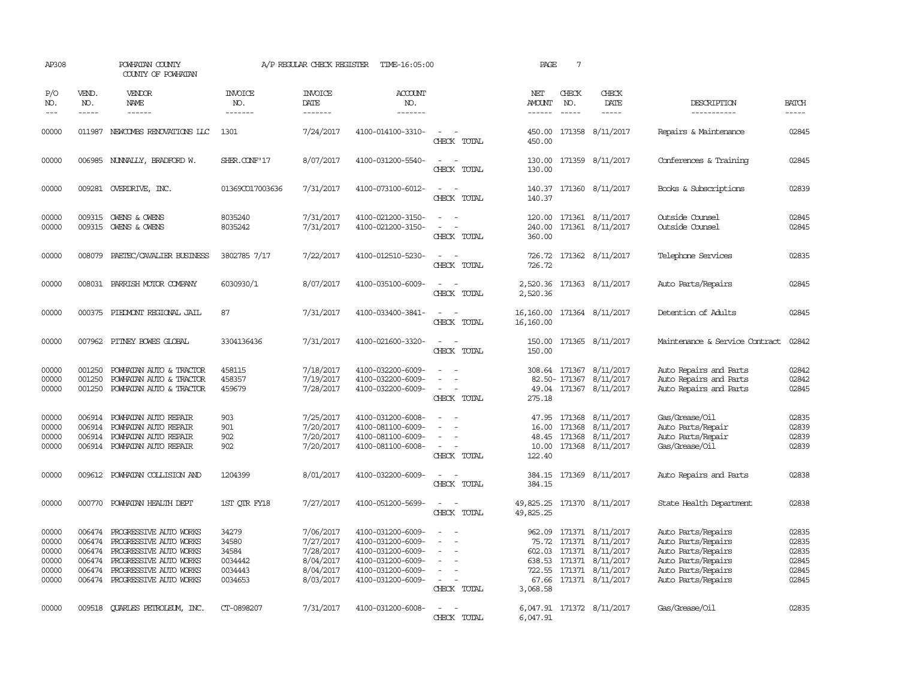AP308 POWHATAN COUNTY A/P REGULAR CHECK REGISTER TIME-16:05:00 PAGE 7
COUNTY OF POWHATAN

| P/O NO. | VEND. NO. | VENDOR NAME | INVOICE NO. | INVOICE DATE | ACCOUNT NO. | | NET AMOUNT | CHECK NO. | CHECK DATE | DESCRIPTION | BATCH |
|---|---|---|---|---|---|---|---|---|---|---|---|
| 00000 | 011987 | NEWCOMBS RENOVATIONS LLC | 1301 | 7/24/2017 | 4100-014100-3310- | - - | 450.00 | 171358 | 8/11/2017 | Repairs & Maintenance | 02845 |
| | | | | | | CHECK TOTAL | 450.00 | | | | |
| 00000 | 006985 | NUNNALLY, BRADFORD W. | SHER.CONF'17 | 8/07/2017 | 4100-031200-5540- | - - | 130.00 | 171359 | 8/11/2017 | Conferences & Training | 02845 |
| | | | | | | CHECK TOTAL | 130.00 | | | | |
| 00000 | 009281 | OVERDRIVE, INC. | 01369CO17003636 | 7/31/2017 | 4100-073100-6012- | - - | 140.37 | 171360 | 8/11/2017 | Books & Subscriptions | 02839 |
| | | | | | | CHECK TOTAL | 140.37 | | | | |
| 00000 | 009315 | OWENS & OWENS | 8035240 | 7/31/2017 | 4100-021200-3150- | - - | 120.00 | 171361 | 8/11/2017 | Outside Counsel | 02845 |
| 00000 | 009315 | OWENS & OWENS | 8035242 | 7/31/2017 | 4100-021200-3150- | - - | 240.00 | 171361 | 8/11/2017 | Outside Counsel | 02845 |
| | | | | | | CHECK TOTAL | 360.00 | | | | |
| 00000 | 008079 | PAETEC/CAVALIER BUSINESS | 3802785 7/17 | 7/22/2017 | 4100-012510-5230- | - - | 726.72 | 171362 | 8/11/2017 | Telephone Services | 02835 |
| | | | | | | CHECK TOTAL | 726.72 | | | | |
| 00000 | 008031 | PARRISH MOTOR COMPANY | 6030930/1 | 8/07/2017 | 4100-035100-6009- | - - | 2,520.36 | 171363 | 8/11/2017 | Auto Parts/Repairs | 02845 |
| | | | | | | CHECK TOTAL | 2,520.36 | | | | |
| 00000 | 000375 | PIEDMONT REGIONAL JAIL | 87 | 7/31/2017 | 4100-033400-3841- | - - | 16,160.00 | 171364 | 8/11/2017 | Detention of Adults | 02845 |
| | | | | | | CHECK TOTAL | 16,160.00 | | | | |
| 00000 | 007962 | PITNEY BOWES GLOBAL | 3304136436 | 7/31/2017 | 4100-021600-3320- | - - | 150.00 | 171365 | 8/11/2017 | Maintenance & Service Contract | 02842 |
| | | | | | | CHECK TOTAL | 150.00 | | | | |
| 00000 | 001250 | POWHATAN AUTO & TRACTOR | 458115 | 7/18/2017 | 4100-032200-6009- | - - | 308.64 | 171367 | 8/11/2017 | Auto Repairs and Parts | 02842 |
| 00000 | 001250 | POWHATAN AUTO & TRACTOR | 458357 | 7/19/2017 | 4100-032200-6009- | - - | 82.50- | 171367 | 8/11/2017 | Auto Repairs and Parts | 02842 |
| 00000 | 001250 | POWHATAN AUTO & TRACTOR | 459679 | 7/28/2017 | 4100-032200-6009- | - - | 49.04 | 171367 | 8/11/2017 | Auto Repairs and Parts | 02845 |
| | | | | | | CHECK TOTAL | 275.18 | | | | |
| 00000 | 006914 | POWHATAN AUTO REPAIR | 903 | 7/25/2017 | 4100-031200-6008- | - - | 47.95 | 171368 | 8/11/2017 | Gas/Grease/Oil | 02835 |
| 00000 | 006914 | POWHATAN AUTO REPAIR | 901 | 7/20/2017 | 4100-081100-6009- | - - | 16.00 | 171368 | 8/11/2017 | Auto Parts/Repair | 02839 |
| 00000 | 006914 | POWHATAN AUTO REPAIR | 902 | 7/20/2017 | 4100-081100-6009- | - - | 48.45 | 171368 | 8/11/2017 | Auto Parts/Repair | 02839 |
| 00000 | 006914 | POWHATAN AUTO REPAIR | 902 | 7/20/2017 | 4100-081100-6008- | - - | 10.00 | 171368 | 8/11/2017 | Gas/Grease/Oil | 02839 |
| | | | | | | CHECK TOTAL | 122.40 | | | | |
| 00000 | 009612 | POWHATAN COLLISION AND | 1204399 | 8/01/2017 | 4100-032200-6009- | - - | 384.15 | 171369 | 8/11/2017 | Auto Repairs and Parts | 02838 |
| | | | | | | CHECK TOTAL | 384.15 | | | | |
| 00000 | 000770 | POWHATAN HEALTH DEPT | 1ST QTR FY18 | 7/27/2017 | 4100-051200-5699- | - - | 49,825.25 | 171370 | 8/11/2017 | State Health Department | 02838 |
| | | | | | | CHECK TOTAL | 49,825.25 | | | | |
| 00000 | 006474 | PROGRESSIVE AUTO WORKS | 34279 | 7/06/2017 | 4100-031200-6009- | - - | 962.09 | 171371 | 8/11/2017 | Auto Parts/Repairs | 02835 |
| 00000 | 006474 | PROGRESSIVE AUTO WORKS | 34580 | 7/27/2017 | 4100-031200-6009- | - - | 75.72 | 171371 | 8/11/2017 | Auto Parts/Repairs | 02835 |
| 00000 | 006474 | PROGRESSIVE AUTO WORKS | 34584 | 7/28/2017 | 4100-031200-6009- | - - | 602.03 | 171371 | 8/11/2017 | Auto Parts/Repairs | 02835 |
| 00000 | 006474 | PROGRESSIVE AUTO WORKS | 0034442 | 8/04/2017 | 4100-031200-6009- | - - | 638.53 | 171371 | 8/11/2017 | Auto Parts/Repairs | 02845 |
| 00000 | 006474 | PROGRESSIVE AUTO WORKS | 0034443 | 8/04/2017 | 4100-031200-6009- | - - | 722.55 | 171371 | 8/11/2017 | Auto Parts/Repairs | 02845 |
| 00000 | 006474 | PROGRESSIVE AUTO WORKS | 0034653 | 8/03/2017 | 4100-031200-6009- | - - | 67.66 | 171371 | 8/11/2017 | Auto Parts/Repairs | 02845 |
| | | | | | | CHECK TOTAL | 3,068.58 | | | | |
| 00000 | 009518 | QUARLES PETROLEUM, INC. | CT-0898207 | 7/31/2017 | 4100-031200-6008- | - - | 6,047.91 | 171372 | 8/11/2017 | Gas/Grease/Oil | 02835 |
| | | | | | | CHECK TOTAL | 6,047.91 | | | | |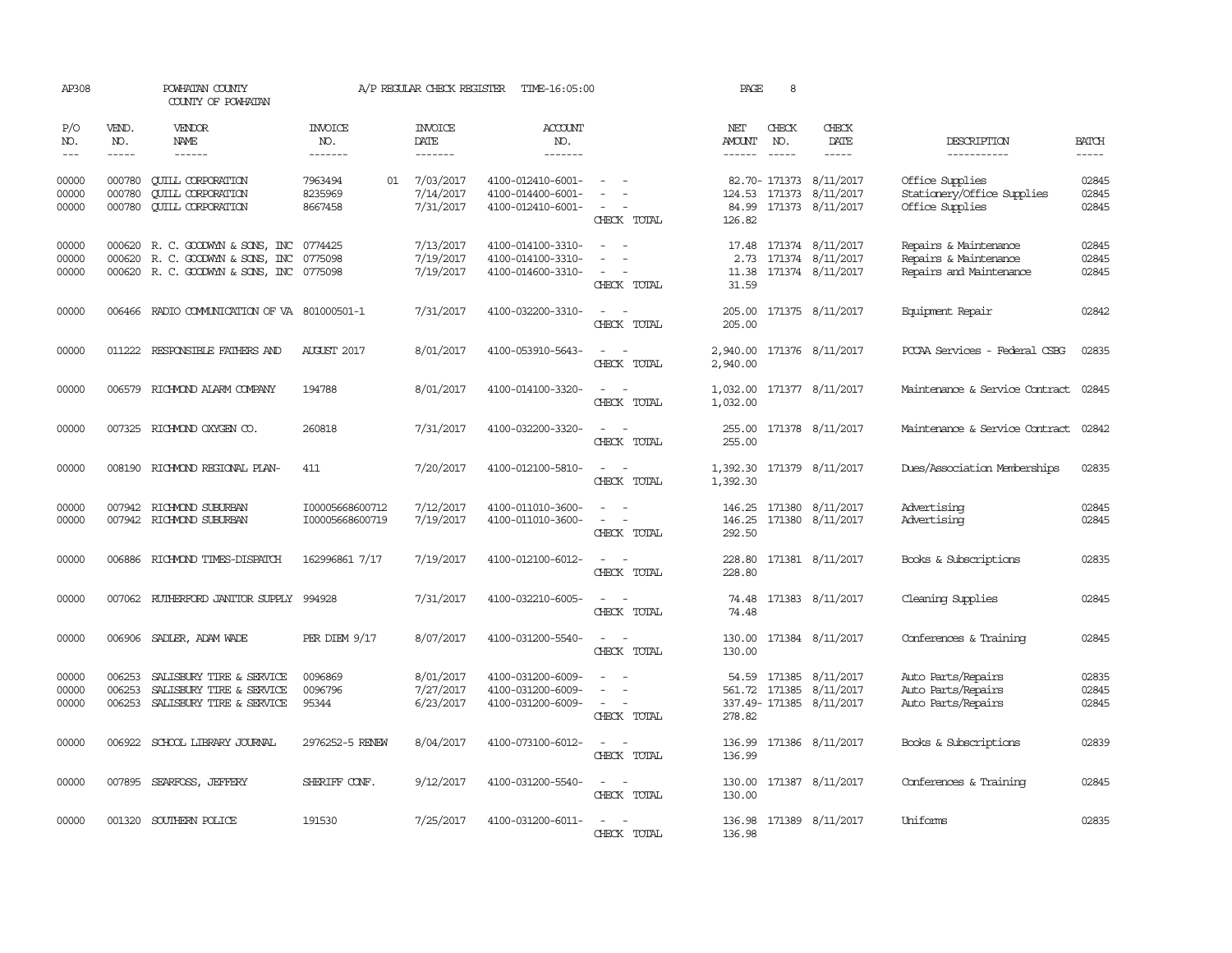AP308 POWHATAN COUNTY A/P REGULAR CHECK REGISTER TIME-16:05:00 PAGE 8

COUNTY OF POWHATAN

| P/O NO. | VEND. NO. | VENDOR NAME | INVOICE NO. | INVOICE DATE | ACCOUNT NO. | | NET AMOUNT | CHECK NO. | CHECK DATE | DESCRIPTION | BATCH |
|---|---|---|---|---|---|---|---|---|---|---|---|
| 00000 | 000780 | QUILL CORPORATION | 7963494 01 | 7/03/2017 | 4100-012410-6001- | - - | 82.70- | 171373 | 8/11/2017 | Office Supplies | 02845 |
| 00000 | 000780 | QUILL CORPORATION | 8235969 | 7/14/2017 | 4100-014400-6001- | - - | 124.53 | 171373 | 8/11/2017 | Stationery/Office Supplies | 02845 |
| 00000 | 000780 | QUILL CORPORATION | 8667458 | 7/31/2017 | 4100-012410-6001- | - - | 84.99 | 171373 | 8/11/2017 | Office Supplies | 02845 |
| | | | | | | CHECK TOTAL | 126.82 | | | | |
| 00000 | 000620 | R. C. GOODWYN & SONS, INC | 0774425 | 7/13/2017 | 4100-014100-3310- | - - | 17.48 | 171374 | 8/11/2017 | Repairs & Maintenance | 02845 |
| 00000 | 000620 | R. C. GOODWYN & SONS, INC | 0775098 | 7/19/2017 | 4100-014100-3310- | - - | 2.73 | 171374 | 8/11/2017 | Repairs & Maintenance | 02845 |
| 00000 | 000620 | R. C. GOODWYN & SONS, INC | 0775098 | 7/19/2017 | 4100-014600-3310- | - - | 11.38 | 171374 | 8/11/2017 | Repairs and Maintenance | 02845 |
| | | | | | | CHECK TOTAL | 31.59 | | | | |
| 00000 | 006466 | RADIO COMMUNICATION OF VA | 801000501-1 | 7/31/2017 | 4100-032200-3310- | - - | 205.00 | 171375 | 8/11/2017 | Equipment Repair | 02842 |
| | | | | | | CHECK TOTAL | 205.00 | | | | |
| 00000 | 011222 | RESPONSIBLE FATHERS AND | AUGUST 2017 | 8/01/2017 | 4100-053910-5643- | - - | 2,940.00 | 171376 | 8/11/2017 | PCCAA Services - Federal CSBG | 02835 |
| | | | | | | CHECK TOTAL | 2,940.00 | | | | |
| 00000 | 006579 | RICHMOND ALARM COMPANY | 194788 | 8/01/2017 | 4100-014100-3320- | - - | 1,032.00 | 171377 | 8/11/2017 | Maintenance & Service Contract | 02845 |
| | | | | | | CHECK TOTAL | 1,032.00 | | | | |
| 00000 | 007325 | RICHMOND OXYGEN CO. | 260818 | 7/31/2017 | 4100-032200-3320- | - - | 255.00 | 171378 | 8/11/2017 | Maintenance & Service Contract | 02842 |
| | | | | | | CHECK TOTAL | 255.00 | | | | |
| 00000 | 008190 | RICHMOND REGIONAL PLAN- | 411 | 7/20/2017 | 4100-012100-5810- | - - | 1,392.30 | 171379 | 8/11/2017 | Dues/Association Memberships | 02835 |
| | | | | | | CHECK TOTAL | 1,392.30 | | | | |
| 00000 | 007942 | RICHMOND SUBURBAN | I00005668600712 | 7/12/2017 | 4100-011010-3600- | - - | 146.25 | 171380 | 8/11/2017 | Advertising | 02845 |
| 00000 | 007942 | RICHMOND SUBURBAN | I00005668600719 | 7/19/2017 | 4100-011010-3600- | - - | 146.25 | 171380 | 8/11/2017 | Advertising | 02845 |
| | | | | | | CHECK TOTAL | 292.50 | | | | |
| 00000 | 006886 | RICHMOND TIMES-DISPATCH | 162996861 7/17 | 7/19/2017 | 4100-012100-6012- | - - | 228.80 | 171381 | 8/11/2017 | Books & Subscriptions | 02835 |
| | | | | | | CHECK TOTAL | 228.80 | | | | |
| 00000 | 007062 | RUTHERFORD JANITOR SUPPLY | 994928 | 7/31/2017 | 4100-032210-6005- | - - | 74.48 | 171383 | 8/11/2017 | Cleaning Supplies | 02845 |
| | | | | | | CHECK TOTAL | 74.48 | | | | |
| 00000 | 006906 | SADLER, ADAM WADE | PER DIEM 9/17 | 8/07/2017 | 4100-031200-5540- | - - | 130.00 | 171384 | 8/11/2017 | Conferences & Training | 02845 |
| | | | | | | CHECK TOTAL | 130.00 | | | | |
| 00000 | 006253 | SALISBURY TIRE & SERVICE | 0096869 | 8/01/2017 | 4100-031200-6009- | - - | 54.59 | 171385 | 8/11/2017 | Auto Parts/Repairs | 02835 |
| 00000 | 006253 | SALISBURY TIRE & SERVICE | 0096796 | 7/27/2017 | 4100-031200-6009- | - - | 561.72 | 171385 | 8/11/2017 | Auto Parts/Repairs | 02845 |
| 00000 | 006253 | SALISBURY TIRE & SERVICE | 95344 | 6/23/2017 | 4100-031200-6009- | - - | 337.49- | 171385 | 8/11/2017 | Auto Parts/Repairs | 02845 |
| | | | | | | CHECK TOTAL | 278.82 | | | | |
| 00000 | 006922 | SCHOOL LIBRARY JOURNAL | 2976252-5 RENEW | 8/04/2017 | 4100-073100-6012- | - - | 136.99 | 171386 | 8/11/2017 | Books & Subscriptions | 02839 |
| | | | | | | CHECK TOTAL | 136.99 | | | | |
| 00000 | 007895 | SEARFOSS, JEFFERY | SHERIFF CONF. | 9/12/2017 | 4100-031200-5540- | - - | 130.00 | 171387 | 8/11/2017 | Conferences & Training | 02845 |
| | | | | | | CHECK TOTAL | 130.00 | | | | |
| 00000 | 001320 | SOUTHERN POLICE | 191530 | 7/25/2017 | 4100-031200-6011- | - - | 136.98 | 171389 | 8/11/2017 | Uniforms | 02835 |
| | | | | | | CHECK TOTAL | 136.98 | | | | |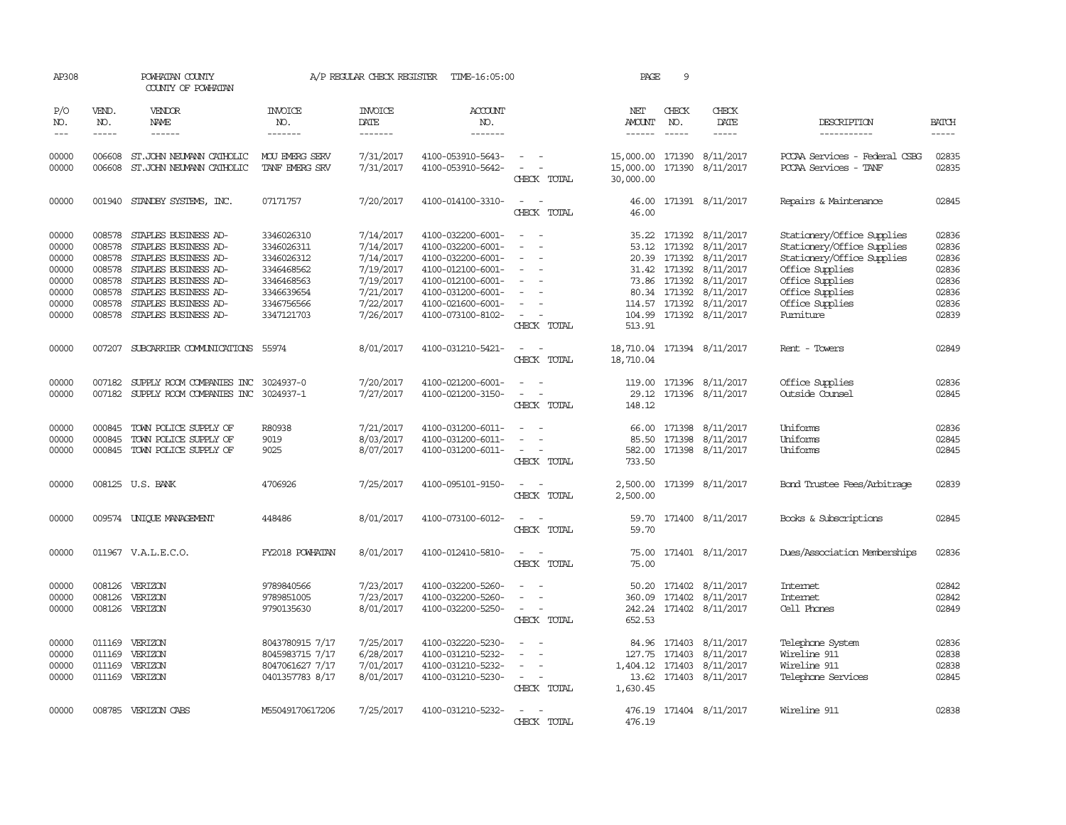AP308 POWHATAN COUNTY A/P REGULAR CHECK REGISTER TIME-16:05:00 PAGE 9

COUNTY OF POWHATAN

| P/O NO. | VEND. NO. | VENDOR NAME | INVOICE NO. | INVOICE DATE | ACCOUNT NO. | | NET AMOUNT | CHECK NO. | CHECK DATE | DESCRIPTION | BATCH |
|---|---|---|---|---|---|---|---|---|---|---|---|
| --- | ----- | ------ | ------- | ------- | ------- | | ------ | ----- | ----- | ----------- | ----- |
| 00000 | 006608 | ST.JOHN NEUMANN CATHOLIC | MOU EMERG SERV | 7/31/2017 | 4100-053910-5643- | - - | 15,000.00 | 171390 | 8/11/2017 | PCCAA Services - Federal CSBG | 02835 |
| 00000 | 006608 | ST.JOHN NEUMANN CATHOLIC | TANF EMERG SRV | 7/31/2017 | 4100-053910-5642- | - - | 15,000.00 | 171390 | 8/11/2017 | PCCAA Services - TANF | 02835 |
| | | | | | | CHECK TOTAL | 30,000.00 | | | | |
| 00000 | 001940 | STANDBY SYSTEMS, INC. | 07171757 | 7/20/2017 | 4100-014100-3310- | - - | 46.00 | 171391 | 8/11/2017 | Repairs & Maintenance | 02845 |
| | | | | | | CHECK TOTAL | 46.00 | | | | |
| 00000 | 008578 | STAPLES BUSINESS AD- | 3346026310 | 7/14/2017 | 4100-032200-6001- | - - | 35.22 | 171392 | 8/11/2017 | Stationery/Office Supplies | 02836 |
| 00000 | 008578 | STAPLES BUSINESS AD- | 3346026311 | 7/14/2017 | 4100-032200-6001- | - - | 53.12 | 171392 | 8/11/2017 | Stationery/Office Supplies | 02836 |
| 00000 | 008578 | STAPLES BUSINESS AD- | 3346026312 | 7/14/2017 | 4100-032200-6001- | - - | 20.39 | 171392 | 8/11/2017 | Stationery/Office Supplies | 02836 |
| 00000 | 008578 | STAPLES BUSINESS AD- | 3346468562 | 7/19/2017 | 4100-012100-6001- | - - | 31.42 | 171392 | 8/11/2017 | Office Supplies | 02836 |
| 00000 | 008578 | STAPLES BUSINESS AD- | 3346468563 | 7/19/2017 | 4100-012100-6001- | - - | 73.86 | 171392 | 8/11/2017 | Office Supplies | 02836 |
| 00000 | 008578 | STAPLES BUSINESS AD- | 3346639654 | 7/21/2017 | 4100-031200-6001- | - - | 80.34 | 171392 | 8/11/2017 | Office Supplies | 02836 |
| 00000 | 008578 | STAPLES BUSINESS AD- | 3346756566 | 7/22/2017 | 4100-021600-6001- | - - | 114.57 | 171392 | 8/11/2017 | Office Supplies | 02836 |
| 00000 | 008578 | STAPLES BUSINESS AD- | 3347121703 | 7/26/2017 | 4100-073100-8102- | - - | 104.99 | 171392 | 8/11/2017 | Furniture | 02839 |
| | | | | | | CHECK TOTAL | 513.91 | | | | |
| 00000 | 007207 | SUBCARRIER COMMUNICATIONS | 55974 | 8/01/2017 | 4100-031210-5421- | - - | 18,710.04 | 171394 | 8/11/2017 | Rent - Towers | 02849 |
| | | | | | | CHECK TOTAL | 18,710.04 | | | | |
| 00000 | 007182 | SUPPLY ROOM COMPANIES INC | 3024937-0 | 7/20/2017 | 4100-021200-6001- | - - | 119.00 | 171396 | 8/11/2017 | Office Supplies | 02836 |
| 00000 | 007182 | SUPPLY ROOM COMPANIES INC | 3024937-1 | 7/27/2017 | 4100-021200-3150- | - - | 29.12 | 171396 | 8/11/2017 | Outside Counsel | 02845 |
| | | | | | | CHECK TOTAL | 148.12 | | | | |
| 00000 | 000845 | TOWN POLICE SUPPLY OF | R80938 | 7/21/2017 | 4100-031200-6011- | - - | 66.00 | 171398 | 8/11/2017 | Uniforms | 02836 |
| 00000 | 000845 | TOWN POLICE SUPPLY OF | 9019 | 8/03/2017 | 4100-031200-6011- | - - | 85.50 | 171398 | 8/11/2017 | Uniforms | 02845 |
| 00000 | 000845 | TOWN POLICE SUPPLY OF | 9025 | 8/07/2017 | 4100-031200-6011- | - - | 582.00 | 171398 | 8/11/2017 | Uniforms | 02845 |
| | | | | | | CHECK TOTAL | 733.50 | | | | |
| 00000 | 008125 | U.S. BANK | 4706926 | 7/25/2017 | 4100-095101-9150- | - - | 2,500.00 | 171399 | 8/11/2017 | Bond Trustee Fees/Arbitrage | 02839 |
| | | | | | | CHECK TOTAL | 2,500.00 | | | | |
| 00000 | 009574 | UNIQUE MANAGEMENT | 448486 | 8/01/2017 | 4100-073100-6012- | - - | 59.70 | 171400 | 8/11/2017 | Books & Subscriptions | 02845 |
| | | | | | | CHECK TOTAL | 59.70 | | | | |
| 00000 | 011967 | V.A.L.E.C.O. | FY2018 POWHATAN | 8/01/2017 | 4100-012410-5810- | - - | 75.00 | 171401 | 8/11/2017 | Dues/Association Memberships | 02836 |
| | | | | | | CHECK TOTAL | 75.00 | | | | |
| 00000 | 008126 | VERIZON | 9789840566 | 7/23/2017 | 4100-032200-5260- | - - | 50.20 | 171402 | 8/11/2017 | Internet | 02842 |
| 00000 | 008126 | VERIZON | 9789851005 | 7/23/2017 | 4100-032200-5260- | - - | 360.09 | 171402 | 8/11/2017 | Internet | 02842 |
| 00000 | 008126 | VERIZON | 9790135630 | 8/01/2017 | 4100-032200-5250- | - - | 242.24 | 171402 | 8/11/2017 | Cell Phones | 02849 |
| | | | | | | CHECK TOTAL | 652.53 | | | | |
| 00000 | 011169 | VERIZON | 8043780915 7/17 | 7/25/2017 | 4100-032220-5230- | - - | 84.96 | 171403 | 8/11/2017 | Telephone System | 02836 |
| 00000 | 011169 | VERIZON | 8045983715 7/17 | 6/28/2017 | 4100-031210-5232- | - - | 127.75 | 171403 | 8/11/2017 | Wireline 911 | 02838 |
| 00000 | 011169 | VERIZON | 8047061627 7/17 | 7/01/2017 | 4100-031210-5232- | - - | 1,404.12 | 171403 | 8/11/2017 | Wireline 911 | 02838 |
| 00000 | 011169 | VERIZON | 0401357783 8/17 | 8/01/2017 | 4100-031210-5230- | - - | 13.62 | 171403 | 8/11/2017 | Telephone Services | 02845 |
| | | | | | | CHECK TOTAL | 1,630.45 | | | | |
| 00000 | 008785 | VERIZON CABS | M55049170617206 | 7/25/2017 | 4100-031210-5232- | - - | 476.19 | 171404 | 8/11/2017 | Wireline 911 | 02838 |
| | | | | | | CHECK TOTAL | 476.19 | | | | |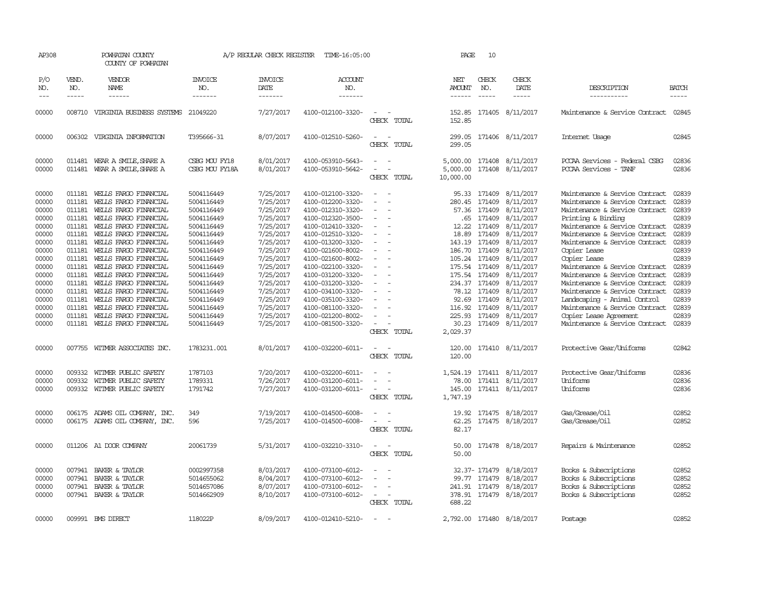AP308 POWHATAN COUNTY A/P REGULAR CHECK REGISTER TIME-16:05:00 PAGE 10
COUNTY OF POWHATAN

| P/O NO. | VEND. NO. | VENDOR NAME | INVOICE NO. | INVOICE DATE | ACCOUNT NO. | | NET AMOUNT | CHECK NO. | CHECK DATE | DESCRIPTION | BATCH |
|---|---|---|---|---|---|---|---|---|---|---|---|
| 00000 | 008710 | VIRGINIA BUSINESS SYSTEMS | 21049220 | 7/27/2017 | 4100-012100-3320- | - - | 152.85 | 171405 | 8/11/2017 | Maintenance & Service Contract | 02845 |
| | | | | | | CHECK TOTAL | 152.85 | | | | |
| 00000 | 006302 | VIRGINIA INFORMATION | T395666-31 | 8/07/2017 | 4100-012510-5260- | - - | 299.05 | 171406 | 8/11/2017 | Internet Usage | 02845 |
| | | | | | | CHECK TOTAL | 299.05 | | | | |
| 00000 | 011481 | WEAR A SMILE,SHARE A | CSBG MOU FY18 | 8/01/2017 | 4100-053910-5643- | - - | 5,000.00 | 171408 | 8/11/2017 | PCCAA Services - Federal CSBG | 02836 |
| 00000 | 011481 | WEAR A SMILE,SHARE A | CSBG MOU FY18A | 8/01/2017 | 4100-053910-5642- | - - | 5,000.00 | 171408 | 8/11/2017 | PCCAA Services - TANF | 02836 |
| | | | | | | CHECK TOTAL | 10,000.00 | | | | |
| 00000 | 011181 | WELLS FARGO FINANCIAL | 5004116449 | 7/25/2017 | 4100-012100-3320- | - - | 95.33 | 171409 | 8/11/2017 | Maintenance & Service Contract | 02839 |
| 00000 | 011181 | WELLS FARGO FINANCIAL | 5004116449 | 7/25/2017 | 4100-012200-3320- | - - | 280.45 | 171409 | 8/11/2017 | Maintenance & Service Contract | 02839 |
| 00000 | 011181 | WELLS FARGO FINANCIAL | 5004116449 | 7/25/2017 | 4100-012310-3320- | - - | 57.36 | 171409 | 8/11/2017 | Maintenance & Service Contract | 02839 |
| 00000 | 011181 | WELLS FARGO FINANCIAL | 5004116449 | 7/25/2017 | 4100-012320-3500- | - - | .65 | 171409 | 8/11/2017 | Printing & Binding | 02839 |
| 00000 | 011181 | WELLS FARGO FINANCIAL | 5004116449 | 7/25/2017 | 4100-012410-3320- | - - | 12.22 | 171409 | 8/11/2017 | Maintenance & Service Contract | 02839 |
| 00000 | 011181 | WELLS FARGO FINANCIAL | 5004116449 | 7/25/2017 | 4100-012510-3320- | - - | 18.89 | 171409 | 8/11/2017 | Maintenance & Service Contract | 02839 |
| 00000 | 011181 | WELLS FARGO FINANCIAL | 5004116449 | 7/25/2017 | 4100-013200-3320- | - - | 143.19 | 171409 | 8/11/2017 | Maintenance & Service Contract | 02839 |
| 00000 | 011181 | WELLS FARGO FINANCIAL | 5004116449 | 7/25/2017 | 4100-021600-8002- | - - | 186.70 | 171409 | 8/11/2017 | Copier Lease | 02839 |
| 00000 | 011181 | WELLS FARGO FINANCIAL | 5004116449 | 7/25/2017 | 4100-021600-8002- | - - | 105.24 | 171409 | 8/11/2017 | Copier Lease | 02839 |
| 00000 | 011181 | WELLS FARGO FINANCIAL | 5004116449 | 7/25/2017 | 4100-022100-3320- | - - | 175.54 | 171409 | 8/11/2017 | Maintenance & Service Contract | 02839 |
| 00000 | 011181 | WELLS FARGO FINANCIAL | 5004116449 | 7/25/2017 | 4100-031200-3320- | - - | 175.54 | 171409 | 8/11/2017 | Maintenance & Service Contract | 02839 |
| 00000 | 011181 | WELLS FARGO FINANCIAL | 5004116449 | 7/25/2017 | 4100-031200-3320- | - - | 234.37 | 171409 | 8/11/2017 | Maintenance & Service Contract | 02839 |
| 00000 | 011181 | WELLS FARGO FINANCIAL | 5004116449 | 7/25/2017 | 4100-034100-3320- | - - | 78.12 | 171409 | 8/11/2017 | Maintenance & Service Contract | 02839 |
| 00000 | 011181 | WELLS FARGO FINANCIAL | 5004116449 | 7/25/2017 | 4100-035100-3320- | - - | 92.69 | 171409 | 8/11/2017 | Landscaping - Animal Control | 02839 |
| 00000 | 011181 | WELLS FARGO FINANCIAL | 5004116449 | 7/25/2017 | 4100-081100-3320- | - - | 116.92 | 171409 | 8/11/2017 | Maintenance & Service Contract | 02839 |
| 00000 | 011181 | WELLS FARGO FINANCIAL | 5004116449 | 7/25/2017 | 4100-021200-8002- | - - | 225.93 | 171409 | 8/11/2017 | Copier Lease Agreement | 02839 |
| 00000 | 011181 | WELLS FARGO FINANCIAL | 5004116449 | 7/25/2017 | 4100-081500-3320- | - - | 30.23 | 171409 | 8/11/2017 | Maintenance & Service Contract | 02839 |
| | | | | | | CHECK TOTAL | 2,029.37 | | | | |
| 00000 | 007755 | WITMER ASSOCIATES INC. | 1783231.001 | 8/01/2017 | 4100-032200-6011- | - - | 120.00 | 171410 | 8/11/2017 | Protective Gear/Uniforms | 02842 |
| | | | | | | CHECK TOTAL | 120.00 | | | | |
| 00000 | 009332 | WITMER PUBLIC SAFETY | 1787103 | 7/20/2017 | 4100-032200-6011- | - - | 1,524.19 | 171411 | 8/11/2017 | Protective Gear/Uniforms | 02836 |
| 00000 | 009332 | WITMER PUBLIC SAFETY | 1789331 | 7/26/2017 | 4100-031200-6011- | - - | 78.00 | 171411 | 8/11/2017 | Uniforms | 02836 |
| 00000 | 009332 | WITMER PUBLIC SAFETY | 1791742 | 7/27/2017 | 4100-031200-6011- | - - | 145.00 | 171411 | 8/11/2017 | Uniforms | 02836 |
| | | | | | | CHECK TOTAL | 1,747.19 | | | | |
| 00000 | 006175 | ADAMS OIL COMPANY, INC. | 349 | 7/19/2017 | 4100-014500-6008- | - - | 19.92 | 171475 | 8/18/2017 | Gas/Grease/Oil | 02852 |
| 00000 | 006175 | ADAMS OIL COMPANY, INC. | 596 | 7/25/2017 | 4100-014500-6008- | - - | 62.25 | 171475 | 8/18/2017 | Gas/Grease/Oil | 02852 |
| | | | | | | CHECK TOTAL | 82.17 | | | | |
| 00000 | 011206 | A1 DOOR COMPANY | 20061739 | 5/31/2017 | 4100-032210-3310- | - - | 50.00 | 171478 | 8/18/2017 | Repairs & Maintenance | 02852 |
| | | | | | | CHECK TOTAL | 50.00 | | | | |
| 00000 | 007941 | BAKER & TAYLOR | 0002997358 | 8/03/2017 | 4100-073100-6012- | - - | 32.37- | 171479 | 8/18/2017 | Books & Subscriptions | 02852 |
| 00000 | 007941 | BAKER & TAYLOR | 5014655062 | 8/04/2017 | 4100-073100-6012- | - - | 99.77 | 171479 | 8/18/2017 | Books & Subscriptions | 02852 |
| 00000 | 007941 | BAKER & TAYLOR | 5014657086 | 8/07/2017 | 4100-073100-6012- | - - | 241.91 | 171479 | 8/18/2017 | Books & Subscriptions | 02852 |
| 00000 | 007941 | BAKER & TAYLOR | 5014662909 | 8/10/2017 | 4100-073100-6012- | - - | 378.91 | 171479 | 8/18/2017 | Books & Subscriptions | 02852 |
| | | | | | | CHECK TOTAL | 688.22 | | | | |
| 00000 | 009991 | BMS DIRECT | 118022P | 8/09/2017 | 4100-012410-5210- | - - | 2,792.00 | 171480 | 8/18/2017 | Postage | 02852 |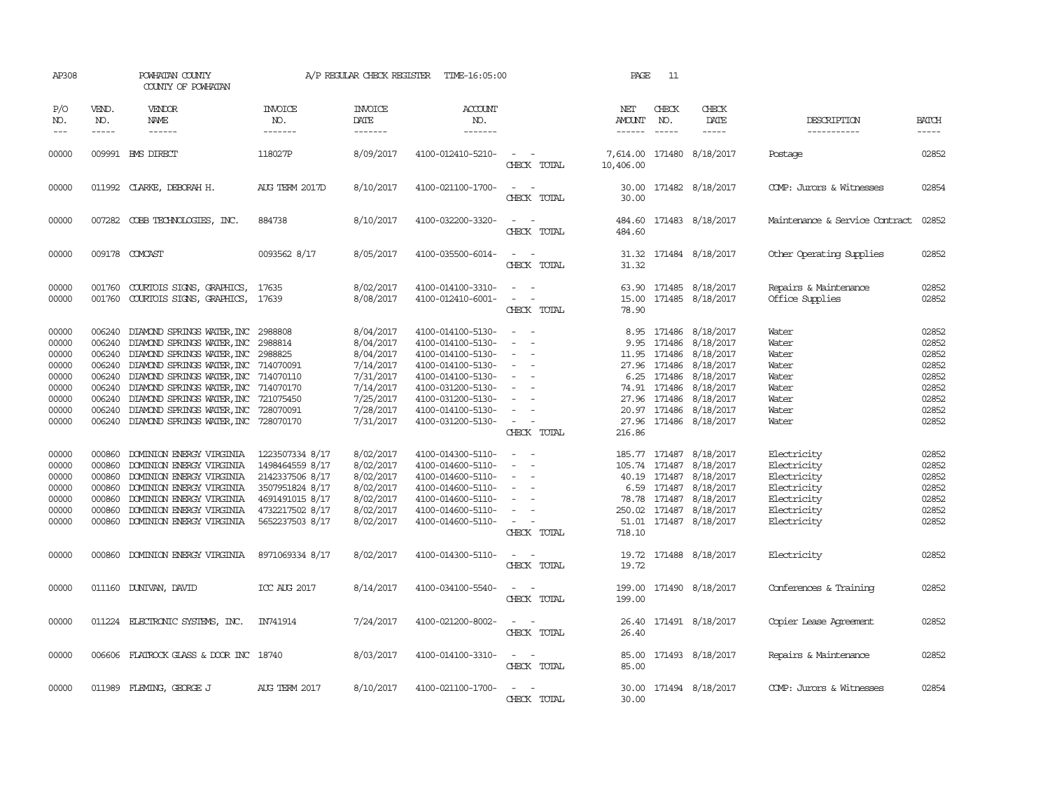AP308 POWHATAN COUNTY A/P REGULAR CHECK REGISTER TIME-16:05:00 PAGE 11

COUNTY OF POWHATAN

| P/O NO. | VEND. NO. | VENDOR NAME | INVOICE NO. | INVOICE DATE | ACCOUNT NO. | | NET AMOUNT | CHECK NO. | CHECK DATE | DESCRIPTION | BATCH |
|---|---|---|---|---|---|---|---|---|---|---|---|
| 00000 | 009991 | BMS DIRECT | 118027P | 8/09/2017 | 4100-012410-5210- | - - | 7,614.00 | 171480 | 8/18/2017 | Postage | 02852 |
| | | | | | | CHECK TOTAL | 10,406.00 | | | | |
| 00000 | 011992 | CLARKE, DEBORAH H. | AUG TERM 2017D | 8/10/2017 | 4100-021100-1700- | - - | 30.00 | 171482 | 8/18/2017 | COMP: Jurors & Witnesses | 02854 |
| | | | | | | CHECK TOTAL | 30.00 | | | | |
| 00000 | 007282 | COBB TECHNOLOGIES, INC. | 884738 | 8/10/2017 | 4100-032200-3320- | - - | 484.60 | 171483 | 8/18/2017 | Maintenance & Service Contract | 02852 |
| | | | | | | CHECK TOTAL | 484.60 | | | | |
| 00000 | 009178 | COMCAST | 0093562 8/17 | 8/05/2017 | 4100-035500-6014- | - - | 31.32 | 171484 | 8/18/2017 | Other Operating Supplies | 02852 |
| | | | | | | CHECK TOTAL | 31.32 | | | | |
| 00000 | 001760 | COURTOIS SIGNS, GRAPHICS, | 17635 | 8/02/2017 | 4100-014100-3310- | - - | 63.90 | 171485 | 8/18/2017 | Repairs & Maintenance | 02852 |
| 00000 | 001760 | COURTOIS SIGNS, GRAPHICS, | 17639 | 8/08/2017 | 4100-012410-6001- | - - | 15.00 | 171485 | 8/18/2017 | Office Supplies | 02852 |
| | | | | | | CHECK TOTAL | 78.90 | | | | |
| 00000 | 006240 | DIAMOND SPRINGS WATER,INC | 2988808 | 8/04/2017 | 4100-014100-5130- | - - | 8.95 | 171486 | 8/18/2017 | Water | 02852 |
| 00000 | 006240 | DIAMOND SPRINGS WATER,INC | 2988814 | 8/04/2017 | 4100-014100-5130- | - - | 9.95 | 171486 | 8/18/2017 | Water | 02852 |
| 00000 | 006240 | DIAMOND SPRINGS WATER,INC | 2988825 | 8/04/2017 | 4100-014100-5130- | - - | 11.95 | 171486 | 8/18/2017 | Water | 02852 |
| 00000 | 006240 | DIAMOND SPRINGS WATER,INC | 714070091 | 7/14/2017 | 4100-014100-5130- | - - | 27.96 | 171486 | 8/18/2017 | Water | 02852 |
| 00000 | 006240 | DIAMOND SPRINGS WATER,INC | 714070110 | 7/31/2017 | 4100-014100-5130- | - - | 6.25 | 171486 | 8/18/2017 | Water | 02852 |
| 00000 | 006240 | DIAMOND SPRINGS WATER,INC | 714070170 | 7/14/2017 | 4100-031200-5130- | - - | 74.91 | 171486 | 8/18/2017 | Water | 02852 |
| 00000 | 006240 | DIAMOND SPRINGS WATER,INC | 721075450 | 7/25/2017 | 4100-031200-5130- | - - | 27.96 | 171486 | 8/18/2017 | Water | 02852 |
| 00000 | 006240 | DIAMOND SPRINGS WATER,INC | 728070091 | 7/28/2017 | 4100-014100-5130- | - - | 20.97 | 171486 | 8/18/2017 | Water | 02852 |
| 00000 | 006240 | DIAMOND SPRINGS WATER,INC | 728070170 | 7/31/2017 | 4100-031200-5130- | - - | 27.96 | 171486 | 8/18/2017 | Water | 02852 |
| | | | | | | CHECK TOTAL | 216.86 | | | | |
| 00000 | 000860 | DOMINION ENERGY VIRGINIA | 1223507334 8/17 | 8/02/2017 | 4100-014300-5110- | - - | 185.77 | 171487 | 8/18/2017 | Electricity | 02852 |
| 00000 | 000860 | DOMINION ENERGY VIRGINIA | 1498464559 8/17 | 8/02/2017 | 4100-014600-5110- | - - | 105.74 | 171487 | 8/18/2017 | Electricity | 02852 |
| 00000 | 000860 | DOMINION ENERGY VIRGINIA | 2142337506 8/17 | 8/02/2017 | 4100-014600-5110- | - - | 40.19 | 171487 | 8/18/2017 | Electricity | 02852 |
| 00000 | 000860 | DOMINION ENERGY VIRGINIA | 3507951824 8/17 | 8/02/2017 | 4100-014600-5110- | - - | 6.59 | 171487 | 8/18/2017 | Electricity | 02852 |
| 00000 | 000860 | DOMINION ENERGY VIRGINIA | 4691491015 8/17 | 8/02/2017 | 4100-014600-5110- | - - | 78.78 | 171487 | 8/18/2017 | Electricity | 02852 |
| 00000 | 000860 | DOMINION ENERGY VIRGINIA | 4732217502 8/17 | 8/02/2017 | 4100-014600-5110- | - - | 250.02 | 171487 | 8/18/2017 | Electricity | 02852 |
| 00000 | 000860 | DOMINION ENERGY VIRGINIA | 5652237503 8/17 | 8/02/2017 | 4100-014600-5110- | - - | 51.01 | 171487 | 8/18/2017 | Electricity | 02852 |
| | | | | | | CHECK TOTAL | 718.10 | | | | |
| 00000 | 000860 | DOMINION ENERGY VIRGINIA | 8971069334 8/17 | 8/02/2017 | 4100-014300-5110- | - - | 19.72 | 171488 | 8/18/2017 | Electricity | 02852 |
| | | | | | | CHECK TOTAL | 19.72 | | | | |
| 00000 | 011160 | DUNIVAN, DAVID | ICC AUG 2017 | 8/14/2017 | 4100-034100-5540- | - - | 199.00 | 171490 | 8/18/2017 | Conferences & Training | 02852 |
| | | | | | | CHECK TOTAL | 199.00 | | | | |
| 00000 | 011224 | ELECTRONIC SYSTEMS, INC. | IN741914 | 7/24/2017 | 4100-021200-8002- | - - | 26.40 | 171491 | 8/18/2017 | Copier Lease Agreement | 02852 |
| | | | | | | CHECK TOTAL | 26.40 | | | | |
| 00000 | 006606 | FLATROCK GLASS & DOOR INC | 18740 | 8/03/2017 | 4100-014100-3310- | - - | 85.00 | 171493 | 8/18/2017 | Repairs & Maintenance | 02852 |
| | | | | | | CHECK TOTAL | 85.00 | | | | |
| 00000 | 011989 | FLEMING, GEORGE J | AUG TERM 2017 | 8/10/2017 | 4100-021100-1700- | - - | 30.00 | 171494 | 8/18/2017 | COMP: Jurors & Witnesses | 02854 |
| | | | | | | CHECK TOTAL | 30.00 | | | | |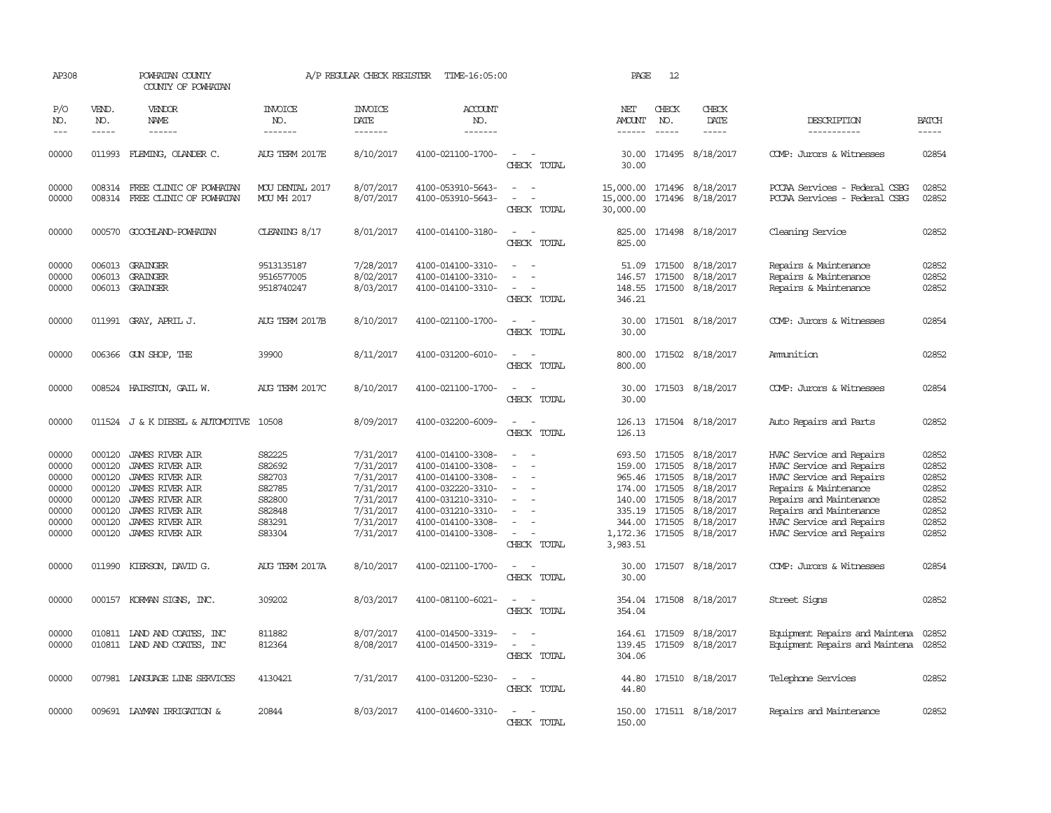AP308 POWHATAN COUNTY A/P REGULAR CHECK REGISTER TIME-16:05:00 PAGE 12

COUNTY OF POWHATAN

| P/O NO. | VEND. NO. | VENDOR NAME | INVOICE NO. | INVOICE DATE | ACCOUNT NO. | | NET AMOUNT | CHECK NO. | CHECK DATE | DESCRIPTION | BATCH |
|---|---|---|---|---|---|---|---|---|---|---|---|
| --- | ----- | ------ | ------- | ------- | ------- | | ------ | ----- | ----- | ----------- | ----- |
| 00000 | 011993 | FLEMING, OLANDER C. | AUG TERM 2017E | 8/10/2017 | 4100-021100-1700- | - - | 30.00 | 171495 | 8/18/2017 | COMP: Jurors & Witnesses | 02854 |
| | | | | | | CHECK TOTAL | 30.00 | | | | |
| 00000 | 008314 | FREE CLINIC OF POWHATAN | MOU DENTAL 2017 | 8/07/2017 | 4100-053910-5643- | - - | 15,000.00 | 171496 | 8/18/2017 | PCCAA Services - Federal CSBG | 02852 |
| 00000 | 008314 | FREE CLINIC OF POWHATAN | MOU MH 2017 | 8/07/2017 | 4100-053910-5643- | - - | 15,000.00 | 171496 | 8/18/2017 | PCCAA Services - Federal CSBG | 02852 |
| | | | | | | CHECK TOTAL | 30,000.00 | | | | |
| 00000 | 000570 | GOOCHLAND-POWHATAN | CLEANING 8/17 | 8/01/2017 | 4100-014100-3180- | - - | 825.00 | 171498 | 8/18/2017 | Cleaning Service | 02852 |
| | | | | | | CHECK TOTAL | 825.00 | | | | |
| 00000 | 006013 | GRAINGER | 9513135187 | 7/28/2017 | 4100-014100-3310- | - - | 51.09 | 171500 | 8/18/2017 | Repairs & Maintenance | 02852 |
| 00000 | 006013 | GRAINGER | 9516577005 | 8/02/2017 | 4100-014100-3310- | - - | 146.57 | 171500 | 8/18/2017 | Repairs & Maintenance | 02852 |
| 00000 | 006013 | GRAINGER | 9518740247 | 8/03/2017 | 4100-014100-3310- | - - | 148.55 | 171500 | 8/18/2017 | Repairs & Maintenance | 02852 |
| | | | | | | CHECK TOTAL | 346.21 | | | | |
| 00000 | 011991 | GRAY, APRIL J. | AUG TERM 2017B | 8/10/2017 | 4100-021100-1700- | - - | 30.00 | 171501 | 8/18/2017 | COMP: Jurors & Witnesses | 02854 |
| | | | | | | CHECK TOTAL | 30.00 | | | | |
| 00000 | 006366 | GUN SHOP, THE | 39900 | 8/11/2017 | 4100-031200-6010- | - - | 800.00 | 171502 | 8/18/2017 | Ammunition | 02852 |
| | | | | | | CHECK TOTAL | 800.00 | | | | |
| 00000 | 008524 | HAIRSTON, GAIL W. | AUG TERM 2017C | 8/10/2017 | 4100-021100-1700- | - - | 30.00 | 171503 | 8/18/2017 | COMP: Jurors & Witnesses | 02854 |
| | | | | | | CHECK TOTAL | 30.00 | | | | |
| 00000 | 011524 | J & K DIESEL & AUTOMOTIVE | 10508 | 8/09/2017 | 4100-032200-6009- | - - | 126.13 | 171504 | 8/18/2017 | Auto Repairs and Parts | 02852 |
| | | | | | | CHECK TOTAL | 126.13 | | | | |
| 00000 | 000120 | JAMES RIVER AIR | S82225 | 7/31/2017 | 4100-014100-3308- | - - | 693.50 | 171505 | 8/18/2017 | HVAC Service and Repairs | 02852 |
| 00000 | 000120 | JAMES RIVER AIR | S82692 | 7/31/2017 | 4100-014100-3308- | - - | 159.00 | 171505 | 8/18/2017 | HVAC Service and Repairs | 02852 |
| 00000 | 000120 | JAMES RIVER AIR | S82703 | 7/31/2017 | 4100-014100-3308- | - - | 965.46 | 171505 | 8/18/2017 | HVAC Service and Repairs | 02852 |
| 00000 | 000120 | JAMES RIVER AIR | S82785 | 7/31/2017 | 4100-032220-3310- | - - | 174.00 | 171505 | 8/18/2017 | Repairs & Maintenance | 02852 |
| 00000 | 000120 | JAMES RIVER AIR | S82800 | 7/31/2017 | 4100-031210-3310- | - - | 140.00 | 171505 | 8/18/2017 | Repairs and Maintenance | 02852 |
| 00000 | 000120 | JAMES RIVER AIR | S82848 | 7/31/2017 | 4100-031210-3310- | - - | 335.19 | 171505 | 8/18/2017 | Repairs and Maintenance | 02852 |
| 00000 | 000120 | JAMES RIVER AIR | S83291 | 7/31/2017 | 4100-014100-3308- | - - | 344.00 | 171505 | 8/18/2017 | HVAC Service and Repairs | 02852 |
| 00000 | 000120 | JAMES RIVER AIR | S83304 | 7/31/2017 | 4100-014100-3308- | - - | 1,172.36 | 171505 | 8/18/2017 | HVAC Service and Repairs | 02852 |
| | | | | | | CHECK TOTAL | 3,983.51 | | | | |
| 00000 | 011990 | KIERSON, DAVID G. | AUG TERM 2017A | 8/10/2017 | 4100-021100-1700- | - - | 30.00 | 171507 | 8/18/2017 | COMP: Jurors & Witnesses | 02854 |
| | | | | | | CHECK TOTAL | 30.00 | | | | |
| 00000 | 000157 | KORMAN SIGNS, INC. | 309202 | 8/03/2017 | 4100-081100-6021- | - - | 354.04 | 171508 | 8/18/2017 | Street Signs | 02852 |
| | | | | | | CHECK TOTAL | 354.04 | | | | |
| 00000 | 010811 | LAND AND COATES, INC | 811882 | 8/07/2017 | 4100-014500-3319- | - - | 164.61 | 171509 | 8/18/2017 | Equipment Repairs and Maintena | 02852 |
| 00000 | 010811 | LAND AND COATES, INC | 812364 | 8/08/2017 | 4100-014500-3319- | - - | 139.45 | 171509 | 8/18/2017 | Equipment Repairs and Maintena | 02852 |
| | | | | | | CHECK TOTAL | 304.06 | | | | |
| 00000 | 007981 | LANGUAGE LINE SERVICES | 4130421 | 7/31/2017 | 4100-031200-5230- | - - | 44.80 | 171510 | 8/18/2017 | Telephone Services | 02852 |
| | | | | | | CHECK TOTAL | 44.80 | | | | |
| 00000 | 009691 | LAYMAN IRRIGATION & | 20844 | 8/03/2017 | 4100-014600-3310- | - - | 150.00 | 171511 | 8/18/2017 | Repairs and Maintenance | 02852 |
| | | | | | | CHECK TOTAL | 150.00 | | | | |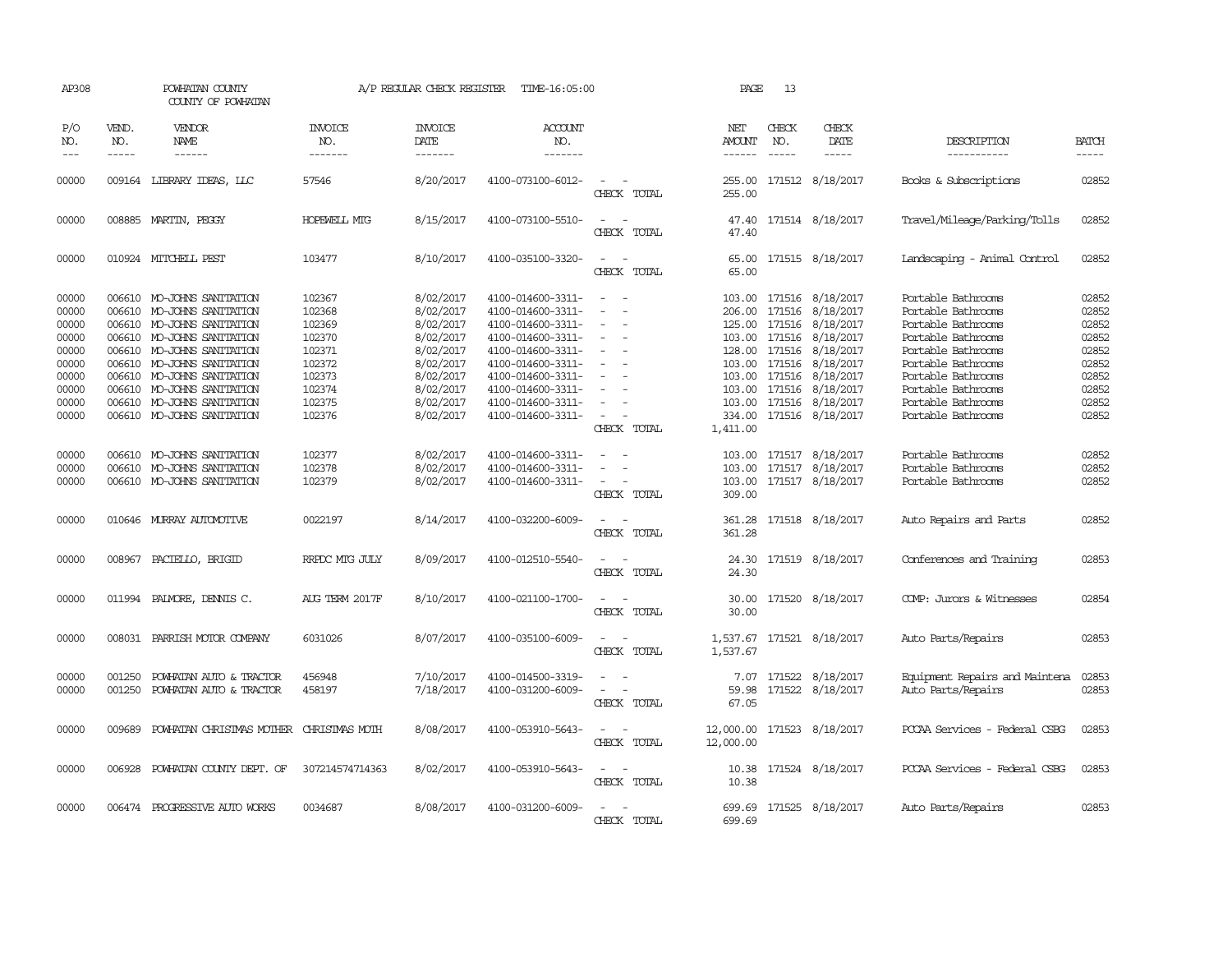AP308 POWHATAN COUNTY A/P REGULAR CHECK REGISTER TIME-16:05:00 PAGE 13
COUNTY OF POWHATAN

| P/O NO. | VEND. NO. | VENDOR NAME | INVOICE NO. | INVOICE DATE | ACCOUNT NO. | | NET AMOUNT | CHECK NO. | CHECK DATE | DESCRIPTION | BATCH |
|---|---|---|---|---|---|---|---|---|---|---|---|
| 00000 | 009164 | LIBRARY IDEAS, LLC | 57546 | 8/20/2017 | 4100-073100-6012- | - - | 255.00 | 171512 | 8/18/2017 | Books & Subscriptions | 02852 |
| | | | | | | CHECK TOTAL | 255.00 | | | | |
| 00000 | 008885 | MARTIN, PEGGY | HOPEWELL MTG | 8/15/2017 | 4100-073100-5510- | - - | 47.40 | 171514 | 8/18/2017 | Travel/Mileage/Parking/Tolls | 02852 |
| | | | | | | CHECK TOTAL | 47.40 | | | | |
| 00000 | 010924 | MITCHELL PEST | 103477 | 8/10/2017 | 4100-035100-3320- | - - | 65.00 | 171515 | 8/18/2017 | Landscaping - Animal Control | 02852 |
| | | | | | | CHECK TOTAL | 65.00 | | | | |
| 00000 | 006610 | MO-JOHNS SANITATION | 102367 | 8/02/2017 | 4100-014600-3311- | - - | 103.00 | 171516 | 8/18/2017 | Portable Bathrooms | 02852 |
| 00000 | 006610 | MO-JOHNS SANITATION | 102368 | 8/02/2017 | 4100-014600-3311- | - - | 206.00 | 171516 | 8/18/2017 | Portable Bathrooms | 02852 |
| 00000 | 006610 | MO-JOHNS SANITATION | 102369 | 8/02/2017 | 4100-014600-3311- | - - | 125.00 | 171516 | 8/18/2017 | Portable Bathrooms | 02852 |
| 00000 | 006610 | MO-JOHNS SANITATION | 102370 | 8/02/2017 | 4100-014600-3311- | - - | 103.00 | 171516 | 8/18/2017 | Portable Bathrooms | 02852 |
| 00000 | 006610 | MO-JOHNS SANITATION | 102371 | 8/02/2017 | 4100-014600-3311- | - - | 128.00 | 171516 | 8/18/2017 | Portable Bathrooms | 02852 |
| 00000 | 006610 | MO-JOHNS SANITATION | 102372 | 8/02/2017 | 4100-014600-3311- | - - | 103.00 | 171516 | 8/18/2017 | Portable Bathrooms | 02852 |
| 00000 | 006610 | MO-JOHNS SANITATION | 102373 | 8/02/2017 | 4100-014600-3311- | - - | 103.00 | 171516 | 8/18/2017 | Portable Bathrooms | 02852 |
| 00000 | 006610 | MO-JOHNS SANITATION | 102374 | 8/02/2017 | 4100-014600-3311- | - - | 103.00 | 171516 | 8/18/2017 | Portable Bathrooms | 02852 |
| 00000 | 006610 | MO-JOHNS SANITATION | 102375 | 8/02/2017 | 4100-014600-3311- | - - | 103.00 | 171516 | 8/18/2017 | Portable Bathrooms | 02852 |
| 00000 | 006610 | MO-JOHNS SANITATION | 102376 | 8/02/2017 | 4100-014600-3311- | - - | 334.00 | 171516 | 8/18/2017 | Portable Bathrooms | 02852 |
| | | | | | | CHECK TOTAL | 1,411.00 | | | | |
| 00000 | 006610 | MO-JOHNS SANITATION | 102377 | 8/02/2017 | 4100-014600-3311- | - - | 103.00 | 171517 | 8/18/2017 | Portable Bathrooms | 02852 |
| 00000 | 006610 | MO-JOHNS SANITATION | 102378 | 8/02/2017 | 4100-014600-3311- | - - | 103.00 | 171517 | 8/18/2017 | Portable Bathrooms | 02852 |
| 00000 | 006610 | MO-JOHNS SANITATION | 102379 | 8/02/2017 | 4100-014600-3311- | - - | 103.00 | 171517 | 8/18/2017 | Portable Bathrooms | 02852 |
| | | | | | | CHECK TOTAL | 309.00 | | | | |
| 00000 | 010646 | MURRAY AUTOMOTIVE | 0022197 | 8/14/2017 | 4100-032200-6009- | - - | 361.28 | 171518 | 8/18/2017 | Auto Repairs and Parts | 02852 |
| | | | | | | CHECK TOTAL | 361.28 | | | | |
| 00000 | 008967 | PACIELLO, BRIGID | RRPDC MTG JULY | 8/09/2017 | 4100-012510-5540- | - - | 24.30 | 171519 | 8/18/2017 | Conferences and Training | 02853 |
| | | | | | | CHECK TOTAL | 24.30 | | | | |
| 00000 | 011994 | PALMORE, DENNIS C. | AUG TERM 2017F | 8/10/2017 | 4100-021100-1700- | - - | 30.00 | 171520 | 8/18/2017 | COMP: Jurors & Witnesses | 02854 |
| | | | | | | CHECK TOTAL | 30.00 | | | | |
| 00000 | 008031 | PARRISH MOTOR COMPANY | 6031026 | 8/07/2017 | 4100-035100-6009- | - - | 1,537.67 | 171521 | 8/18/2017 | Auto Parts/Repairs | 02853 |
| | | | | | | CHECK TOTAL | 1,537.67 | | | | |
| 00000 | 001250 | POWHATAN AUTO & TRACTOR | 456948 | 7/10/2017 | 4100-014500-3319- | - - | 7.07 | 171522 | 8/18/2017 | Equipment Repairs and Maintena | 02853 |
| 00000 | 001250 | POWHATAN AUTO & TRACTOR | 458197 | 7/18/2017 | 4100-031200-6009- | - - | 59.98 | 171522 | 8/18/2017 | Auto Parts/Repairs | 02853 |
| | | | | | | CHECK TOTAL | 67.05 | | | | |
| 00000 | 009689 | POWHATAN CHRISTMAS MOTHER | CHRISTMAS MOTH | 8/08/2017 | 4100-053910-5643- | - - | 12,000.00 | 171523 | 8/18/2017 | PCCAA Services - Federal CSBG | 02853 |
| | | | | | | CHECK TOTAL | 12,000.00 | | | | |
| 00000 | 006928 | POWHATAN COUNTY DEPT. OF | 307214574714363 | 8/02/2017 | 4100-053910-5643- | - - | 10.38 | 171524 | 8/18/2017 | PCCAA Services - Federal CSBG | 02853 |
| | | | | | | CHECK TOTAL | 10.38 | | | | |
| 00000 | 006474 | PROGRESSIVE AUTO WORKS | 0034687 | 8/08/2017 | 4100-031200-6009- | - - | 699.69 | 171525 | 8/18/2017 | Auto Parts/Repairs | 02853 |
| | | | | | | CHECK TOTAL | 699.69 | | | | |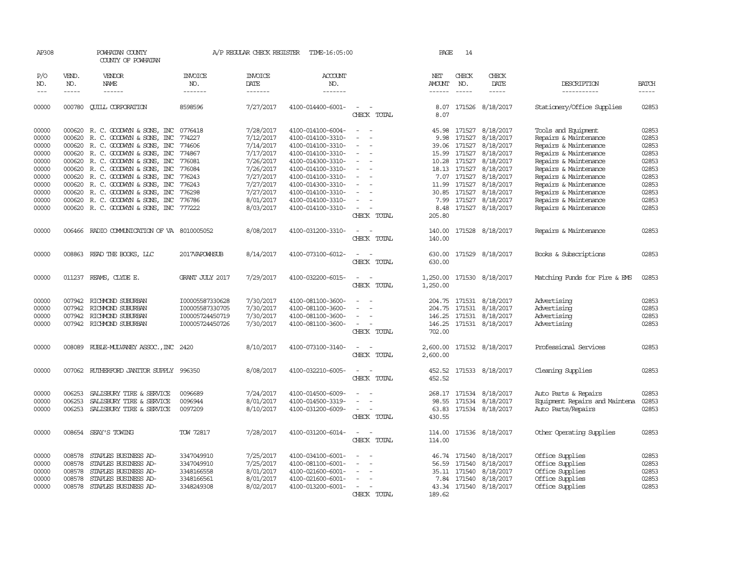AP308 POWHATAN COUNTY A/P REGULAR CHECK REGISTER TIME-16:05:00 PAGE 14

COUNTY OF POWHATAN

| P/O NO. | VEND. NO. | VENDOR NAME | INVOICE NO. | INVOICE DATE | ACCOUNT NO. | | NET AMOUNT | CHECK NO. | CHECK DATE | DESCRIPTION | BATCH |
|---|---|---|---|---|---|---|---|---|---|---|---|
| 00000 | 000780 | QUILL CORPORATION | 8598596 | 7/27/2017 | 4100-014400-6001- | - - | 8.07 | 171526 | 8/18/2017 | Stationery/Office Supplies | 02853 |
| | | | | | | CHECK TOTAL | 8.07 | | | | |
| 00000 | 000620 | R. C. GOODWYN & SONS, INC | 0776418 | 7/28/2017 | 4100-014100-6004- | - - | 45.98 | 171527 | 8/18/2017 | Tools and Equipment | 02853 |
| 00000 | 000620 | R. C. GOODWYN & SONS, INC | 774227 | 7/12/2017 | 4100-014100-3310- | - - | 9.98 | 171527 | 8/18/2017 | Repairs & Maintenance | 02853 |
| 00000 | 000620 | R. C. GOODWYN & SONS, INC | 774606 | 7/14/2017 | 4100-014100-3310- | - - | 39.06 | 171527 | 8/18/2017 | Repairs & Maintenance | 02853 |
| 00000 | 000620 | R. C. GOODWYN & SONS, INC | 774867 | 7/17/2017 | 4100-014100-3310- | - - | 15.99 | 171527 | 8/18/2017 | Repairs & Maintenance | 02853 |
| 00000 | 000620 | R. C. GOODWYN & SONS, INC | 776081 | 7/26/2017 | 4100-014300-3310- | - - | 10.28 | 171527 | 8/18/2017 | Repairs & Maintenance | 02853 |
| 00000 | 000620 | R. C. GOODWYN & SONS, INC | 776084 | 7/26/2017 | 4100-014100-3310- | - - | 18.13 | 171527 | 8/18/2017 | Repairs & Maintenance | 02853 |
| 00000 | 000620 | R. C. GOODWYN & SONS, INC | 776243 | 7/27/2017 | 4100-014100-3310- | - - | 7.07 | 171527 | 8/18/2017 | Repairs & Maintenance | 02853 |
| 00000 | 000620 | R. C. GOODWYN & SONS, INC | 776243 | 7/27/2017 | 4100-014300-3310- | - - | 11.99 | 171527 | 8/18/2017 | Repairs & Maintenance | 02853 |
| 00000 | 000620 | R. C. GOODWYN & SONS, INC | 776298 | 7/27/2017 | 4100-014100-3310- | - - | 30.85 | 171527 | 8/18/2017 | Repairs & Maintenance | 02853 |
| 00000 | 000620 | R. C. GOODWYN & SONS, INC | 776786 | 8/01/2017 | 4100-014100-3310- | - - | 7.99 | 171527 | 8/18/2017 | Repairs & Maintenance | 02853 |
| 00000 | 000620 | R. C. GOODWYN & SONS, INC | 777222 | 8/03/2017 | 4100-014100-3310- | - - | 8.48 | 171527 | 8/18/2017 | Repairs & Maintenance | 02853 |
| | | | | | | CHECK TOTAL | 205.80 | | | | |
| 00000 | 006466 | RADIO COMMUNICATION OF VA | 8010005052 | 8/08/2017 | 4100-031200-3310- | - - | 140.00 | 171528 | 8/18/2017 | Repairs & Maintenance | 02853 |
| | | | | | | CHECK TOTAL | 140.00 | | | | |
| 00000 | 008863 | READ THE BOOKS, LLC | 2017VAPOWHSUB | 8/14/2017 | 4100-073100-6012- | - - | 630.00 | 171529 | 8/18/2017 | Books & Subscriptions | 02853 |
| | | | | | | CHECK TOTAL | 630.00 | | | | |
| 00000 | 011237 | REAMS, CLYDE E. | GRANT JULY 2017 | 7/29/2017 | 4100-032200-6015- | - - | 1,250.00 | 171530 | 8/18/2017 | Matching Funds for Fire & EMS | 02853 |
| | | | | | | CHECK TOTAL | 1,250.00 | | | | |
| 00000 | 007942 | RICHMOND SUBURBAN | I00005587330628 | 7/30/2017 | 4100-081100-3600- | - - | 204.75 | 171531 | 8/18/2017 | Advertising | 02853 |
| 00000 | 007942 | RICHMOND SUBURBAN | I00005587330705 | 7/30/2017 | 4100-081100-3600- | - - | 204.75 | 171531 | 8/18/2017 | Advertising | 02853 |
| 00000 | 007942 | RICHMOND SUBURBAN | I00005724450719 | 7/30/2017 | 4100-081100-3600- | - - | 146.25 | 171531 | 8/18/2017 | Advertising | 02853 |
| 00000 | 007942 | RICHMOND SUBURBAN | I00005724450726 | 7/30/2017 | 4100-081100-3600- | - - | 146.25 | 171531 | 8/18/2017 | Advertising | 02853 |
| | | | | | | CHECK TOTAL | 702.00 | | | | |
| 00000 | 008089 | RUBLE-MULVANEY ASSOC.,INC | 2420 | 8/10/2017 | 4100-073100-3140- | - - | 2,600.00 | 171532 | 8/18/2017 | Professional Services | 02853 |
| | | | | | | CHECK TOTAL | 2,600.00 | | | | |
| 00000 | 007062 | RUTHERFORD JANITOR SUPPLY | 996350 | 8/08/2017 | 4100-032210-6005- | - - | 452.52 | 171533 | 8/18/2017 | Cleaning Supplies | 02853 |
| | | | | | | CHECK TOTAL | 452.52 | | | | |
| 00000 | 006253 | SALISBURY TIRE & SERVICE | 0096689 | 7/24/2017 | 4100-014500-6009- | - - | 268.17 | 171534 | 8/18/2017 | Auto Parts & Repairs | 02853 |
| 00000 | 006253 | SALISBURY TIRE & SERVICE | 0096944 | 8/01/2017 | 4100-014500-3319- | - - | 98.55 | 171534 | 8/18/2017 | Equipment Repairs and Maintena | 02853 |
| 00000 | 006253 | SALISBURY TIRE & SERVICE | 0097209 | 8/10/2017 | 4100-031200-6009- | - - | 63.83 | 171534 | 8/18/2017 | Auto Parts/Repairs | 02853 |
| | | | | | | CHECK TOTAL | 430.55 | | | | |
| 00000 | 008654 | SEAY'S TOWING | TOW 72817 | 7/28/2017 | 4100-031200-6014- | - - | 114.00 | 171536 | 8/18/2017 | Other Operating Supplies | 02853 |
| | | | | | | CHECK TOTAL | 114.00 | | | | |
| 00000 | 008578 | STAPLES BUSINESS AD- | 3347049910 | 7/25/2017 | 4100-034100-6001- | - - | 46.74 | 171540 | 8/18/2017 | Office Supplies | 02853 |
| 00000 | 008578 | STAPLES BUSINESS AD- | 3347049910 | 7/25/2017 | 4100-081100-6001- | - - | 56.59 | 171540 | 8/18/2017 | Office Supplies | 02853 |
| 00000 | 008578 | STAPLES BUSINESS AD- | 3348166558 | 8/01/2017 | 4100-021600-6001- | - - | 35.11 | 171540 | 8/18/2017 | Office Supplies | 02853 |
| 00000 | 008578 | STAPLES BUSINESS AD- | 3348166561 | 8/01/2017 | 4100-021600-6001- | - - | 7.84 | 171540 | 8/18/2017 | Office Supplies | 02853 |
| 00000 | 008578 | STAPLES BUSINESS AD- | 3348249308 | 8/02/2017 | 4100-013200-6001- | - - | 43.34 | 171540 | 8/18/2017 | Office Supplies | 02853 |
| | | | | | | CHECK TOTAL | 189.62 | | | | |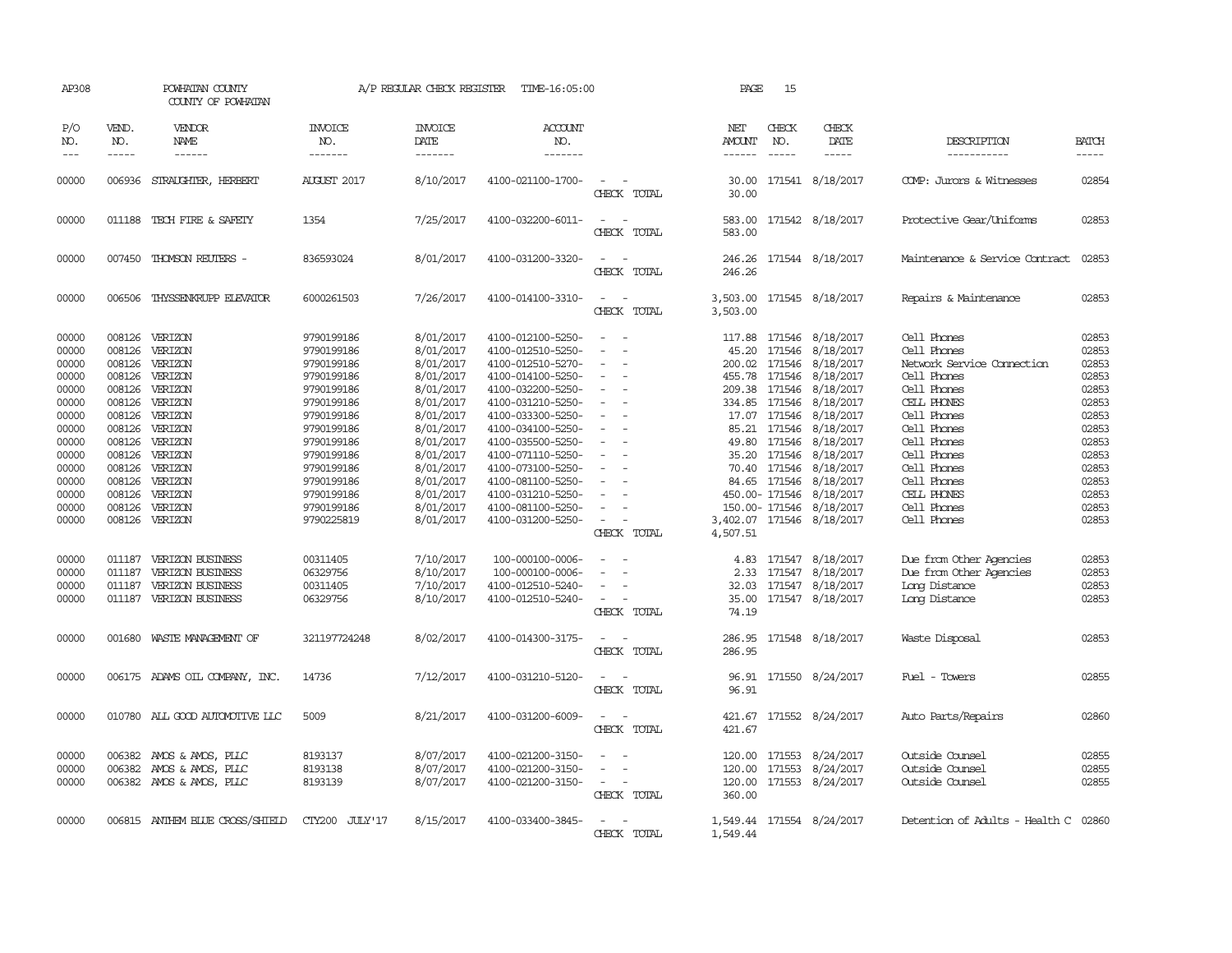AP308 POWHATAN COUNTY A/P REGULAR CHECK REGISTER TIME-16:05:00 PAGE 15

COUNTY OF POWHATAN

| P/O NO. | VEND. NO. | VENDOR NAME | INVOICE NO. | INVOICE DATE | ACCOUNT NO. | | NET AMOUNT | CHECK NO. | CHECK DATE | DESCRIPTION | BATCH |
|---|---|---|---|---|---|---|---|---|---|---|---|
| 00000 | 006936 | STRAUGHTER, HERBERT | AUGUST 2017 | 8/10/2017 | 4100-021100-1700- | - - | 30.00 | 171541 | 8/18/2017 | COMP: Jurors & Witnesses | 02854 |
| | | | | | | CHECK TOTAL | 30.00 | | | | |
| 00000 | 011188 | TECH FIRE & SAFETY | 1354 | 7/25/2017 | 4100-032200-6011- | - - | 583.00 | 171542 | 8/18/2017 | Protective Gear/Uniforms | 02853 |
| | | | | | | CHECK TOTAL | 583.00 | | | | |
| 00000 | 007450 | THOMSON REUTERS - | 836593024 | 8/01/2017 | 4100-031200-3320- | - - | 246.26 | 171544 | 8/18/2017 | Maintenance & Service Contract | 02853 |
| | | | | | | CHECK TOTAL | 246.26 | | | | |
| 00000 | 006506 | THYSSENKRUPP ELEVATOR | 6000261503 | 7/26/2017 | 4100-014100-3310- | - - | 3,503.00 | 171545 | 8/18/2017 | Repairs & Maintenance | 02853 |
| | | | | | | CHECK TOTAL | 3,503.00 | | | | |
| 00000 | 008126 | VERIZON | 9790199186 | 8/01/2017 | 4100-012100-5250- | - - | 117.88 | 171546 | 8/18/2017 | Cell Phones | 02853 |
| 00000 | 008126 | VERIZON | 9790199186 | 8/01/2017 | 4100-012510-5250- | - - | 45.20 | 171546 | 8/18/2017 | Cell Phones | 02853 |
| 00000 | 008126 | VERIZON | 9790199186 | 8/01/2017 | 4100-012510-5270- | - - | 200.02 | 171546 | 8/18/2017 | Network Service Connection | 02853 |
| 00000 | 008126 | VERIZON | 9790199186 | 8/01/2017 | 4100-014100-5250- | - - | 455.78 | 171546 | 8/18/2017 | Cell Phones | 02853 |
| 00000 | 008126 | VERIZON | 9790199186 | 8/01/2017 | 4100-032200-5250- | - - | 209.38 | 171546 | 8/18/2017 | Cell Phones | 02853 |
| 00000 | 008126 | VERIZON | 9790199186 | 8/01/2017 | 4100-031210-5250- | - - | 334.85 | 171546 | 8/18/2017 | CELL PHONES | 02853 |
| 00000 | 008126 | VERIZON | 9790199186 | 8/01/2017 | 4100-033300-5250- | - - | 17.07 | 171546 | 8/18/2017 | Cell Phones | 02853 |
| 00000 | 008126 | VERIZON | 9790199186 | 8/01/2017 | 4100-034100-5250- | - - | 85.21 | 171546 | 8/18/2017 | Cell Phones | 02853 |
| 00000 | 008126 | VERIZON | 9790199186 | 8/01/2017 | 4100-035500-5250- | - - | 49.80 | 171546 | 8/18/2017 | Cell Phones | 02853 |
| 00000 | 008126 | VERIZON | 9790199186 | 8/01/2017 | 4100-071110-5250- | - - | 35.20 | 171546 | 8/18/2017 | Cell Phones | 02853 |
| 00000 | 008126 | VERIZON | 9790199186 | 8/01/2017 | 4100-073100-5250- | - - | 70.40 | 171546 | 8/18/2017 | Cell Phones | 02853 |
| 00000 | 008126 | VERIZON | 9790199186 | 8/01/2017 | 4100-081100-5250- | - - | 84.65 | 171546 | 8/18/2017 | Cell Phones | 02853 |
| 00000 | 008126 | VERIZON | 9790199186 | 8/01/2017 | 4100-031210-5250- | - - | 450.00- | 171546 | 8/18/2017 | CELL PHONES | 02853 |
| 00000 | 008126 | VERIZON | 9790199186 | 8/01/2017 | 4100-081100-5250- | - - | 150.00- | 171546 | 8/18/2017 | Cell Phones | 02853 |
| 00000 | 008126 | VERIZON | 9790225819 | 8/01/2017 | 4100-031200-5250- | - - | 3,402.07 | 171546 | 8/18/2017 | Cell Phones | 02853 |
| | | | | | | CHECK TOTAL | 4,507.51 | | | | |
| 00000 | 011187 | VERIZON BUSINESS | 00311405 | 7/10/2017 | 100-000100-0006- | - - | 4.83 | 171547 | 8/18/2017 | Due from Other Agencies | 02853 |
| 00000 | 011187 | VERIZON BUSINESS | 06329756 | 8/10/2017 | 100-000100-0006- | - - | 2.33 | 171547 | 8/18/2017 | Due from Other Agencies | 02853 |
| 00000 | 011187 | VERIZON BUSINESS | 00311405 | 7/10/2017 | 4100-012510-5240- | - - | 32.03 | 171547 | 8/18/2017 | Long Distance | 02853 |
| 00000 | 011187 | VERIZON BUSINESS | 06329756 | 8/10/2017 | 4100-012510-5240- | - - | 35.00 | 171547 | 8/18/2017 | Long Distance | 02853 |
| | | | | | | CHECK TOTAL | 74.19 | | | | |
| 00000 | 001680 | WASTE MANAGEMENT OF | 321197724248 | 8/02/2017 | 4100-014300-3175- | - - | 286.95 | 171548 | 8/18/2017 | Waste Disposal | 02853 |
| | | | | | | CHECK TOTAL | 286.95 | | | | |
| 00000 | 006175 | ADAMS OIL COMPANY, INC. | 14736 | 7/12/2017 | 4100-031210-5120- | - - | 96.91 | 171550 | 8/24/2017 | Fuel - Towers | 02855 |
| | | | | | | CHECK TOTAL | 96.91 | | | | |
| 00000 | 010780 | ALL GOOD AUTOMOTIVE LLC | 5009 | 8/21/2017 | 4100-031200-6009- | - - | 421.67 | 171552 | 8/24/2017 | Auto Parts/Repairs | 02860 |
| | | | | | | CHECK TOTAL | 421.67 | | | | |
| 00000 | 006382 | AMOS & AMOS, PLLC | 8193137 | 8/07/2017 | 4100-021200-3150- | - - | 120.00 | 171553 | 8/24/2017 | Outside Counsel | 02855 |
| 00000 | 006382 | AMOS & AMOS, PLLC | 8193138 | 8/07/2017 | 4100-021200-3150- | - - | 120.00 | 171553 | 8/24/2017 | Outside Counsel | 02855 |
| 00000 | 006382 | AMOS & AMOS, PLLC | 8193139 | 8/07/2017 | 4100-021200-3150- | - - | 120.00 | 171553 | 8/24/2017 | Outside Counsel | 02855 |
| | | | | | | CHECK TOTAL | 360.00 | | | | |
| 00000 | 006815 | ANTHEM BLUE CROSS/SHIELD | CTY200 JULY'17 | 8/15/2017 | 4100-033400-3845- | - - | 1,549.44 | 171554 | 8/24/2017 | Detention of Adults - Health C | 02860 |
| | | | | | | CHECK TOTAL | 1,549.44 | | | | |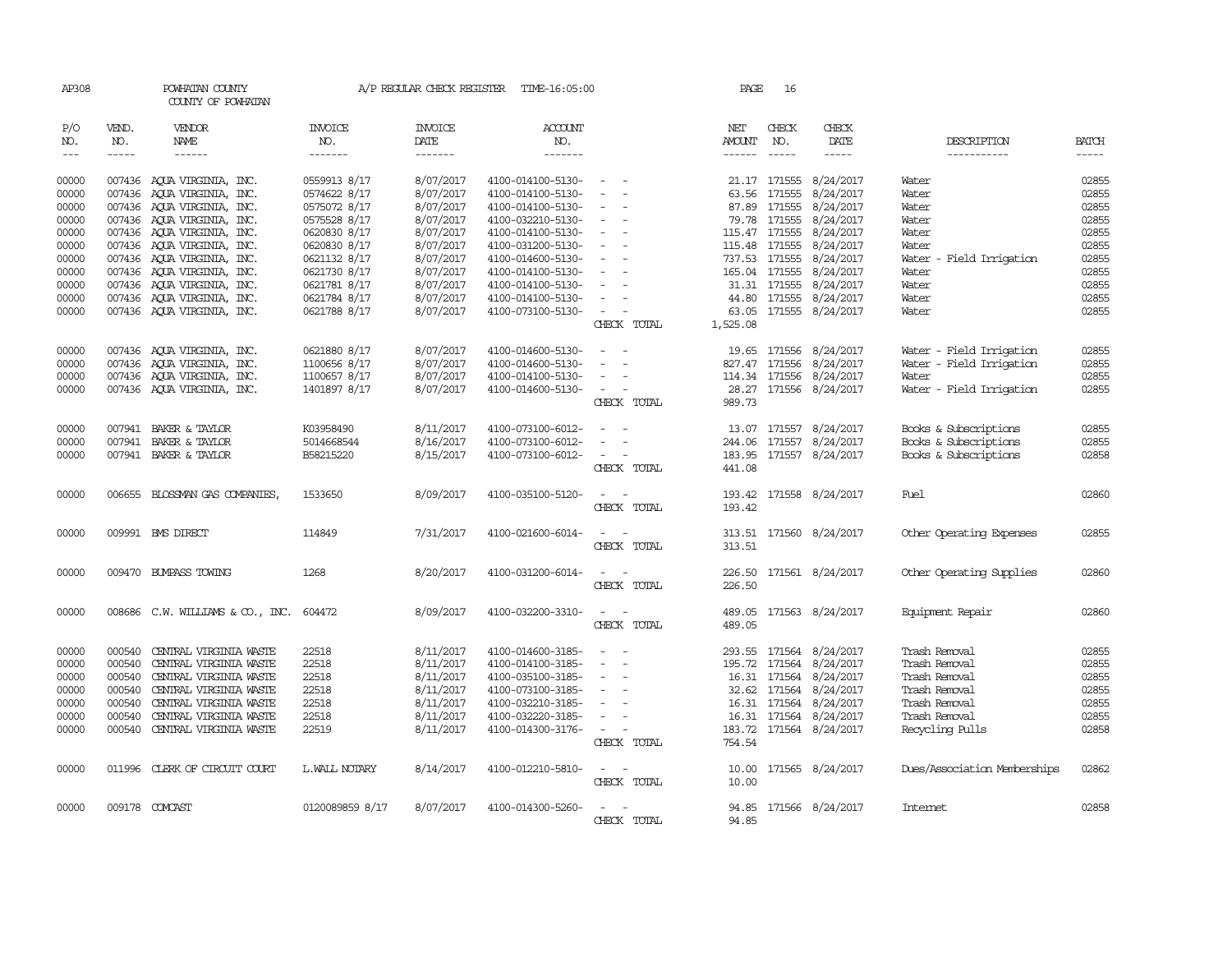AP308 POWHATAN COUNTY A/P REGULAR CHECK REGISTER TIME-16:05:00 PAGE 16

COUNTY OF POWHATAN

| P/O NO. | VEND. NO. | VENDOR NAME | INVOICE NO. | INVOICE DATE | ACCOUNT NO. | | NET AMOUNT | CHECK NO. | CHECK DATE | DESCRIPTION | BATCH |
|---|---|---|---|---|---|---|---|---|---|---|---|
| --- | ----- | ------ | ------- | ------- | ------- | | ------ | ----- | ----- | ----------- | ----- |
| 00000 | 007436 | AQUA VIRGINIA, INC. | 0559913 8/17 | 8/07/2017 | 4100-014100-5130- | - - | 21.17 | 171555 | 8/24/2017 | Water | 02855 |
| 00000 | 007436 | AQUA VIRGINIA, INC. | 0574622 8/17 | 8/07/2017 | 4100-014100-5130- | - - | 63.56 | 171555 | 8/24/2017 | Water | 02855 |
| 00000 | 007436 | AQUA VIRGINIA, INC. | 0575072 8/17 | 8/07/2017 | 4100-014100-5130- | - - | 87.89 | 171555 | 8/24/2017 | Water | 02855 |
| 00000 | 007436 | AQUA VIRGINIA, INC. | 0575528 8/17 | 8/07/2017 | 4100-032210-5130- | - - | 79.78 | 171555 | 8/24/2017 | Water | 02855 |
| 00000 | 007436 | AQUA VIRGINIA, INC. | 0620830 8/17 | 8/07/2017 | 4100-014100-5130- | - - | 115.47 | 171555 | 8/24/2017 | Water | 02855 |
| 00000 | 007436 | AQUA VIRGINIA, INC. | 0620830 8/17 | 8/07/2017 | 4100-031200-5130- | - - | 115.48 | 171555 | 8/24/2017 | Water | 02855 |
| 00000 | 007436 | AQUA VIRGINIA, INC. | 0621132 8/17 | 8/07/2017 | 4100-014600-5130- | - - | 737.53 | 171555 | 8/24/2017 | Water - Field Irrigation | 02855 |
| 00000 | 007436 | AQUA VIRGINIA, INC. | 0621730 8/17 | 8/07/2017 | 4100-014100-5130- | - - | 165.04 | 171555 | 8/24/2017 | Water | 02855 |
| 00000 | 007436 | AQUA VIRGINIA, INC. | 0621781 8/17 | 8/07/2017 | 4100-014100-5130- | - - | 31.31 | 171555 | 8/24/2017 | Water | 02855 |
| 00000 | 007436 | AQUA VIRGINIA, INC. | 0621784 8/17 | 8/07/2017 | 4100-014100-5130- | - - | 44.80 | 171555 | 8/24/2017 | Water | 02855 |
| 00000 | 007436 | AQUA VIRGINIA, INC. | 0621788 8/17 | 8/07/2017 | 4100-073100-5130- | - - | 63.05 | 171555 | 8/24/2017 | Water | 02855 |
| | | | | | | CHECK TOTAL | 1,525.08 | | | | |
| 00000 | 007436 | AQUA VIRGINIA, INC. | 0621880 8/17 | 8/07/2017 | 4100-014600-5130- | - - | 19.65 | 171556 | 8/24/2017 | Water - Field Irrigation | 02855 |
| 00000 | 007436 | AQUA VIRGINIA, INC. | 1100656 8/17 | 8/07/2017 | 4100-014600-5130- | - - | 827.47 | 171556 | 8/24/2017 | Water - Field Irrigation | 02855 |
| 00000 | 007436 | AQUA VIRGINIA, INC. | 1100657 8/17 | 8/07/2017 | 4100-014100-5130- | - - | 114.34 | 171556 | 8/24/2017 | Water | 02855 |
| 00000 | 007436 | AQUA VIRGINIA, INC. | 1401897 8/17 | 8/07/2017 | 4100-014600-5130- | - - | 28.27 | 171556 | 8/24/2017 | Water - Field Irrigation | 02855 |
| | | | | | | CHECK TOTAL | 989.73 | | | | |
| 00000 | 007941 | BAKER & TAYLOR | K03958490 | 8/11/2017 | 4100-073100-6012- | - - | 13.07 | 171557 | 8/24/2017 | Books & Subscriptions | 02855 |
| 00000 | 007941 | BAKER & TAYLOR | 5014668544 | 8/16/2017 | 4100-073100-6012- | - - | 244.06 | 171557 | 8/24/2017 | Books & Subscriptions | 02855 |
| 00000 | 007941 | BAKER & TAYLOR | B58215220 | 8/15/2017 | 4100-073100-6012- | - - | 183.95 | 171557 | 8/24/2017 | Books & Subscriptions | 02858 |
| | | | | | | CHECK TOTAL | 441.08 | | | | |
| 00000 | 006655 | BLOSSMAN GAS COMPANIES, | 1533650 | 8/09/2017 | 4100-035100-5120- | - - | 193.42 | 171558 | 8/24/2017 | Fuel | 02860 |
| | | | | | | CHECK TOTAL | 193.42 | | | | |
| 00000 | 009991 | BMS DIRECT | 114849 | 7/31/2017 | 4100-021600-6014- | - - | 313.51 | 171560 | 8/24/2017 | Other Operating Expenses | 02855 |
| | | | | | | CHECK TOTAL | 313.51 | | | | |
| 00000 | 009470 | BUMPASS TOWING | 1268 | 8/20/2017 | 4100-031200-6014- | - - | 226.50 | 171561 | 8/24/2017 | Other Operating Supplies | 02860 |
| | | | | | | CHECK TOTAL | 226.50 | | | | |
| 00000 | 008686 | C.W. WILLIAMS & CO., INC. | 604472 | 8/09/2017 | 4100-032200-3310- | - - | 489.05 | 171563 | 8/24/2017 | Equipment Repair | 02860 |
| | | | | | | CHECK TOTAL | 489.05 | | | | |
| 00000 | 000540 | CENTRAL VIRGINIA WASTE | 22518 | 8/11/2017 | 4100-014600-3185- | - - | 293.55 | 171564 | 8/24/2017 | Trash Removal | 02855 |
| 00000 | 000540 | CENTRAL VIRGINIA WASTE | 22518 | 8/11/2017 | 4100-014100-3185- | - - | 195.72 | 171564 | 8/24/2017 | Trash Removal | 02855 |
| 00000 | 000540 | CENTRAL VIRGINIA WASTE | 22518 | 8/11/2017 | 4100-035100-3185- | - - | 16.31 | 171564 | 8/24/2017 | Trash Removal | 02855 |
| 00000 | 000540 | CENTRAL VIRGINIA WASTE | 22518 | 8/11/2017 | 4100-073100-3185- | - - | 32.62 | 171564 | 8/24/2017 | Trash Removal | 02855 |
| 00000 | 000540 | CENTRAL VIRGINIA WASTE | 22518 | 8/11/2017 | 4100-032210-3185- | - - | 16.31 | 171564 | 8/24/2017 | Trash Removal | 02855 |
| 00000 | 000540 | CENTRAL VIRGINIA WASTE | 22518 | 8/11/2017 | 4100-032220-3185- | - - | 16.31 | 171564 | 8/24/2017 | Trash Removal | 02855 |
| 00000 | 000540 | CENTRAL VIRGINIA WASTE | 22519 | 8/11/2017 | 4100-014300-3176- | - - | 183.72 | 171564 | 8/24/2017 | Recycling Pulls | 02858 |
| | | | | | | CHECK TOTAL | 754.54 | | | | |
| 00000 | 011996 | CLERK OF CIRCUIT COURT | L.WALL NOTARY | 8/14/2017 | 4100-012210-5810- | - - | 10.00 | 171565 | 8/24/2017 | Dues/Association Memberships | 02862 |
| | | | | | | CHECK TOTAL | 10.00 | | | | |
| 00000 | 009178 | COMCAST | 0120089859 8/17 | 8/07/2017 | 4100-014300-5260- | - - | 94.85 | 171566 | 8/24/2017 | Internet | 02858 |
| | | | | | | CHECK TOTAL | 94.85 | | | | |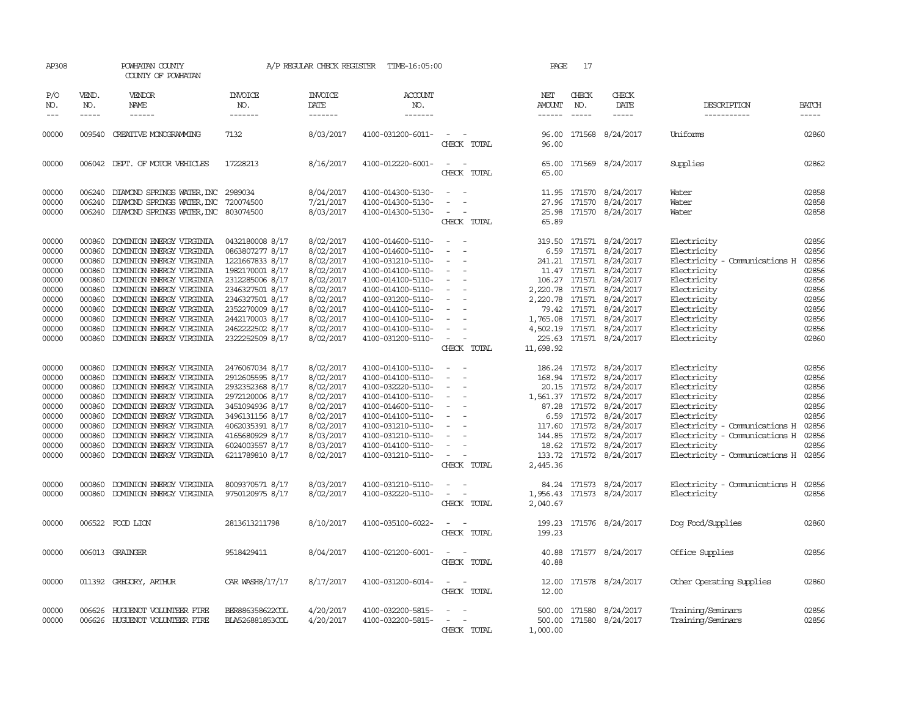AP308 POWHATAN COUNTY A/P REGULAR CHECK REGISTER TIME-16:05:00 PAGE 17

COUNTY OF POWHATAN

| P/O NO. | VEND. NO. | VENDOR NAME | INVOICE NO. | INVOICE DATE | ACCOUNT NO. | | NET AMOUNT | CHECK NO. | CHECK DATE | DESCRIPTION | BATCH |
|---|---|---|---|---|---|---|---|---|---|---|---|
| 00000 | 009540 | CREATIVE MONOGRAMMING | 7132 | 8/03/2017 | 4100-031200-6011- | - - | 96.00 | 171568 | 8/24/2017 | Uniforms | 02860 |
| | | | | | | CHECK TOTAL | 96.00 | | | | |
| 00000 | 006042 | DEPT. OF MOTOR VEHICLES | 17228213 | 8/16/2017 | 4100-012220-6001- | - - | 65.00 | 171569 | 8/24/2017 | Supplies | 02862 |
| | | | | | | CHECK TOTAL | 65.00 | | | | |
| 00000 | 006240 | DIAMOND SPRINGS WATER,INC | 2989034 | 8/04/2017 | 4100-014300-5130- | - - | 11.95 | 171570 | 8/24/2017 | Water | 02858 |
| 00000 | 006240 | DIAMOND SPRINGS WATER,INC | 720074500 | 7/21/2017 | 4100-014300-5130- | - - | 27.96 | 171570 | 8/24/2017 | Water | 02858 |
| 00000 | 006240 | DIAMOND SPRINGS WATER,INC | 803074500 | 8/03/2017 | 4100-014300-5130- | - - | 25.98 | 171570 | 8/24/2017 | Water | 02858 |
| | | | | | | CHECK TOTAL | 65.89 | | | | |
| 00000 | 000860 | DOMINION ENERGY VIRGINIA | 0432180008 8/17 | 8/02/2017 | 4100-014600-5110- | - - | 319.50 | 171571 | 8/24/2017 | Electricity | 02856 |
| 00000 | 000860 | DOMINION ENERGY VIRGINIA | 0863807277 8/17 | 8/02/2017 | 4100-014600-5110- | - - | 6.59 | 171571 | 8/24/2017 | Electricity | 02856 |
| 00000 | 000860 | DOMINION ENERGY VIRGINIA | 1221667833 8/17 | 8/02/2017 | 4100-031210-5110- | - - | 241.21 | 171571 | 8/24/2017 | Electricity - Communications H | 02856 |
| 00000 | 000860 | DOMINION ENERGY VIRGINIA | 1982170001 8/17 | 8/02/2017 | 4100-014100-5110- | - - | 11.47 | 171571 | 8/24/2017 | Electricity | 02856 |
| 00000 | 000860 | DOMINION ENERGY VIRGINIA | 2312285006 8/17 | 8/02/2017 | 4100-014100-5110- | - - | 106.27 | 171571 | 8/24/2017 | Electricity | 02856 |
| 00000 | 000860 | DOMINION ENERGY VIRGINIA | 2346327501 8/17 | 8/02/2017 | 4100-014100-5110- | - - | 2,220.78 | 171571 | 8/24/2017 | Electricity | 02856 |
| 00000 | 000860 | DOMINION ENERGY VIRGINIA | 2346327501 8/17 | 8/02/2017 | 4100-031200-5110- | - - | 2,220.78 | 171571 | 8/24/2017 | Electricity | 02856 |
| 00000 | 000860 | DOMINION ENERGY VIRGINIA | 2352270009 8/17 | 8/02/2017 | 4100-014100-5110- | - - | 79.42 | 171571 | 8/24/2017 | Electricity | 02856 |
| 00000 | 000860 | DOMINION ENERGY VIRGINIA | 2442170003 8/17 | 8/02/2017 | 4100-014100-5110- | - - | 1,765.08 | 171571 | 8/24/2017 | Electricity | 02856 |
| 00000 | 000860 | DOMINION ENERGY VIRGINIA | 2462222502 8/17 | 8/02/2017 | 4100-014100-5110- | - - | 4,502.19 | 171571 | 8/24/2017 | Electricity | 02856 |
| 00000 | 000860 | DOMINION ENERGY VIRGINIA | 2322252509 8/17 | 8/02/2017 | 4100-031200-5110- | - - | 225.63 | 171571 | 8/24/2017 | Electricity | 02860 |
| | | | | | | CHECK TOTAL | 11,698.92 | | | | |
| 00000 | 000860 | DOMINION ENERGY VIRGINIA | 2476067034 8/17 | 8/02/2017 | 4100-014100-5110- | - - | 186.24 | 171572 | 8/24/2017 | Electricity | 02856 |
| 00000 | 000860 | DOMINION ENERGY VIRGINIA | 2912605595 8/17 | 8/02/2017 | 4100-014100-5110- | - - | 168.94 | 171572 | 8/24/2017 | Electricity | 02856 |
| 00000 | 000860 | DOMINION ENERGY VIRGINIA | 2932352368 8/17 | 8/02/2017 | 4100-032220-5110- | - - | 20.15 | 171572 | 8/24/2017 | Electricity | 02856 |
| 00000 | 000860 | DOMINION ENERGY VIRGINIA | 2972120006 8/17 | 8/02/2017 | 4100-014100-5110- | - - | 1,561.37 | 171572 | 8/24/2017 | Electricity | 02856 |
| 00000 | 000860 | DOMINION ENERGY VIRGINIA | 3451094936 8/17 | 8/02/2017 | 4100-014600-5110- | - - | 87.28 | 171572 | 8/24/2017 | Electricity | 02856 |
| 00000 | 000860 | DOMINION ENERGY VIRGINIA | 3496131156 8/17 | 8/02/2017 | 4100-014100-5110- | - - | 6.59 | 171572 | 8/24/2017 | Electricity | 02856 |
| 00000 | 000860 | DOMINION ENERGY VIRGINIA | 4062035391 8/17 | 8/02/2017 | 4100-031210-5110- | - - | 117.60 | 171572 | 8/24/2017 | Electricity - Communications H | 02856 |
| 00000 | 000860 | DOMINION ENERGY VIRGINIA | 4165680929 8/17 | 8/03/2017 | 4100-031210-5110- | - - | 144.85 | 171572 | 8/24/2017 | Electricity - Communications H | 02856 |
| 00000 | 000860 | DOMINION ENERGY VIRGINIA | 6024003557 8/17 | 8/03/2017 | 4100-014100-5110- | - - | 18.62 | 171572 | 8/24/2017 | Electricity | 02856 |
| 00000 | 000860 | DOMINION ENERGY VIRGINIA | 6211789810 8/17 | 8/02/2017 | 4100-031210-5110- | - - | 133.72 | 171572 | 8/24/2017 | Electricity - Communications H | 02856 |
| | | | | | | CHECK TOTAL | 2,445.36 | | | | |
| 00000 | 000860 | DOMINION ENERGY VIRGINIA | 8009370571 8/17 | 8/03/2017 | 4100-031210-5110- | - - | 84.24 | 171573 | 8/24/2017 | Electricity - Communications H | 02856 |
| 00000 | 000860 | DOMINION ENERGY VIRGINIA | 9750120975 8/17 | 8/02/2017 | 4100-032220-5110- | - - | 1,956.43 | 171573 | 8/24/2017 | Electricity | 02856 |
| | | | | | | CHECK TOTAL | 2,040.67 | | | | |
| 00000 | 006522 | FOOD LION | 2813613211798 | 8/10/2017 | 4100-035100-6022- | - - | 199.23 | 171576 | 8/24/2017 | Dog Food/Supplies | 02860 |
| | | | | | | CHECK TOTAL | 199.23 | | | | |
| 00000 | 006013 | GRAINGER | 9518429411 | 8/04/2017 | 4100-021200-6001- | - - | 40.88 | 171577 | 8/24/2017 | Office Supplies | 02856 |
| | | | | | | CHECK TOTAL | 40.88 | | | | |
| 00000 | 011392 | GREGORY, ARTHUR | CAR WASH8/17/17 | 8/17/2017 | 4100-031200-6014- | - - | 12.00 | 171578 | 8/24/2017 | Other Operating Supplies | 02860 |
| | | | | | | CHECK TOTAL | 12.00 | | | | |
| 00000 | 006626 | HUGUENOT VOLUNTEER FIRE | BER886358622COL | 4/20/2017 | 4100-032200-5815- | - - | 500.00 | 171580 | 8/24/2017 | Training/Seminars | 02856 |
| 00000 | 006626 | HUGUENOT VOLUNTEER FIRE | BLA526881853COL | 4/20/2017 | 4100-032200-5815- | - - | 500.00 | 171580 | 8/24/2017 | Training/Seminars | 02856 |
| | | | | | | CHECK TOTAL | 1,000.00 | | | | |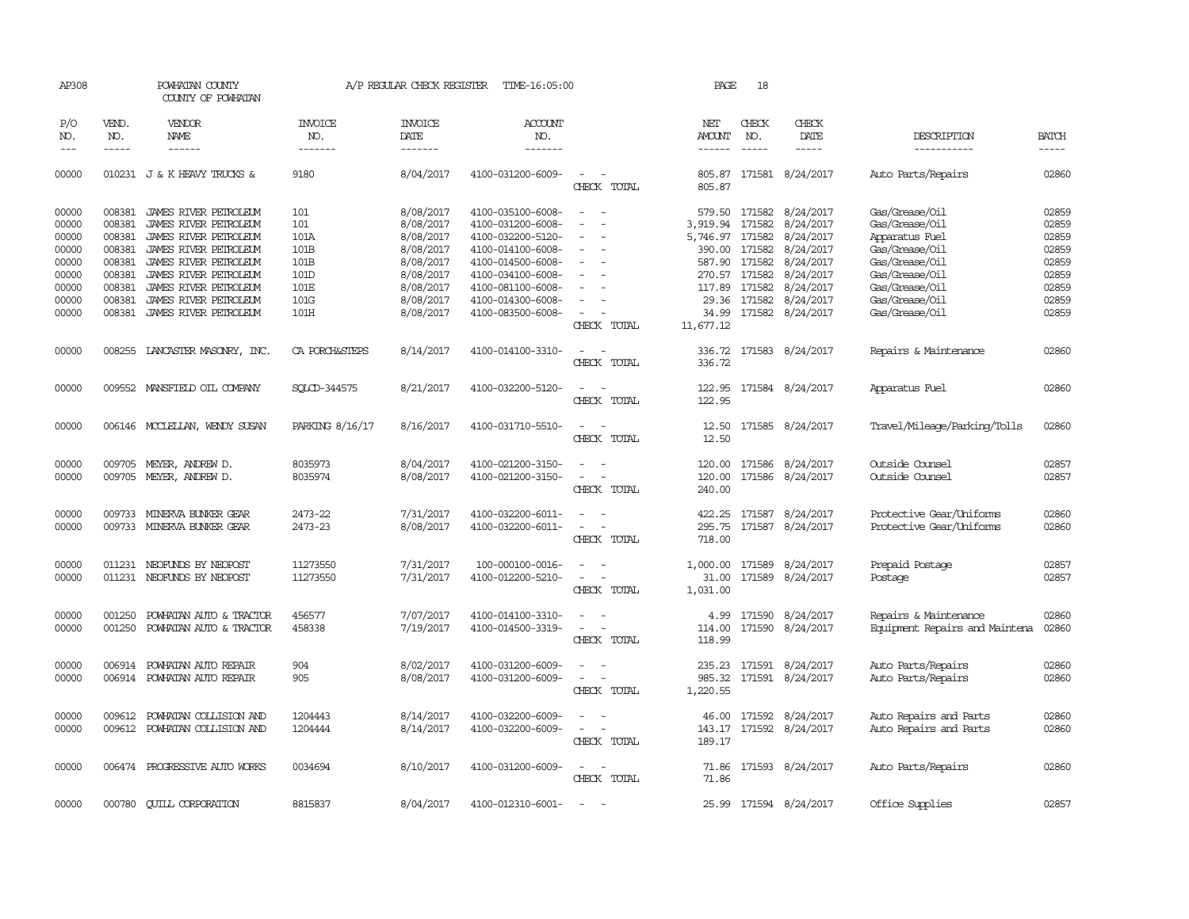AP308 POWHATAN COUNTY A/P REGULAR CHECK REGISTER TIME-16:05:00 PAGE 18

COUNTY OF POWHATAN

| P/O NO. | VEND. NO. | VENDOR NAME | INVOICE NO. | INVOICE DATE | ACCOUNT NO. | | NET AMOUNT | CHECK NO. | CHECK DATE | DESCRIPTION | BATCH |
|---|---|---|---|---|---|---|---|---|---|---|---|
| --- | ----- | ------ | ------- | ------- | ------- | | ------ | ----- | ----- | ----------- | ----- |
| 00000 | 010231 | J & K HEAVY TRUCKS & | 9180 | 8/04/2017 | 4100-031200-6009- | - - | 805.87 | 171581 | 8/24/2017 | Auto Parts/Repairs | 02860 |
| | | | | | | CHECK TOTAL | 805.87 | | | | |
| 00000 | 008381 | JAMES RIVER PETROLEUM | 101 | 8/08/2017 | 4100-035100-6008- | - - | 579.50 | 171582 | 8/24/2017 | Gas/Grease/Oil | 02859 |
| 00000 | 008381 | JAMES RIVER PETROLEUM | 101 | 8/08/2017 | 4100-031200-6008- | - - | 3,919.94 | 171582 | 8/24/2017 | Gas/Grease/Oil | 02859 |
| 00000 | 008381 | JAMES RIVER PETROLEUM | 101A | 8/08/2017 | 4100-032200-5120- | - - | 5,746.97 | 171582 | 8/24/2017 | Apparatus Fuel | 02859 |
| 00000 | 008381 | JAMES RIVER PETROLEUM | 101B | 8/08/2017 | 4100-014100-6008- | - - | 390.00 | 171582 | 8/24/2017 | Gas/Grease/Oil | 02859 |
| 00000 | 008381 | JAMES RIVER PETROLEUM | 101B | 8/08/2017 | 4100-014500-6008- | - - | 587.90 | 171582 | 8/24/2017 | Gas/Grease/Oil | 02859 |
| 00000 | 008381 | JAMES RIVER PETROLEUM | 101D | 8/08/2017 | 4100-034100-6008- | - - | 270.57 | 171582 | 8/24/2017 | Gas/Grease/Oil | 02859 |
| 00000 | 008381 | JAMES RIVER PETROLEUM | 101E | 8/08/2017 | 4100-081100-6008- | - - | 117.89 | 171582 | 8/24/2017 | Gas/Grease/Oil | 02859 |
| 00000 | 008381 | JAMES RIVER PETROLEUM | 101G | 8/08/2017 | 4100-014300-6008- | - - | 29.36 | 171582 | 8/24/2017 | Gas/Grease/Oil | 02859 |
| 00000 | 008381 | JAMES RIVER PETROLEUM | 101H | 8/08/2017 | 4100-083500-6008- | - - | 34.99 | 171582 | 8/24/2017 | Gas/Grease/Oil | 02859 |
| | | | | | | CHECK TOTAL | 11,677.12 | | | | |
| 00000 | 008255 | LANCASTER MASONRY, INC. | CA PORCH&STEPS | 8/14/2017 | 4100-014100-3310- | - - | 336.72 | 171583 | 8/24/2017 | Repairs & Maintenance | 02860 |
| | | | | | | CHECK TOTAL | 336.72 | | | | |
| 00000 | 009552 | MANSFIELD OIL COMPANY | SQLCD-344575 | 8/21/2017 | 4100-032200-5120- | - - | 122.95 | 171584 | 8/24/2017 | Apparatus Fuel | 02860 |
| | | | | | | CHECK TOTAL | 122.95 | | | | |
| 00000 | 006146 | MCCLELLAN, WENDY SUSAN | PARKING 8/16/17 | 8/16/2017 | 4100-031710-5510- | - - | 12.50 | 171585 | 8/24/2017 | Travel/Mileage/Parking/Tolls | 02860 |
| | | | | | | CHECK TOTAL | 12.50 | | | | |
| 00000 | 009705 | MEYER, ANDREW D. | 8035973 | 8/04/2017 | 4100-021200-3150- | - - | 120.00 | 171586 | 8/24/2017 | Outside Counsel | 02857 |
| 00000 | 009705 | MEYER, ANDREW D. | 8035974 | 8/08/2017 | 4100-021200-3150- | - - | 120.00 | 171586 | 8/24/2017 | Outside Counsel | 02857 |
| | | | | | | CHECK TOTAL | 240.00 | | | | |
| 00000 | 009733 | MINERVA BUNKER GEAR | 2473-22 | 7/31/2017 | 4100-032200-6011- | - - | 422.25 | 171587 | 8/24/2017 | Protective Gear/Uniforms | 02860 |
| 00000 | 009733 | MINERVA BUNKER GEAR | 2473-23 | 8/08/2017 | 4100-032200-6011- | - - | 295.75 | 171587 | 8/24/2017 | Protective Gear/Uniforms | 02860 |
| | | | | | | CHECK TOTAL | 718.00 | | | | |
| 00000 | 011231 | NEOFUNDS BY NEOPOST | 11273550 | 7/31/2017 | 100-000100-0016- | - - | 1,000.00 | 171589 | 8/24/2017 | Prepaid Postage | 02857 |
| 00000 | 011231 | NEOFUNDS BY NEOPOST | 11273550 | 7/31/2017 | 4100-012200-5210- | - - | 31.00 | 171589 | 8/24/2017 | Postage | 02857 |
| | | | | | | CHECK TOTAL | 1,031.00 | | | | |
| 00000 | 001250 | POWHATAN AUTO & TRACTOR | 456577 | 7/07/2017 | 4100-014100-3310- | - - | 4.99 | 171590 | 8/24/2017 | Repairs & Maintenance | 02860 |
| 00000 | 001250 | POWHATAN AUTO & TRACTOR | 458338 | 7/19/2017 | 4100-014500-3319- | - - | 114.00 | 171590 | 8/24/2017 | Equipment Repairs and Maintena | 02860 |
| | | | | | | CHECK TOTAL | 118.99 | | | | |
| 00000 | 006914 | POWHATAN AUTO REPAIR | 904 | 8/02/2017 | 4100-031200-6009- | - - | 235.23 | 171591 | 8/24/2017 | Auto Parts/Repairs | 02860 |
| 00000 | 006914 | POWHATAN AUTO REPAIR | 905 | 8/08/2017 | 4100-031200-6009- | - - | 985.32 | 171591 | 8/24/2017 | Auto Parts/Repairs | 02860 |
| | | | | | | CHECK TOTAL | 1,220.55 | | | | |
| 00000 | 009612 | POWHATAN COLLISION AND | 1204443 | 8/14/2017 | 4100-032200-6009- | - - | 46.00 | 171592 | 8/24/2017 | Auto Repairs and Parts | 02860 |
| 00000 | 009612 | POWHATAN COLLISION AND | 1204444 | 8/14/2017 | 4100-032200-6009- | - - | 143.17 | 171592 | 8/24/2017 | Auto Repairs and Parts | 02860 |
| | | | | | | CHECK TOTAL | 189.17 | | | | |
| 00000 | 006474 | PROGRESSIVE AUTO WORKS | 0034694 | 8/10/2017 | 4100-031200-6009- | - - | 71.86 | 171593 | 8/24/2017 | Auto Parts/Repairs | 02860 |
| | | | | | | CHECK TOTAL | 71.86 | | | | |
| 00000 | 000780 | QUILL CORPORATION | 8815837 | 8/04/2017 | 4100-012310-6001- | - - | 25.99 | 171594 | 8/24/2017 | Office Supplies | 02857 |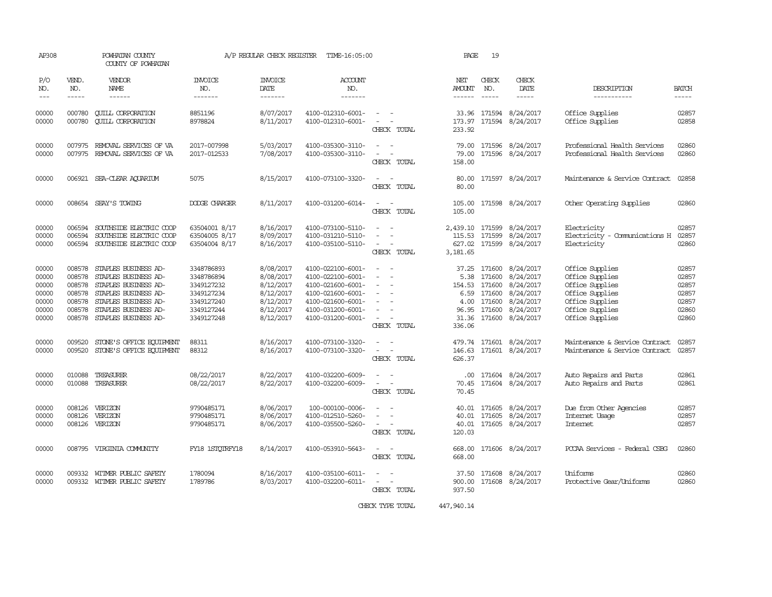AP308 POWHATAN COUNTY A/P REGULAR CHECK REGISTER TIME-16:05:00 PAGE 19

COUNTY OF POWHATAN

| P/O NO. | VEND. NO. | VENDOR NAME | INVOICE NO. | INVOICE DATE | ACCOUNT NO. | | NET AMOUNT | CHECK NO. | CHECK DATE | DESCRIPTION | BATCH |
|---|---|---|---|---|---|---|---|---|---|---|---|
| 00000 | 000780 | QUILL CORPORATION | 8851196 | 8/07/2017 | 4100-012310-6001- | - - | 33.96 | 171594 | 8/24/2017 | Office Supplies | 02857 |
| 00000 | 000780 | QUILL CORPORATION | 8978824 | 8/11/2017 | 4100-012310-6001- | - - | 173.97 | 171594 | 8/24/2017 | Office Supplies | 02858 |
| | | | | | | CHECK TOTAL | 233.92 | | | | |
| 00000 | 007975 | REMOVAL SERVICES OF VA | 2017-007998 | 5/03/2017 | 4100-035300-3110- | - - | 79.00 | 171596 | 8/24/2017 | Professional Health Services | 02860 |
| 00000 | 007975 | REMOVAL SERVICES OF VA | 2017-012533 | 7/08/2017 | 4100-035300-3110- | - - | 79.00 | 171596 | 8/24/2017 | Professional Health Services | 02860 |
| | | | | | | CHECK TOTAL | 158.00 | | | | |
| 00000 | 006921 | SEA-CLEAR AQUARIUM | 5075 | 8/15/2017 | 4100-073100-3320- | - - | 80.00 | 171597 | 8/24/2017 | Maintenance & Service Contract | 02858 |
| | | | | | | CHECK TOTAL | 80.00 | | | | |
| 00000 | 008654 | SEAY'S TOWING | DODGE CHARGER | 8/11/2017 | 4100-031200-6014- | - - | 105.00 | 171598 | 8/24/2017 | Other Operating Supplies | 02860 |
| | | | | | | CHECK TOTAL | 105.00 | | | | |
| 00000 | 006594 | SOUTHSIDE ELECTRIC COOP | 63504001 8/17 | 8/16/2017 | 4100-073100-5110- | - - | 2,439.10 | 171599 | 8/24/2017 | Electricity | 02857 |
| 00000 | 006594 | SOUTHSIDE ELECTRIC COOP | 63504005 8/17 | 8/09/2017 | 4100-031210-5110- | - - | 115.53 | 171599 | 8/24/2017 | Electricity - Communications H | 02857 |
| 00000 | 006594 | SOUTHSIDE ELECTRIC COOP | 63504004 8/17 | 8/16/2017 | 4100-035100-5110- | - - | 627.02 | 171599 | 8/24/2017 | Electricity | 02860 |
| | | | | | | CHECK TOTAL | 3,181.65 | | | | |
| 00000 | 008578 | STAPLES BUSINESS AD- | 3348786893 | 8/08/2017 | 4100-022100-6001- | - - | 37.25 | 171600 | 8/24/2017 | Office Supplies | 02857 |
| 00000 | 008578 | STAPLES BUSINESS AD- | 3348786894 | 8/08/2017 | 4100-022100-6001- | - - | 5.38 | 171600 | 8/24/2017 | Office Supplies | 02857 |
| 00000 | 008578 | STAPLES BUSINESS AD- | 3349127232 | 8/12/2017 | 4100-021600-6001- | - - | 154.53 | 171600 | 8/24/2017 | Office Supplies | 02857 |
| 00000 | 008578 | STAPLES BUSINESS AD- | 3349127234 | 8/12/2017 | 4100-021600-6001- | - - | 6.59 | 171600 | 8/24/2017 | Office Supplies | 02857 |
| 00000 | 008578 | STAPLES BUSINESS AD- | 3349127240 | 8/12/2017 | 4100-021600-6001- | - - | 4.00 | 171600 | 8/24/2017 | Office Supplies | 02857 |
| 00000 | 008578 | STAPLES BUSINESS AD- | 3349127244 | 8/12/2017 | 4100-031200-6001- | - - | 96.95 | 171600 | 8/24/2017 | Office Supplies | 02860 |
| 00000 | 008578 | STAPLES BUSINESS AD- | 3349127248 | 8/12/2017 | 4100-031200-6001- | - - | 31.36 | 171600 | 8/24/2017 | Office Supplies | 02860 |
| | | | | | | CHECK TOTAL | 336.06 | | | | |
| 00000 | 009520 | STONE'S OFFICE EQUIPMENT | 88311 | 8/16/2017 | 4100-073100-3320- | - - | 479.74 | 171601 | 8/24/2017 | Maintenance & Service Contract | 02857 |
| 00000 | 009520 | STONE'S OFFICE EQUIPMENT | 88312 | 8/16/2017 | 4100-073100-3320- | - - | 146.63 | 171601 | 8/24/2017 | Maintenance & Service Contract | 02857 |
| | | | | | | CHECK TOTAL | 626.37 | | | | |
| 00000 | 010088 | TREASURER | 08/22/2017 | 8/22/2017 | 4100-032200-6009- | - - | .00 | 171604 | 8/24/2017 | Auto Repairs and Parts | 02861 |
| 00000 | 010088 | TREASURER | 08/22/2017 | 8/22/2017 | 4100-032200-6009- | - - | 70.45 | 171604 | 8/24/2017 | Auto Repairs and Parts | 02861 |
| | | | | | | CHECK TOTAL | 70.45 | | | | |
| 00000 | 008126 | VERIZON | 9790485171 | 8/06/2017 | 100-000100-0006- | - - | 40.01 | 171605 | 8/24/2017 | Due from Other Agencies | 02857 |
| 00000 | 008126 | VERIZON | 9790485171 | 8/06/2017 | 4100-012510-5260- | - - | 40.01 | 171605 | 8/24/2017 | Internet Usage | 02857 |
| 00000 | 008126 | VERIZON | 9790485171 | 8/06/2017 | 4100-035500-5260- | - - | 40.01 | 171605 | 8/24/2017 | Internet | 02857 |
| | | | | | | CHECK TOTAL | 120.03 | | | | |
| 00000 | 008795 | VIRGINIA COMMUNITY | FY18 1STQTRFY18 | 8/14/2017 | 4100-053910-5643- | - - | 668.00 | 171606 | 8/24/2017 | PCCAA Services - Federal CSBG | 02860 |
| | | | | | | CHECK TOTAL | 668.00 | | | | |
| 00000 | 009332 | WITMER PUBLIC SAFETY | 1780094 | 8/16/2017 | 4100-035100-6011- | - - | 37.50 | 171608 | 8/24/2017 | Uniforms | 02860 |
| 00000 | 009332 | WITMER PUBLIC SAFETY | 1789786 | 8/03/2017 | 4100-032200-6011- | - - | 900.00 | 171608 | 8/24/2017 | Protective Gear/Uniforms | 02860 |
| | | | | | | CHECK TOTAL | 937.50 | | | | |
| | | | | | | CHECK TYPE TOTAL | 447,940.14 | | | | |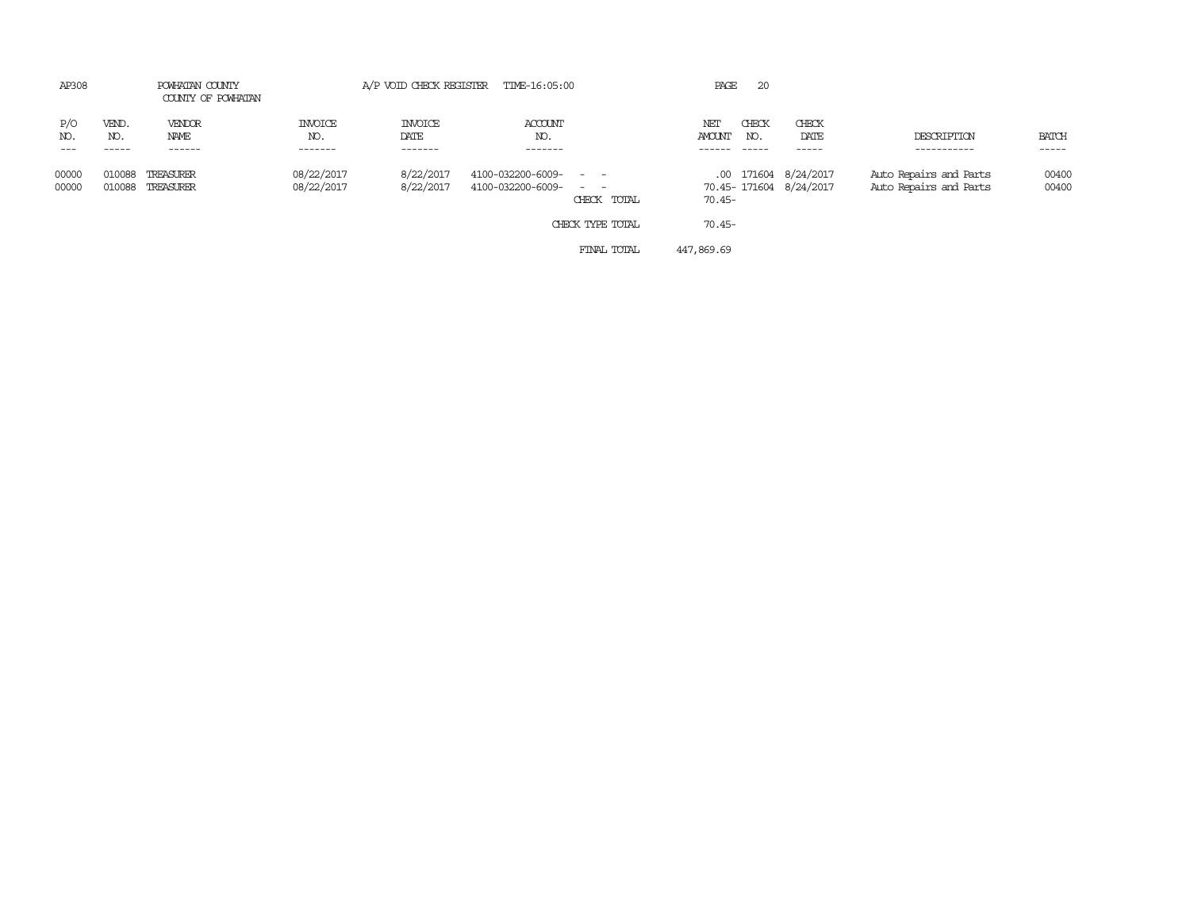AP308 POWHATAN COUNTY A/P VOID CHECK REGISTER TIME-16:05:00

COUNTY OF POWHATAN

| P/O NO. | VEND. NO. | VENDOR NAME | INVOICE NO. | INVOICE DATE | ACCOUNT NO. | | NET AMOUNT | CHECK NO. | CHECK DATE | DESCRIPTION | BATCH |
|---|---|---|---|---|---|---|---|---|---|---|---|
| 00000 | 010088 | TREASURER | 08/22/2017 | 8/22/2017 | 4100-032200-6009- - - | | .00 | 171604 | 8/24/2017 | Auto Repairs and Parts | 00400 |
| 00000 | 010088 | TREASURER | 08/22/2017 | 8/22/2017 | 4100-032200-6009- - - | | 70.45- | 171604 | 8/24/2017 | Auto Repairs and Parts | 00400 |
| | | | | | | CHECK TOTAL | 70.45- | | | | |
| | | | | | | CHECK TYPE TOTAL | 70.45- | | | | |
| | | | | | | FINAL TOTAL | 447,869.69 | | | | |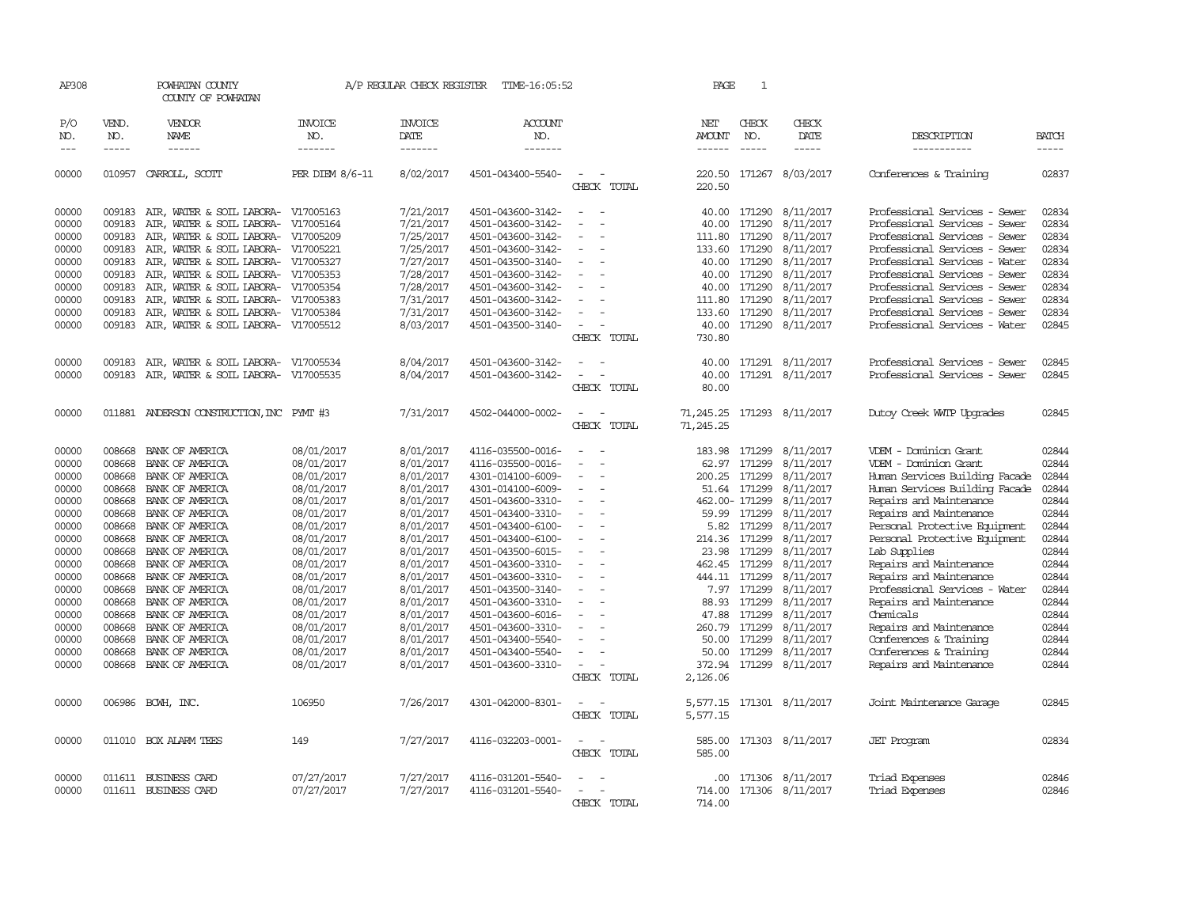AP308 POWHATAN COUNTY A/P REGULAR CHECK REGISTER TIME-16:05:52 PAGE 1

COUNTY OF POWHATAN

| P/O NO. | VEND. NO. | VENDOR NAME | INVOICE NO. | INVOICE DATE | ACCOUNT NO. | | NET AMOUNT | CHECK NO. | CHECK DATE | DESCRIPTION | BATCH |
|---|---|---|---|---|---|---|---|---|---|---|---|
| 00000 | 010957 | CARROLL, SCOTT | PER DIEM 8/6-11 | 8/02/2017 | 4501-043400-5540- | - - | 220.50 | 171267 | 8/03/2017 | Conferences & Training | 02837 |
| | | | | | | CHECK TOTAL | 220.50 | | | | |
| 00000 | 009183 | AIR, WATER & SOIL LABORA- | V17005163 | 7/21/2017 | 4501-043600-3142- | - - | 40.00 | 171290 | 8/11/2017 | Professional Services - Sewer | 02834 |
| 00000 | 009183 | AIR, WATER & SOIL LABORA- | V17005164 | 7/21/2017 | 4501-043600-3142- | - - | 40.00 | 171290 | 8/11/2017 | Professional Services - Sewer | 02834 |
| 00000 | 009183 | AIR, WATER & SOIL LABORA- | V17005209 | 7/25/2017 | 4501-043600-3142- | - - | 111.80 | 171290 | 8/11/2017 | Professional Services - Sewer | 02834 |
| 00000 | 009183 | AIR, WATER & SOIL LABORA- | V17005221 | 7/25/2017 | 4501-043600-3142- | - - | 133.60 | 171290 | 8/11/2017 | Professional Services - Sewer | 02834 |
| 00000 | 009183 | AIR, WATER & SOIL LABORA- | V17005327 | 7/27/2017 | 4501-043500-3140- | - - | 40.00 | 171290 | 8/11/2017 | Professional Services - Water | 02834 |
| 00000 | 009183 | AIR, WATER & SOIL LABORA- | V17005353 | 7/28/2017 | 4501-043600-3142- | - - | 40.00 | 171290 | 8/11/2017 | Professional Services - Sewer | 02834 |
| 00000 | 009183 | AIR, WATER & SOIL LABORA- | V17005354 | 7/28/2017 | 4501-043600-3142- | - - | 40.00 | 171290 | 8/11/2017 | Professional Services - Sewer | 02834 |
| 00000 | 009183 | AIR, WATER & SOIL LABORA- | V17005383 | 7/31/2017 | 4501-043600-3142- | - - | 111.80 | 171290 | 8/11/2017 | Professional Services - Sewer | 02834 |
| 00000 | 009183 | AIR, WATER & SOIL LABORA- | V17005384 | 7/31/2017 | 4501-043600-3142- | - - | 133.60 | 171290 | 8/11/2017 | Professional Services - Sewer | 02834 |
| 00000 | 009183 | AIR, WATER & SOIL LABORA- | V17005512 | 8/03/2017 | 4501-043500-3140- | - - | 40.00 | 171290 | 8/11/2017 | Professional Services - Water | 02845 |
| | | | | | | CHECK TOTAL | 730.80 | | | | |
| 00000 | 009183 | AIR, WATER & SOIL LABORA- | V17005534 | 8/04/2017 | 4501-043600-3142- | - - | 40.00 | 171291 | 8/11/2017 | Professional Services - Sewer | 02845 |
| 00000 | 009183 | AIR, WATER & SOIL LABORA- | V17005535 | 8/04/2017 | 4501-043600-3142- | - - | 40.00 | 171291 | 8/11/2017 | Professional Services - Sewer | 02845 |
| | | | | | | CHECK TOTAL | 80.00 | | | | |
| 00000 | 011881 | ANDERSON CONSTRUCTION, INC | PYMT #3 | 7/31/2017 | 4502-044000-0002- | - - | 71,245.25 | 171293 | 8/11/2017 | Dutoy Creek WWTP Upgrades | 02845 |
| | | | | | | CHECK TOTAL | 71,245.25 | | | | |
| 00000 | 008668 | BANK OF AMERICA | 08/01/2017 | 8/01/2017 | 4116-035500-0016- | - - | 183.98 | 171299 | 8/11/2017 | VDEM - Dominion Grant | 02844 |
| 00000 | 008668 | BANK OF AMERICA | 08/01/2017 | 8/01/2017 | 4116-035500-0016- | - - | 62.97 | 171299 | 8/11/2017 | VDEM - Dominion Grant | 02844 |
| 00000 | 008668 | BANK OF AMERICA | 08/01/2017 | 8/01/2017 | 4301-014100-6009- | - - | 200.25 | 171299 | 8/11/2017 | Human Services Building Facade | 02844 |
| 00000 | 008668 | BANK OF AMERICA | 08/01/2017 | 8/01/2017 | 4301-014100-6009- | - - | 51.64 | 171299 | 8/11/2017 | Human Services Building Facade | 02844 |
| 00000 | 008668 | BANK OF AMERICA | 08/01/2017 | 8/01/2017 | 4501-043600-3310- | - - | 462.00- | 171299 | 8/11/2017 | Repairs and Maintenance | 02844 |
| 00000 | 008668 | BANK OF AMERICA | 08/01/2017 | 8/01/2017 | 4501-043400-3310- | - - | 59.99 | 171299 | 8/11/2017 | Repairs and Maintenance | 02844 |
| 00000 | 008668 | BANK OF AMERICA | 08/01/2017 | 8/01/2017 | 4501-043400-6100- | - - | 5.82 | 171299 | 8/11/2017 | Personal Protective Equipment | 02844 |
| 00000 | 008668 | BANK OF AMERICA | 08/01/2017 | 8/01/2017 | 4501-043400-6100- | - - | 214.36 | 171299 | 8/11/2017 | Personal Protective Equipment | 02844 |
| 00000 | 008668 | BANK OF AMERICA | 08/01/2017 | 8/01/2017 | 4501-043500-6015- | - - | 23.98 | 171299 | 8/11/2017 | Lab Supplies | 02844 |
| 00000 | 008668 | BANK OF AMERICA | 08/01/2017 | 8/01/2017 | 4501-043600-3310- | - - | 462.45 | 171299 | 8/11/2017 | Repairs and Maintenance | 02844 |
| 00000 | 008668 | BANK OF AMERICA | 08/01/2017 | 8/01/2017 | 4501-043600-3310- | - - | 444.11 | 171299 | 8/11/2017 | Repairs and Maintenance | 02844 |
| 00000 | 008668 | BANK OF AMERICA | 08/01/2017 | 8/01/2017 | 4501-043500-3140- | - - | 7.97 | 171299 | 8/11/2017 | Professional Services - Water | 02844 |
| 00000 | 008668 | BANK OF AMERICA | 08/01/2017 | 8/01/2017 | 4501-043600-3310- | - - | 88.93 | 171299 | 8/11/2017 | Repairs and Maintenance | 02844 |
| 00000 | 008668 | BANK OF AMERICA | 08/01/2017 | 8/01/2017 | 4501-043600-6016- | - - | 47.88 | 171299 | 8/11/2017 | Chemicals | 02844 |
| 00000 | 008668 | BANK OF AMERICA | 08/01/2017 | 8/01/2017 | 4501-043600-3310- | - - | 260.79 | 171299 | 8/11/2017 | Repairs and Maintenance | 02844 |
| 00000 | 008668 | BANK OF AMERICA | 08/01/2017 | 8/01/2017 | 4501-043400-5540- | - - | 50.00 | 171299 | 8/11/2017 | Conferences & Training | 02844 |
| 00000 | 008668 | BANK OF AMERICA | 08/01/2017 | 8/01/2017 | 4501-043400-5540- | - - | 50.00 | 171299 | 8/11/2017 | Conferences & Training | 02844 |
| 00000 | 008668 | BANK OF AMERICA | 08/01/2017 | 8/01/2017 | 4501-043600-3310- | - - | 372.94 | 171299 | 8/11/2017 | Repairs and Maintenance | 02844 |
| | | | | | | CHECK TOTAL | 2,126.06 | | | | |
| 00000 | 006986 | BCWH, INC. | 106950 | 7/26/2017 | 4301-042000-8301- | - - | 5,577.15 | 171301 | 8/11/2017 | Joint Maintenance Garage | 02845 |
| | | | | | | CHECK TOTAL | 5,577.15 | | | | |
| 00000 | 011010 | BOX ALARM TEES | 149 | 7/27/2017 | 4116-032203-0001- | - - | 585.00 | 171303 | 8/11/2017 | JET Program | 02834 |
| | | | | | | CHECK TOTAL | 585.00 | | | | |
| 00000 | 011611 | BUSINESS CARD | 07/27/2017 | 7/27/2017 | 4116-031201-5540- | - - | .00 | 171306 | 8/11/2017 | Triad Expenses | 02846 |
| 00000 | 011611 | BUSINESS CARD | 07/27/2017 | 7/27/2017 | 4116-031201-5540- | - - | 714.00 | 171306 | 8/11/2017 | Triad Expenses | 02846 |
| | | | | | | CHECK TOTAL | 714.00 | | | | |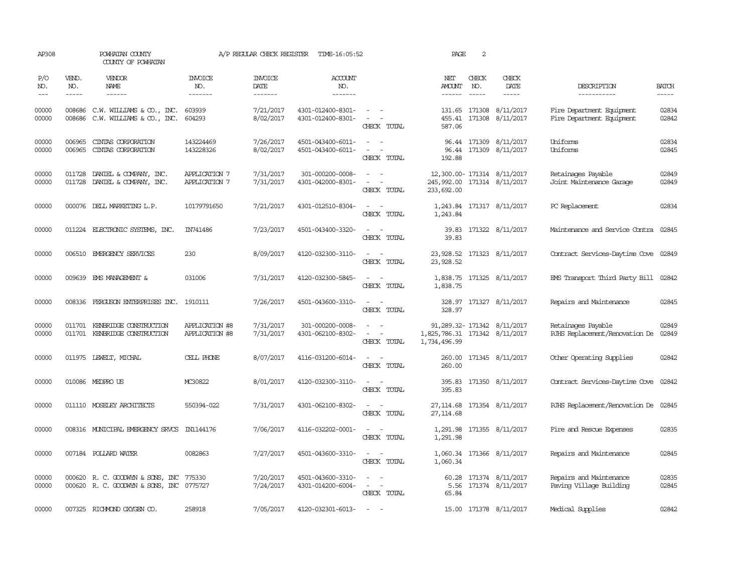AP308 POWHATAN COUNTY A/P REGULAR CHECK REGISTER TIME-16:05:52 PAGE 2
COUNTY OF POWHATAN

| P/O NO. | VEND. NO. | VENDOR NAME | INVOICE NO. | INVOICE DATE | ACCOUNT NO. | | NET AMOUNT | CHECK NO. | CHECK DATE | DESCRIPTION | BATCH |
|---|---|---|---|---|---|---|---|---|---|---|---|
| 00000 | 008686 | C.W. WILLIAMS & CO., INC. | 603939 | 7/21/2017 | 4301-012400-8301- | - - | 131.65 | 171308 | 8/11/2017 | Fire Department Equipment | 02834 |
| 00000 | 008686 | C.W. WILLIAMS & CO., INC. | 604293 | 8/02/2017 | 4301-012400-8301- | - - | 455.41 | 171308 | 8/11/2017 | Fire Department Equipment | 02842 |
| | | | | | | CHECK TOTAL | 587.06 | | | | |
| 00000 | 006965 | CINTAS CORPORATION | 143224469 | 7/26/2017 | 4501-043400-6011- | - - | 96.44 | 171309 | 8/11/2017 | Uniforms | 02834 |
| 00000 | 006965 | CINTAS CORPORATION | 143228326 | 8/02/2017 | 4501-043400-6011- | - - | 96.44 | 171309 | 8/11/2017 | Uniforms | 02845 |
| | | | | | | CHECK TOTAL | 192.88 | | | | |
| 00000 | 011728 | DANIEL & COMPANY, INC. | APPLICATION 7 | 7/31/2017 | 301-000200-0008- | - - | 12,300.00- | 171314 | 8/11/2017 | Retainages Payable | 02849 |
| 00000 | 011728 | DANIEL & COMPANY, INC. | APPLICATION 7 | 7/31/2017 | 4301-042000-8301- | - - | 245,992.00 | 171314 | 8/11/2017 | Joint Maintenance Garage | 02849 |
| | | | | | | CHECK TOTAL | 233,692.00 | | | | |
| 00000 | 000076 | DELL MARKETING L.P. | 10179791650 | 7/21/2017 | 4301-012510-8304- | - - | 1,243.84 | 171317 | 8/11/2017 | PC Replacement | 02834 |
| | | | | | | CHECK TOTAL | 1,243.84 | | | | |
| 00000 | 011224 | ELECTRONIC SYSTEMS, INC. | IN741486 | 7/23/2017 | 4501-043400-3320- | - - | 39.83 | 171322 | 8/11/2017 | Maintenance and Service Contra | 02845 |
| | | | | | | CHECK TOTAL | 39.83 | | | | |
| 00000 | 006510 | EMERGENCY SERVICES | 230 | 8/09/2017 | 4120-032300-3110- | - - | 23,928.52 | 171323 | 8/11/2017 | Contract Services-Daytime Cove | 02849 |
| | | | | | | CHECK TOTAL | 23,928.52 | | | | |
| 00000 | 009639 | EMS MANAGEMENT & | 031006 | 7/31/2017 | 4120-032300-5845- | - - | 1,838.75 | 171325 | 8/11/2017 | EMS Transport Third Party Bill | 02842 |
| | | | | | | CHECK TOTAL | 1,838.75 | | | | |
| 00000 | 008336 | FERGUSON ENTERPRISES INC. | 1910111 | 7/26/2017 | 4501-043600-3310- | - - | 328.97 | 171327 | 8/11/2017 | Repairs and Maintenance | 02845 |
| | | | | | | CHECK TOTAL | 328.97 | | | | |
| 00000 | 011701 | KENBRIDGE CONSTRUCTION | APPLICATION #8 | 7/31/2017 | 301-000200-0008- | - - | 91,289.32- | 171342 | 8/11/2017 | Retainages Payable | 02849 |
| 00000 | 011701 | KENBRIDGE CONSTRUCTION | APPLICATION #8 | 7/31/2017 | 4301-062100-8302- | - - | 1,825,786.31 | 171342 | 8/11/2017 | PJHS Replacement/Renovation De | 02849 |
| | | | | | | CHECK TOTAL | 1,734,496.99 | | | | |
| 00000 | 011975 | LEWELT, MICHAL | CELL PHONE | 8/07/2017 | 4116-031200-6014- | - - | 260.00 | 171345 | 8/11/2017 | Other Operating Supplies | 02842 |
| | | | | | | CHECK TOTAL | 260.00 | | | | |
| 00000 | 010086 | MEDPRO US | MC30822 | 8/01/2017 | 4120-032300-3110- | - - | 395.83 | 171350 | 8/11/2017 | Contract Services-Daytime Cove | 02842 |
| | | | | | | CHECK TOTAL | 395.83 | | | | |
| 00000 | 011110 | MOSELEY ARCHITECTS | 550394-022 | 7/31/2017 | 4301-062100-8302- | - - | 27,114.68 | 171354 | 8/11/2017 | PJHS Replacement/Renovation De | 02845 |
| | | | | | | CHECK TOTAL | 27,114.68 | | | | |
| 00000 | 008316 | MUNICIPAL EMERGENCY SRVCS | IN1144176 | 7/06/2017 | 4116-032202-0001- | - - | 1,291.98 | 171355 | 8/11/2017 | Fire and Rescue Expenses | 02835 |
| | | | | | | CHECK TOTAL | 1,291.98 | | | | |
| 00000 | 007184 | POLLARD WATER | 0082863 | 7/27/2017 | 4501-043600-3310- | - - | 1,060.34 | 171366 | 8/11/2017 | Repairs and Maintenance | 02845 |
| | | | | | | CHECK TOTAL | 1,060.34 | | | | |
| 00000 | 000620 | R. C. GOODWYN & SONS, INC | 775330 | 7/20/2017 | 4501-043600-3310- | - - | 60.28 | 171374 | 8/11/2017 | Repairs and Maintenance | 02835 |
| 00000 | 000620 | R. C. GOODWYN & SONS, INC | 0775727 | 7/24/2017 | 4301-014200-6004- | - - | 5.56 | 171374 | 8/11/2017 | Paving Village Building | 02845 |
| | | | | | | CHECK TOTAL | 65.84 | | | | |
| 00000 | 007325 | RICHMOND OXYGEN CO. | 258918 | 7/05/2017 | 4120-032301-6013- | - - | 15.00 | 171378 | 8/11/2017 | Medical Supplies | 02842 |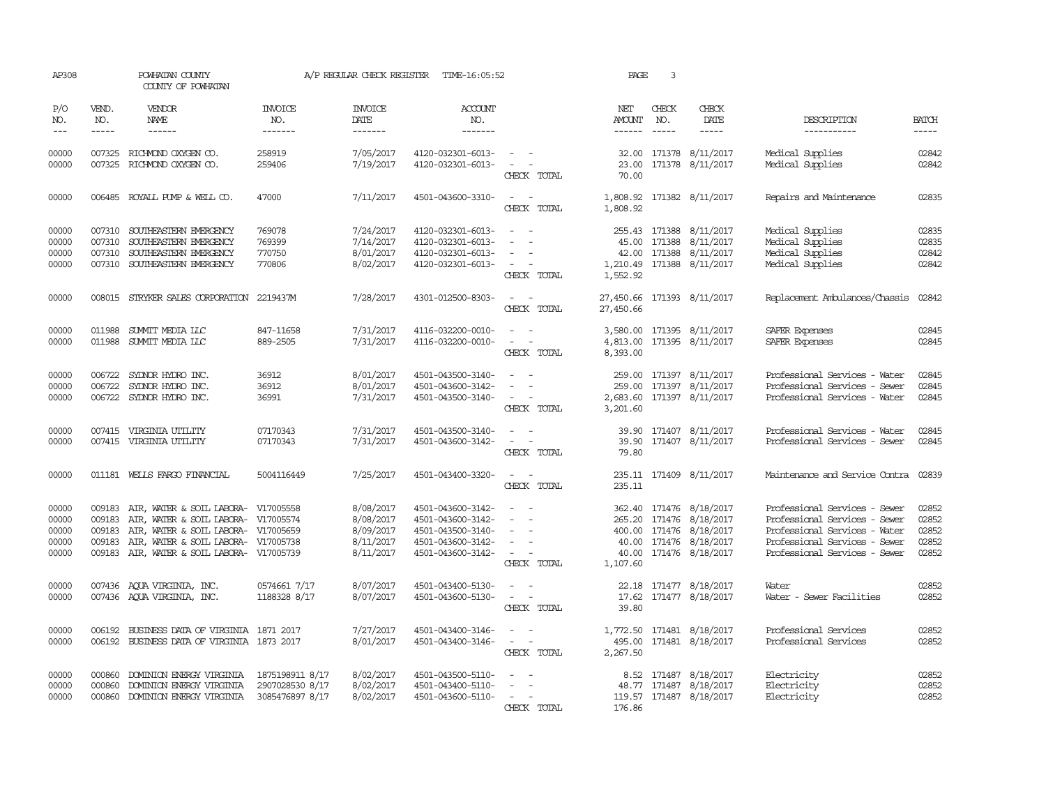AP308 POWHATAN COUNTY A/P REGULAR CHECK REGISTER TIME-16:05:52 PAGE 3

COUNTY OF POWHATAN

| P/O NO. | VEND. NO. | VENDOR NAME | INVOICE NO. | INVOICE DATE | ACCOUNT NO. | | NET AMOUNT | CHECK NO. | CHECK DATE | DESCRIPTION | BATCH |
|---|---|---|---|---|---|---|---|---|---|---|---|
| --- | ----- | ------ | ------- | ------- | ------- | | ------ | ----- | ----- | ----------- | ----- |
| 00000 | 007325 | RICHMOND OXYGEN CO. | 258919 | 7/05/2017 | 4120-032301-6013- | - - | 32.00 | 171378 | 8/11/2017 | Medical Supplies | 02842 |
| 00000 | 007325 | RICHMOND OXYGEN CO. | 259406 | 7/19/2017 | 4120-032301-6013- | - - | 23.00 | 171378 | 8/11/2017 | Medical Supplies | 02842 |
| | | | | | | CHECK TOTAL | 70.00 | | | | |
| 00000 | 006485 | ROYALL PUMP & WELL CO. | 47000 | 7/11/2017 | 4501-043600-3310- | - - | 1,808.92 | 171382 | 8/11/2017 | Repairs and Maintenance | 02835 |
| | | | | | | CHECK TOTAL | 1,808.92 | | | | |
| 00000 | 007310 | SOUTHEASTERN EMERGENCY | 769078 | 7/24/2017 | 4120-032301-6013- | - - | 255.43 | 171388 | 8/11/2017 | Medical Supplies | 02835 |
| 00000 | 007310 | SOUTHEASTERN EMERGENCY | 769399 | 7/14/2017 | 4120-032301-6013- | - - | 45.00 | 171388 | 8/11/2017 | Medical Supplies | 02835 |
| 00000 | 007310 | SOUTHEASTERN EMERGENCY | 770750 | 8/01/2017 | 4120-032301-6013- | - - | 42.00 | 171388 | 8/11/2017 | Medical Supplies | 02842 |
| 00000 | 007310 | SOUTHEASTERN EMERGENCY | 770806 | 8/02/2017 | 4120-032301-6013- | - - | 1,210.49 | 171388 | 8/11/2017 | Medical Supplies | 02842 |
| | | | | | | CHECK TOTAL | 1,552.92 | | | | |
| 00000 | 008015 | STRYKER SALES CORPORATION | 2219437M | 7/28/2017 | 4301-012500-8303- | - - | 27,450.66 | 171393 | 8/11/2017 | Replacement Ambulances/Chassis | 02842 |
| | | | | | | CHECK TOTAL | 27,450.66 | | | | |
| 00000 | 011988 | SUMMIT MEDIA LLC | 847-11658 | 7/31/2017 | 4116-032200-0010- | - - | 3,580.00 | 171395 | 8/11/2017 | SAFER Expenses | 02845 |
| 00000 | 011988 | SUMMIT MEDIA LLC | 889-2505 | 7/31/2017 | 4116-032200-0010- | - - | 4,813.00 | 171395 | 8/11/2017 | SAFER Expenses | 02845 |
| | | | | | | CHECK TOTAL | 8,393.00 | | | | |
| 00000 | 006722 | SYDNOR HYDRO INC. | 36912 | 8/01/2017 | 4501-043500-3140- | - - | 259.00 | 171397 | 8/11/2017 | Professional Services - Water | 02845 |
| 00000 | 006722 | SYDNOR HYDRO INC. | 36912 | 8/01/2017 | 4501-043600-3142- | - - | 259.00 | 171397 | 8/11/2017 | Professional Services - Sewer | 02845 |
| 00000 | 006722 | SYDNOR HYDRO INC. | 36991 | 7/31/2017 | 4501-043500-3140- | - - | 2,683.60 | 171397 | 8/11/2017 | Professional Services - Water | 02845 |
| | | | | | | CHECK TOTAL | 3,201.60 | | | | |
| 00000 | 007415 | VIRGINIA UTILITY | 07170343 | 7/31/2017 | 4501-043500-3140- | - - | 39.90 | 171407 | 8/11/2017 | Professional Services - Water | 02845 |
| 00000 | 007415 | VIRGINIA UTILITY | 07170343 | 7/31/2017 | 4501-043600-3142- | - - | 39.90 | 171407 | 8/11/2017 | Professional Services - Sewer | 02845 |
| | | | | | | CHECK TOTAL | 79.80 | | | | |
| 00000 | 011181 | WELLS FARGO FINANCIAL | 5004116449 | 7/25/2017 | 4501-043400-3320- | - - | 235.11 | 171409 | 8/11/2017 | Maintenance and Service Contra | 02839 |
| | | | | | | CHECK TOTAL | 235.11 | | | | |
| 00000 | 009183 | AIR, WATER & SOIL LABORA- | V17005558 | 8/08/2017 | 4501-043600-3142- | - - | 362.40 | 171476 | 8/18/2017 | Professional Services - Sewer | 02852 |
| 00000 | 009183 | AIR, WATER & SOIL LABORA- | V17005574 | 8/08/2017 | 4501-043600-3142- | - - | 265.20 | 171476 | 8/18/2017 | Professional Services - Sewer | 02852 |
| 00000 | 009183 | AIR, WATER & SOIL LABORA- | V17005659 | 8/09/2017 | 4501-043500-3140- | - - | 400.00 | 171476 | 8/18/2017 | Professional Services - Water | 02852 |
| 00000 | 009183 | AIR, WATER & SOIL LABORA- | V17005738 | 8/11/2017 | 4501-043600-3142- | - - | 40.00 | 171476 | 8/18/2017 | Professional Services - Sewer | 02852 |
| 00000 | 009183 | AIR, WATER & SOIL LABORA- | V17005739 | 8/11/2017 | 4501-043600-3142- | - - | 40.00 | 171476 | 8/18/2017 | Professional Services - Sewer | 02852 |
| | | | | | | CHECK TOTAL | 1,107.60 | | | | |
| 00000 | 007436 | AQUA VIRGINIA, INC. | 0574661 7/17 | 8/07/2017 | 4501-043400-5130- | - - | 22.18 | 171477 | 8/18/2017 | Water | 02852 |
| 00000 | 007436 | AQUA VIRGINIA, INC. | 1188328 8/17 | 8/07/2017 | 4501-043600-5130- | - - | 17.62 | 171477 | 8/18/2017 | Water - Sewer Facilities | 02852 |
| | | | | | | CHECK TOTAL | 39.80 | | | | |
| 00000 | 006192 | BUSINESS DATA OF VIRGINIA | 1871 2017 | 7/27/2017 | 4501-043400-3146- | - - | 1,772.50 | 171481 | 8/18/2017 | Professional Services | 02852 |
| 00000 | 006192 | BUSINESS DATA OF VIRGINIA | 1873 2017 | 8/01/2017 | 4501-043400-3146- | - - | 495.00 | 171481 | 8/18/2017 | Professional Services | 02852 |
| | | | | | | CHECK TOTAL | 2,267.50 | | | | |
| 00000 | 000860 | DOMINION ENERGY VIRGINIA | 1875198911 8/17 | 8/02/2017 | 4501-043500-5110- | - - | 8.52 | 171487 | 8/18/2017 | Electricity | 02852 |
| 00000 | 000860 | DOMINION ENERGY VIRGINIA | 2907028530 8/17 | 8/02/2017 | 4501-043400-5110- | - - | 48.77 | 171487 | 8/18/2017 | Electricity | 02852 |
| 00000 | 000860 | DOMINION ENERGY VIRGINIA | 3085476897 8/17 | 8/02/2017 | 4501-043600-5110- | - - | 119.57 | 171487 | 8/18/2017 | Electricity | 02852 |
| | | | | | | CHECK TOTAL | 176.86 | | | | |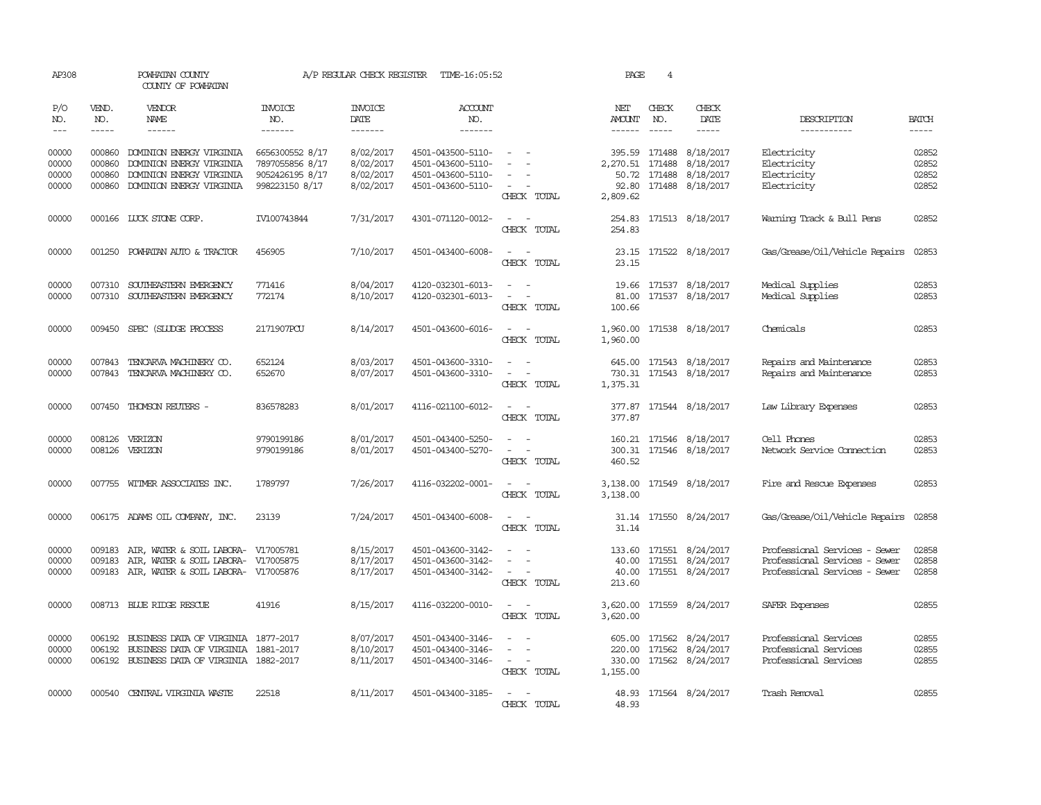AP308 POWHATAN COUNTY A/P REGULAR CHECK REGISTER TIME-16:05:52 PAGE 4

COUNTY OF POWHATAN

| P/O NO. | VEND. NO. | VENDOR NAME | INVOICE NO. | INVOICE DATE | ACCOUNT NO. | | NET AMOUNT | CHECK NO. | CHECK DATE | DESCRIPTION | BATCH |
|---|---|---|---|---|---|---|---|---|---|---|---|
| --- | ----- | ------ | ------- | ------- | ------- | | ------ | ----- | ----- | ----------- | ----- |
| 00000 | 000860 | DOMINION ENERGY VIRGINIA | 6656300552 8/17 | 8/02/2017 | 4501-043500-5110- | - - | 395.59 | 171488 | 8/18/2017 | Electricity | 02852 |
| 00000 | 000860 | DOMINION ENERGY VIRGINIA | 7897055856 8/17 | 8/02/2017 | 4501-043600-5110- | - - | 2,270.51 | 171488 | 8/18/2017 | Electricity | 02852 |
| 00000 | 000860 | DOMINION ENERGY VIRGINIA | 9052426195 8/17 | 8/02/2017 | 4501-043600-5110- | - - | 50.72 | 171488 | 8/18/2017 | Electricity | 02852 |
| 00000 | 000860 | DOMINION ENERGY VIRGINIA | 998223150 8/17 | 8/02/2017 | 4501-043600-5110- | - - | 92.80 | 171488 | 8/18/2017 | Electricity | 02852 |
| | | | | | | CHECK TOTAL | 2,809.62 | | | | |
| 00000 | 000166 | LUCK STONE CORP. | IV100743844 | 7/31/2017 | 4301-071120-0012- | - - | 254.83 | 171513 | 8/18/2017 | Warning Track & Bull Pens | 02852 |
| | | | | | | CHECK TOTAL | 254.83 | | | | |
| 00000 | 001250 | POWHATAN AUTO & TRACTOR | 456905 | 7/10/2017 | 4501-043400-6008- | - - | 23.15 | 171522 | 8/18/2017 | Gas/Grease/Oil/Vehicle Repairs | 02853 |
| | | | | | | CHECK TOTAL | 23.15 | | | | |
| 00000 | 007310 | SOUTHEASTERN EMERGENCY | 771416 | 8/04/2017 | 4120-032301-6013- | - - | 19.66 | 171537 | 8/18/2017 | Medical Supplies | 02853 |
| 00000 | 007310 | SOUTHEASTERN EMERGENCY | 772174 | 8/10/2017 | 4120-032301-6013- | - - | 81.00 | 171537 | 8/18/2017 | Medical Supplies | 02853 |
| | | | | | | CHECK TOTAL | 100.66 | | | | |
| 00000 | 009450 | SPEC (SLUDGE PROCESS | 2171907PCU | 8/14/2017 | 4501-043600-6016- | - - | 1,960.00 | 171538 | 8/18/2017 | Chemicals | 02853 |
| | | | | | | CHECK TOTAL | 1,960.00 | | | | |
| 00000 | 007843 | TENCARVA MACHINERY CO. | 652124 | 8/03/2017 | 4501-043600-3310- | - - | 645.00 | 171543 | 8/18/2017 | Repairs and Maintenance | 02853 |
| 00000 | 007843 | TENCARVA MACHINERY CO. | 652670 | 8/07/2017 | 4501-043600-3310- | - - | 730.31 | 171543 | 8/18/2017 | Repairs and Maintenance | 02853 |
| | | | | | | CHECK TOTAL | 1,375.31 | | | | |
| 00000 | 007450 | THOMSON REUTERS - | 836578283 | 8/01/2017 | 4116-021100-6012- | - - | 377.87 | 171544 | 8/18/2017 | Law Library Expenses | 02853 |
| | | | | | | CHECK TOTAL | 377.87 | | | | |
| 00000 | 008126 | VERIZON | 9790199186 | 8/01/2017 | 4501-043400-5250- | - - | 160.21 | 171546 | 8/18/2017 | Cell Phones | 02853 |
| 00000 | 008126 | VERIZON | 9790199186 | 8/01/2017 | 4501-043400-5270- | - - | 300.31 | 171546 | 8/18/2017 | Network Service Connection | 02853 |
| | | | | | | CHECK TOTAL | 460.52 | | | | |
| 00000 | 007755 | WITMER ASSOCIATES INC. | 1789797 | 7/26/2017 | 4116-032202-0001- | - - | 3,138.00 | 171549 | 8/18/2017 | Fire and Rescue Expenses | 02853 |
| | | | | | | CHECK TOTAL | 3,138.00 | | | | |
| 00000 | 006175 | ADAMS OIL COMPANY, INC. | 23139 | 7/24/2017 | 4501-043400-6008- | - - | 31.14 | 171550 | 8/24/2017 | Gas/Grease/Oil/Vehicle Repairs | 02858 |
| | | | | | | CHECK TOTAL | 31.14 | | | | |
| 00000 | 009183 | AIR, WATER & SOIL LABORA- | V17005781 | 8/15/2017 | 4501-043600-3142- | - - | 133.60 | 171551 | 8/24/2017 | Professional Services - Sewer | 02858 |
| 00000 | 009183 | AIR, WATER & SOIL LABORA- | V17005875 | 8/17/2017 | 4501-043600-3142- | - - | 40.00 | 171551 | 8/24/2017 | Professional Services - Sewer | 02858 |
| 00000 | 009183 | AIR, WATER & SOIL LABORA- | V17005876 | 8/17/2017 | 4501-043400-3142- | - - | 40.00 | 171551 | 8/24/2017 | Professional Services - Sewer | 02858 |
| | | | | | | CHECK TOTAL | 213.60 | | | | |
| 00000 | 008713 | BLUE RIDGE RESCUE | 41916 | 8/15/2017 | 4116-032200-0010- | - - | 3,620.00 | 171559 | 8/24/2017 | SAFER Expenses | 02855 |
| | | | | | | CHECK TOTAL | 3,620.00 | | | | |
| 00000 | 006192 | BUSINESS DATA OF VIRGINIA | 1877-2017 | 8/07/2017 | 4501-043400-3146- | - - | 605.00 | 171562 | 8/24/2017 | Professional Services | 02855 |
| 00000 | 006192 | BUSINESS DATA OF VIRGINIA | 1881-2017 | 8/10/2017 | 4501-043400-3146- | - - | 220.00 | 171562 | 8/24/2017 | Professional Services | 02855 |
| 00000 | 006192 | BUSINESS DATA OF VIRGINIA | 1882-2017 | 8/11/2017 | 4501-043400-3146- | - - | 330.00 | 171562 | 8/24/2017 | Professional Services | 02855 |
| | | | | | | CHECK TOTAL | 1,155.00 | | | | |
| 00000 | 000540 | CENTRAL VIRGINIA WASTE | 22518 | 8/11/2017 | 4501-043400-3185- | - - | 48.93 | 171564 | 8/24/2017 | Trash Removal | 02855 |
| | | | | | | CHECK TOTAL | 48.93 | | | | |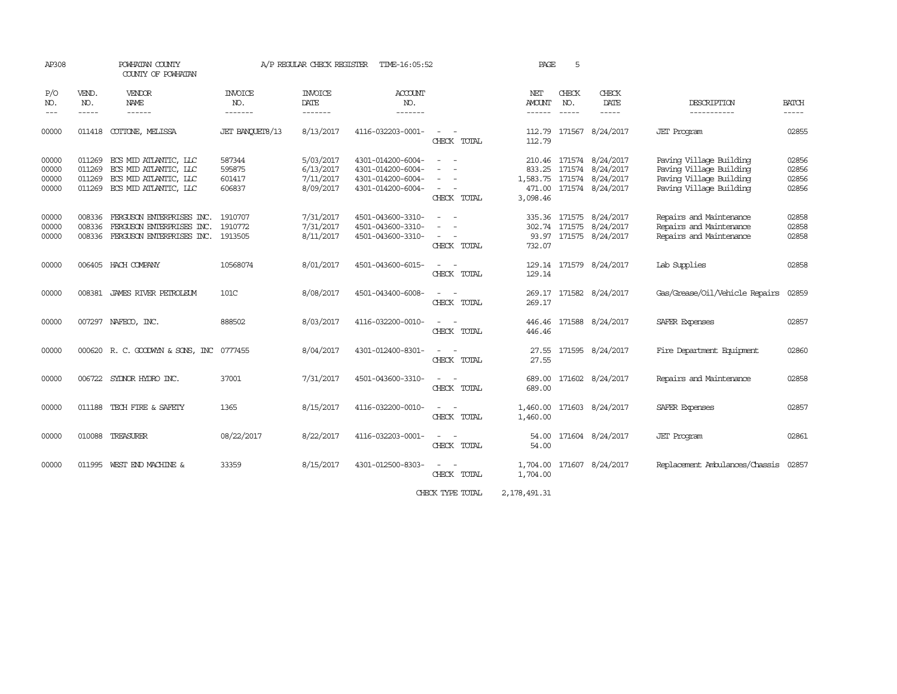AP308 POWHATAN COUNTY A/P REGULAR CHECK REGISTER TIME-16:05:52

COUNTY OF POWHATAN

| P/O NO. | VEND. NO. | VENDOR NAME | INVOICE NO. | INVOICE DATE | ACCOUNT NO. | | NET AMOUNT | CHECK NO. | CHECK DATE | DESCRIPTION | BATCH |
|---|---|---|---|---|---|---|---|---|---|---|---|
| 00000 | 011418 | COTTONE, MELISSA | JET BANQUET8/13 | 8/13/2017 | 4116-032203-0001- | - - | 112.79 | 171567 | 8/24/2017 | JET Program | 02855 |
| | | | | | | CHECK TOTAL | 112.79 | | | | |
| 00000 | 011269 | ECS MID ATLANTIC, LLC | 587344 | 5/03/2017 | 4301-014200-6004- | - - | 210.46 | 171574 | 8/24/2017 | Paving Village Building | 02856 |
| 00000 | 011269 | ECS MID ATLANTIC, LLC | 595875 | 6/13/2017 | 4301-014200-6004- | - - | 833.25 | 171574 | 8/24/2017 | Paving Village Building | 02856 |
| 00000 | 011269 | ECS MID ATLANTIC, LLC | 601417 | 7/11/2017 | 4301-014200-6004- | - - | 1,583.75 | 171574 | 8/24/2017 | Paving Village Building | 02856 |
| 00000 | 011269 | ECS MID ATLANTIC, LLC | 606837 | 8/09/2017 | 4301-014200-6004- | - - | 471.00 | 171574 | 8/24/2017 | Paving Village Building | 02856 |
| | | | | | | CHECK TOTAL | 3,098.46 | | | | |
| 00000 | 008336 | FERGUSON ENTERPRISES INC. | 1910707 | 7/31/2017 | 4501-043600-3310- | - - | 335.36 | 171575 | 8/24/2017 | Repairs and Maintenance | 02858 |
| 00000 | 008336 | FERGUSON ENTERPRISES INC. | 1910772 | 7/31/2017 | 4501-043600-3310- | - - | 302.74 | 171575 | 8/24/2017 | Repairs and Maintenance | 02858 |
| 00000 | 008336 | FERGUSON ENTERPRISES INC. | 1913505 | 8/11/2017 | 4501-043600-3310- | - - | 93.97 | 171575 | 8/24/2017 | Repairs and Maintenance | 02858 |
| | | | | | | CHECK TOTAL | 732.07 | | | | |
| 00000 | 006405 | HACH COMPANY | 10568074 | 8/01/2017 | 4501-043600-6015- | - - | 129.14 | 171579 | 8/24/2017 | Lab Supplies | 02858 |
| | | | | | | CHECK TOTAL | 129.14 | | | | |
| 00000 | 008381 | JAMES RIVER PETROLEUM | 101C | 8/08/2017 | 4501-043400-6008- | - - | 269.17 | 171582 | 8/24/2017 | Gas/Grease/Oil/Vehicle Repairs | 02859 |
| | | | | | | CHECK TOTAL | 269.17 | | | | |
| 00000 | 007297 | NAFECO, INC. | 888502 | 8/03/2017 | 4116-032200-0010- | - - | 446.46 | 171588 | 8/24/2017 | SAFER Expenses | 02857 |
| | | | | | | CHECK TOTAL | 446.46 | | | | |
| 00000 | 000620 | R. C. GOODWYN & SONS, INC | 0777455 | 8/04/2017 | 4301-012400-8301- | - - | 27.55 | 171595 | 8/24/2017 | Fire Department Equipment | 02860 |
| | | | | | | CHECK TOTAL | 27.55 | | | | |
| 00000 | 006722 | SYDNOR HYDRO INC. | 37001 | 7/31/2017 | 4501-043600-3310- | - - | 689.00 | 171602 | 8/24/2017 | Repairs and Maintenance | 02858 |
| | | | | | | CHECK TOTAL | 689.00 | | | | |
| 00000 | 011188 | TECH FIRE & SAFETY | 1365 | 8/15/2017 | 4116-032200-0010- | - - | 1,460.00 | 171603 | 8/24/2017 | SAFER Expenses | 02857 |
| | | | | | | CHECK TOTAL | 1,460.00 | | | | |
| 00000 | 010088 | TREASURER | 08/22/2017 | 8/22/2017 | 4116-032203-0001- | - - | 54.00 | 171604 | 8/24/2017 | JET Program | 02861 |
| | | | | | | CHECK TOTAL | 54.00 | | | | |
| 00000 | 011995 | WEST END MACHINE & | 33359 | 8/15/2017 | 4301-012500-8303- | - - | 1,704.00 | 171607 | 8/24/2017 | Replacement Ambulances/Chassis | 02857 |
| | | | | | | CHECK TOTAL | 1,704.00 | | | | |
| | | | | | | CHECK TYPE TOTAL | 2,178,491.31 | | | | |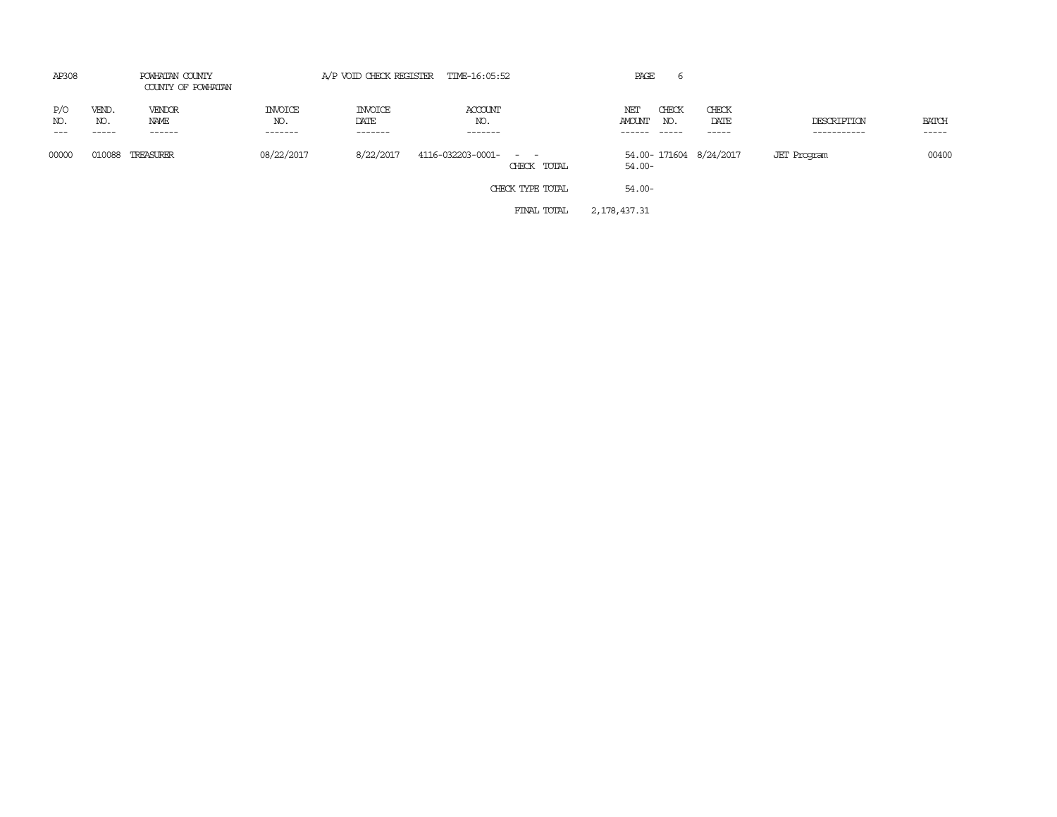AP308 POWHATAN COUNTY A/P VOID CHECK REGISTER TIME-16:05:52 PAGE 6
COUNTY OF POWHATAN

| P/O NO. | VEND. NO. | VENDOR NAME | INVOICE NO. | INVOICE DATE | ACCOUNT NO. | | NET AMOUNT | CHECK NO. | CHECK DATE | DESCRIPTION | BATCH |
|---|---|---|---|---|---|---|---|---|---|---|---|
| 00000 | 010088 | TREASURER | 08/22/2017 | 8/22/2017 | 4116-032203-0001- - - | | 54.00- | 171604 | 8/24/2017 | JET Program | 00400 |
| | | | | | | CHECK TOTAL | 54.00- | | | | |
| | | | | | | CHECK TYPE TOTAL | 54.00- | | | | |
| | | | | | | FINAL TOTAL | 2,178,437.31 | | | | |